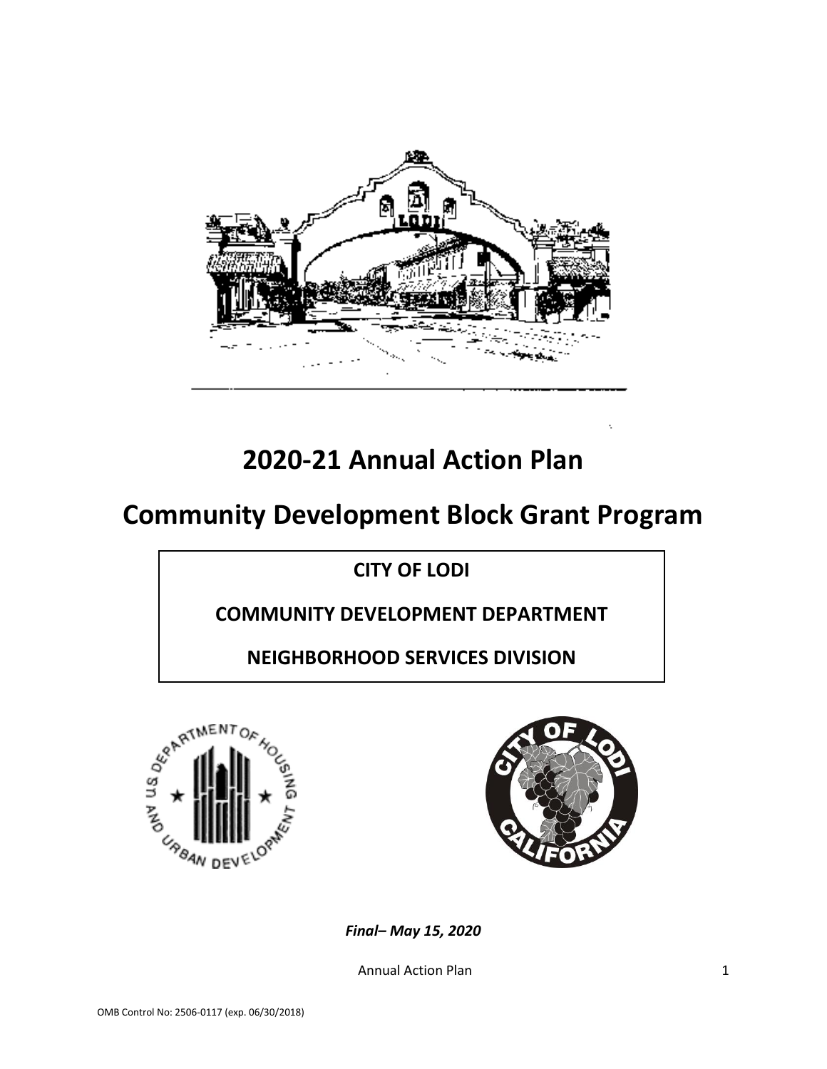# 2020-21 Annual Action Plan

# Community Development Block Grant Program

**CITY OF LODI**

**COMMUNITY DEVELOPMENT DEPARTMENT**

**NEIGHBORHOOD SERVICES DIVISION**

***Final– May 15, 2020***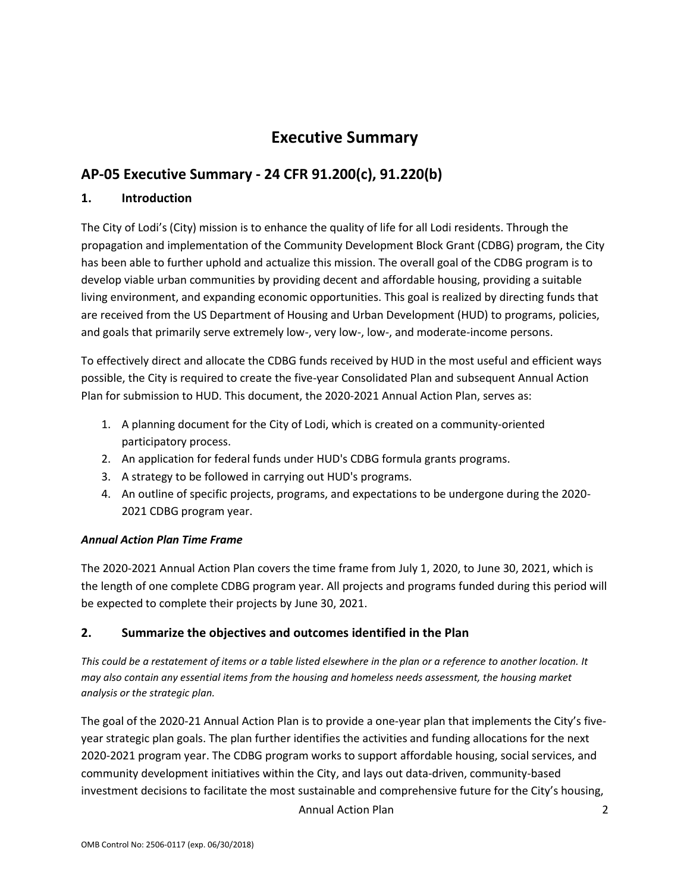# Executive Summary

## AP-05 Executive Summary - 24 CFR 91.200(c), 91.220(b)

### 1. Introduction

The City of Lodi's (City) mission is to enhance the quality of life for all Lodi residents. Through the propagation and implementation of the Community Development Block Grant (CDBG) program, the City has been able to further uphold and actualize this mission. The overall goal of the CDBG program is to develop viable urban communities by providing decent and affordable housing, providing a suitable living environment, and expanding economic opportunities. This goal is realized by directing funds that are received from the US Department of Housing and Urban Development (HUD) to programs, policies, and goals that primarily serve extremely low-, very low-, low-, and moderate-income persons.

To effectively direct and allocate the CDBG funds received by HUD in the most useful and efficient ways possible, the City is required to create the five-year Consolidated Plan and subsequent Annual Action Plan for submission to HUD. This document, the 2020-2021 Annual Action Plan, serves as:

1. A planning document for the City of Lodi, which is created on a community-oriented participatory process.
2. An application for federal funds under HUD's CDBG formula grants programs.
3. A strategy to be followed in carrying out HUD's programs.
4. An outline of specific projects, programs, and expectations to be undergone during the 2020-2021 CDBG program year.

***Annual Action Plan Time Frame***

The 2020-2021 Annual Action Plan covers the time frame from July 1, 2020, to June 30, 2021, which is the length of one complete CDBG program year. All projects and programs funded during this period will be expected to complete their projects by June 30, 2021.

### 2. Summarize the objectives and outcomes identified in the Plan

*This could be a restatement of items or a table listed elsewhere in the plan or a reference to another location. It may also contain any essential items from the housing and homeless needs assessment, the housing market analysis or the strategic plan.*

The goal of the 2020-21 Annual Action Plan is to provide a one-year plan that implements the City's five-year strategic plan goals. The plan further identifies the activities and funding allocations for the next 2020-2021 program year. The CDBG program works to support affordable housing, social services, and community development initiatives within the City, and lays out data-driven, community-based investment decisions to facilitate the most sustainable and comprehensive future for the City's housing,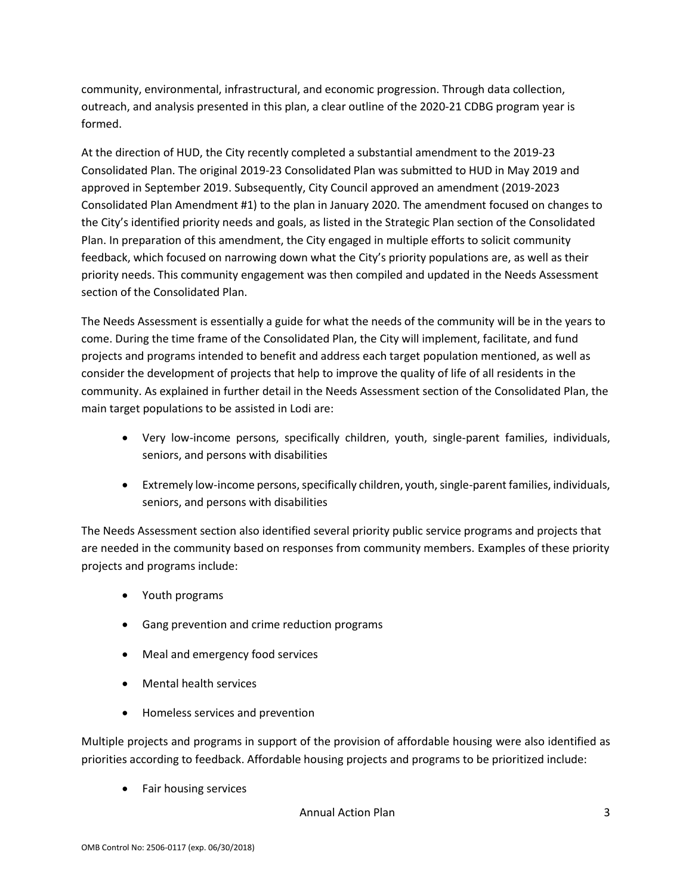community, environmental, infrastructural, and economic progression. Through data collection, outreach, and analysis presented in this plan, a clear outline of the 2020-21 CDBG program year is formed.

At the direction of HUD, the City recently completed a substantial amendment to the 2019-23 Consolidated Plan. The original 2019-23 Consolidated Plan was submitted to HUD in May 2019 and approved in September 2019. Subsequently, City Council approved an amendment (2019-2023 Consolidated Plan Amendment #1) to the plan in January 2020. The amendment focused on changes to the City's identified priority needs and goals, as listed in the Strategic Plan section of the Consolidated Plan. In preparation of this amendment, the City engaged in multiple efforts to solicit community feedback, which focused on narrowing down what the City's priority populations are, as well as their priority needs. This community engagement was then compiled and updated in the Needs Assessment section of the Consolidated Plan.

The Needs Assessment is essentially a guide for what the needs of the community will be in the years to come. During the time frame of the Consolidated Plan, the City will implement, facilitate, and fund projects and programs intended to benefit and address each target population mentioned, as well as consider the development of projects that help to improve the quality of life of all residents in the community. As explained in further detail in the Needs Assessment section of the Consolidated Plan, the main target populations to be assisted in Lodi are:

- Very low-income persons, specifically children, youth, single-parent families, individuals, seniors, and persons with disabilities
- Extremely low-income persons, specifically children, youth, single-parent families, individuals, seniors, and persons with disabilities

The Needs Assessment section also identified several priority public service programs and projects that are needed in the community based on responses from community members. Examples of these priority projects and programs include:

- Youth programs
- Gang prevention and crime reduction programs
- Meal and emergency food services
- Mental health services
- Homeless services and prevention

Multiple projects and programs in support of the provision of affordable housing were also identified as priorities according to feedback. Affordable housing projects and programs to be prioritized include:

- Fair housing services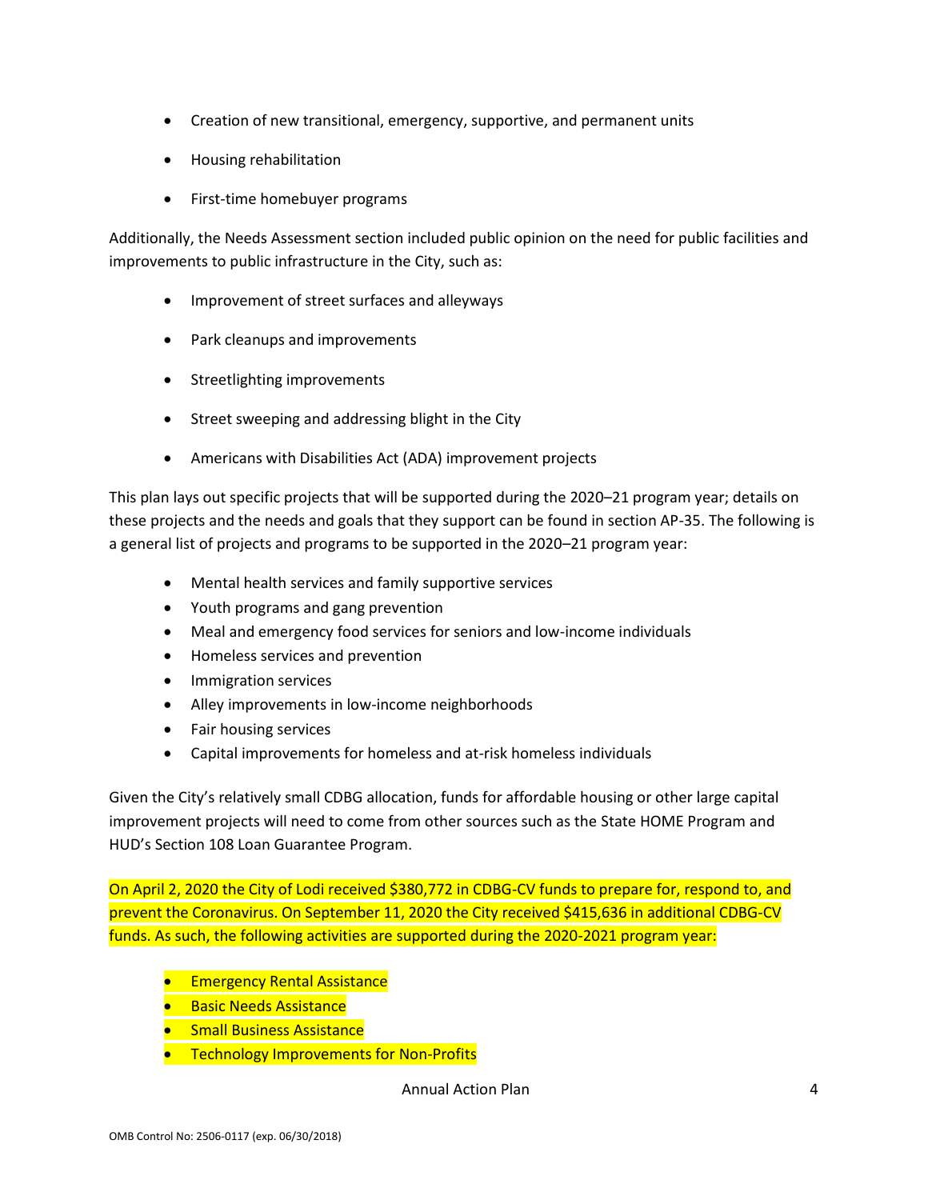- Creation of new transitional, emergency, supportive, and permanent units
- Housing rehabilitation
- First-time homebuyer programs

Additionally, the Needs Assessment section included public opinion on the need for public facilities and improvements to public infrastructure in the City, such as:

- Improvement of street surfaces and alleyways
- Park cleanups and improvements
- Streetlighting improvements
- Street sweeping and addressing blight in the City
- Americans with Disabilities Act (ADA) improvement projects

This plan lays out specific projects that will be supported during the 2020–21 program year; details on these projects and the needs and goals that they support can be found in section AP-35. The following is a general list of projects and programs to be supported in the 2020–21 program year:

- Mental health services and family supportive services
- Youth programs and gang prevention
- Meal and emergency food services for seniors and low-income individuals
- Homeless services and prevention
- Immigration services
- Alley improvements in low-income neighborhoods
- Fair housing services
- Capital improvements for homeless and at-risk homeless individuals

Given the City's relatively small CDBG allocation, funds for affordable housing or other large capital improvement projects will need to come from other sources such as the State HOME Program and HUD's Section 108 Loan Guarantee Program.

On April 2, 2020 the City of Lodi received $380,772 in CDBG-CV funds to prepare for, respond to, and prevent the Coronavirus. On September 11, 2020 the City received $415,636 in additional CDBG-CV funds. As such, the following activities are supported during the 2020-2021 program year:

- Emergency Rental Assistance
- Basic Needs Assistance
- Small Business Assistance
- Technology Improvements for Non-Profits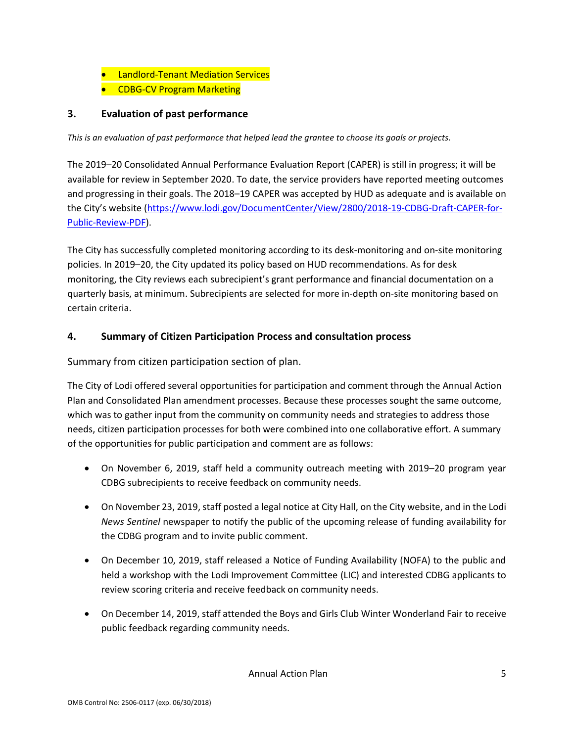- Landlord-Tenant Mediation Services
- CDBG-CV Program Marketing

## 3. Evaluation of past performance

*This is an evaluation of past performance that helped lead the grantee to choose its goals or projects.*

The 2019–20 Consolidated Annual Performance Evaluation Report (CAPER) is still in progress; it will be available for review in September 2020. To date, the service providers have reported meeting outcomes and progressing in their goals. The 2018–19 CAPER was accepted by HUD as adequate and is available on the City's website (https://www.lodi.gov/DocumentCenter/View/2800/2018-19-CDBG-Draft-CAPER-for-Public-Review-PDF).

The City has successfully completed monitoring according to its desk-monitoring and on-site monitoring policies. In 2019–20, the City updated its policy based on HUD recommendations. As for desk monitoring, the City reviews each subrecipient's grant performance and financial documentation on a quarterly basis, at minimum. Subrecipients are selected for more in-depth on-site monitoring based on certain criteria.

## 4. Summary of Citizen Participation Process and consultation process

Summary from citizen participation section of plan.

The City of Lodi offered several opportunities for participation and comment through the Annual Action Plan and Consolidated Plan amendment processes. Because these processes sought the same outcome, which was to gather input from the community on community needs and strategies to address those needs, citizen participation processes for both were combined into one collaborative effort. A summary of the opportunities for public participation and comment are as follows:

- On November 6, 2019, staff held a community outreach meeting with 2019–20 program year CDBG subrecipients to receive feedback on community needs.
- On November 23, 2019, staff posted a legal notice at City Hall, on the City website, and in the Lodi *News Sentinel* newspaper to notify the public of the upcoming release of funding availability for the CDBG program and to invite public comment.
- On December 10, 2019, staff released a Notice of Funding Availability (NOFA) to the public and held a workshop with the Lodi Improvement Committee (LIC) and interested CDBG applicants to review scoring criteria and receive feedback on community needs.
- On December 14, 2019, staff attended the Boys and Girls Club Winter Wonderland Fair to receive public feedback regarding community needs.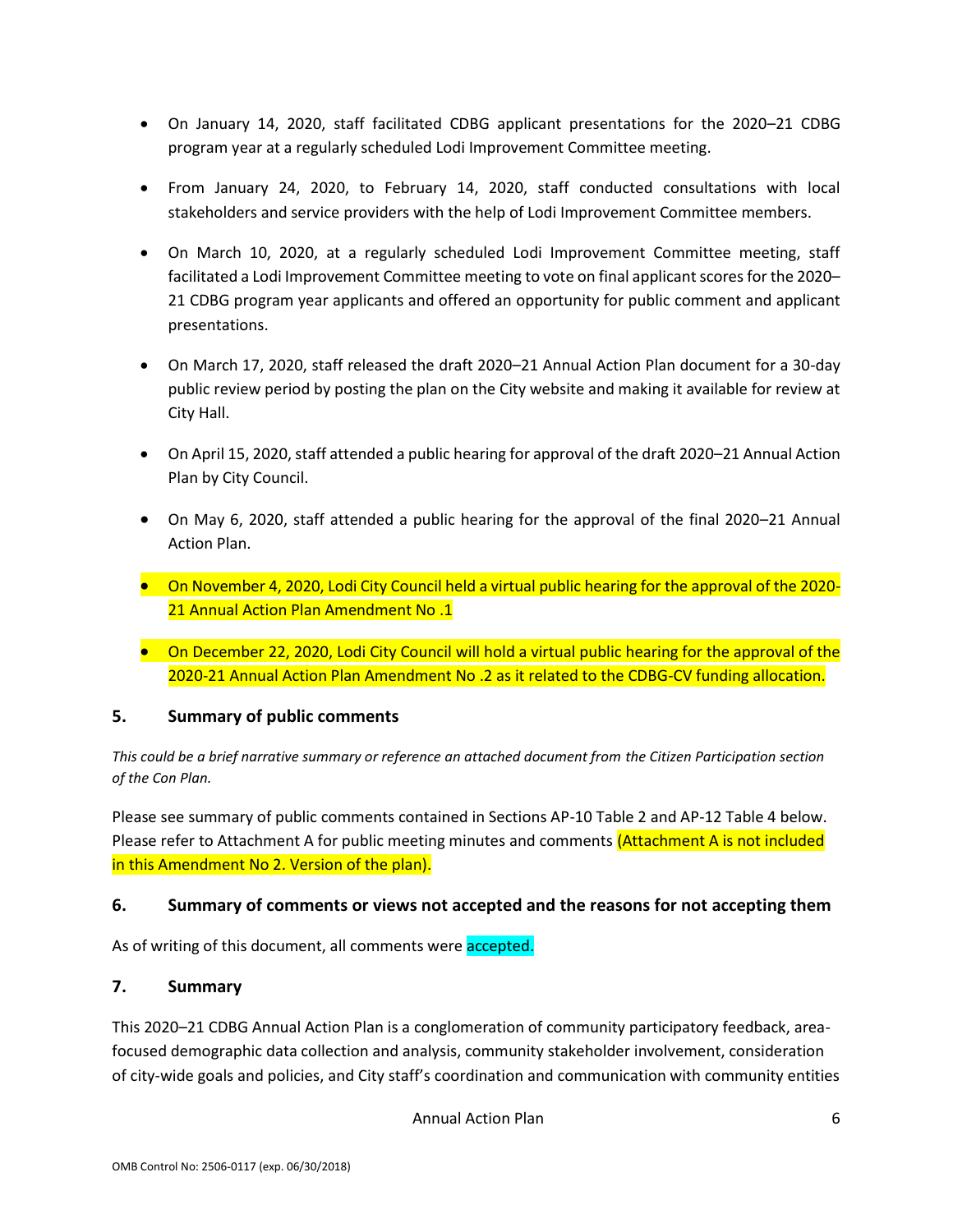- On January 14, 2020, staff facilitated CDBG applicant presentations for the 2020–21 CDBG program year at a regularly scheduled Lodi Improvement Committee meeting.
- From January 24, 2020, to February 14, 2020, staff conducted consultations with local stakeholders and service providers with the help of Lodi Improvement Committee members.
- On March 10, 2020, at a regularly scheduled Lodi Improvement Committee meeting, staff facilitated a Lodi Improvement Committee meeting to vote on final applicant scores for the 2020–21 CDBG program year applicants and offered an opportunity for public comment and applicant presentations.
- On March 17, 2020, staff released the draft 2020–21 Annual Action Plan document for a 30-day public review period by posting the plan on the City website and making it available for review at City Hall.
- On April 15, 2020, staff attended a public hearing for approval of the draft 2020–21 Annual Action Plan by City Council.
- On May 6, 2020, staff attended a public hearing for the approval of the final 2020–21 Annual Action Plan.
- On November 4, 2020, Lodi City Council held a virtual public hearing for the approval of the 2020-21 Annual Action Plan Amendment No .1
- On December 22, 2020, Lodi City Council will hold a virtual public hearing for the approval of the 2020-21 Annual Action Plan Amendment No .2 as it related to the CDBG-CV funding allocation.

## 5. Summary of public comments

*This could be a brief narrative summary or reference an attached document from the Citizen Participation section of the Con Plan.*

Please see summary of public comments contained in Sections AP-10 Table 2 and AP-12 Table 4 below. Please refer to Attachment A for public meeting minutes and comments (Attachment A is not included in this Amendment No 2. Version of the plan).

## 6. Summary of comments or views not accepted and the reasons for not accepting them

As of writing of this document, all comments were accepted.

## 7. Summary

This 2020–21 CDBG Annual Action Plan is a conglomeration of community participatory feedback, area-focused demographic data collection and analysis, community stakeholder involvement, consideration of city-wide goals and policies, and City staff's coordination and communication with community entities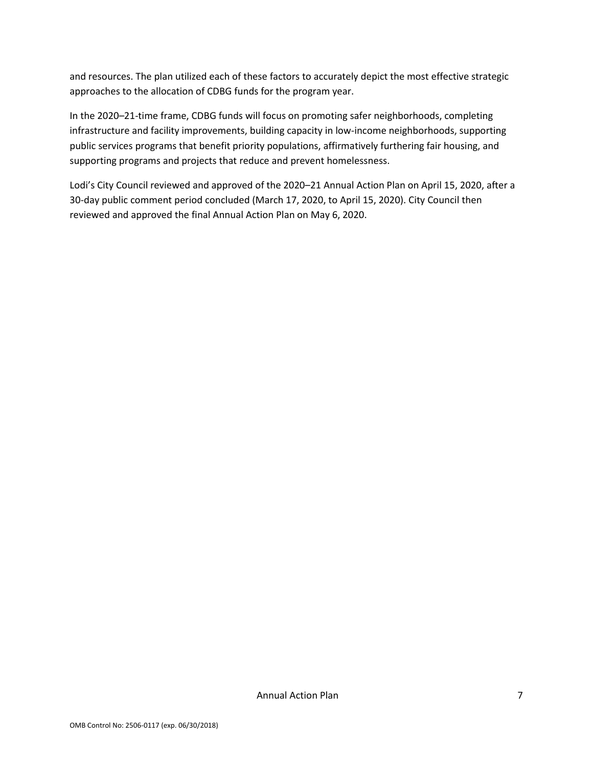and resources. The plan utilized each of these factors to accurately depict the most effective strategic approaches to the allocation of CDBG funds for the program year.

In the 2020–21-time frame, CDBG funds will focus on promoting safer neighborhoods, completing infrastructure and facility improvements, building capacity in low-income neighborhoods, supporting public services programs that benefit priority populations, affirmatively furthering fair housing, and supporting programs and projects that reduce and prevent homelessness.

Lodi's City Council reviewed and approved of the 2020–21 Annual Action Plan on April 15, 2020, after a 30-day public comment period concluded (March 17, 2020, to April 15, 2020). City Council then reviewed and approved the final Annual Action Plan on May 6, 2020.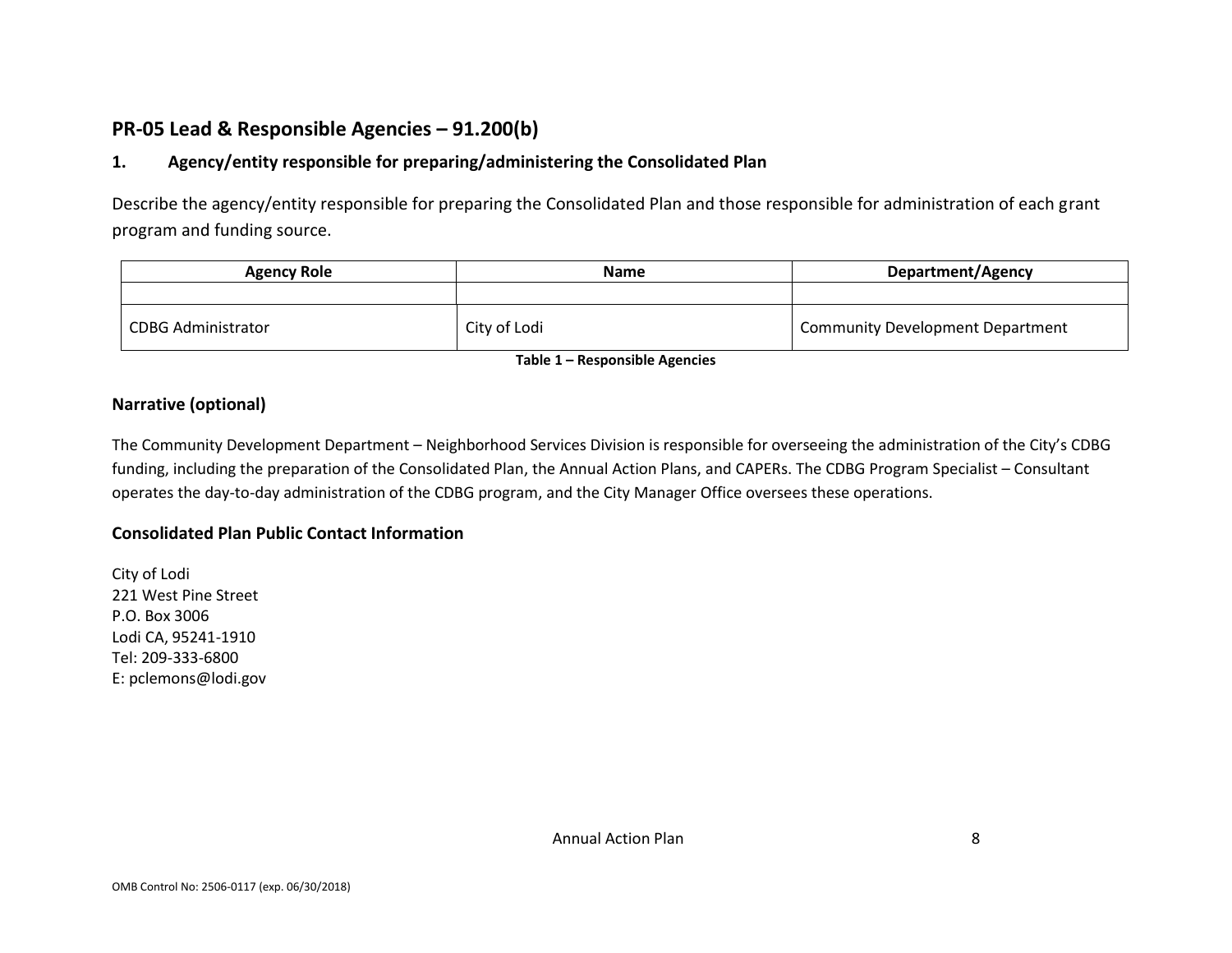## PR-05 Lead & Responsible Agencies – 91.200(b)

### 1. Agency/entity responsible for preparing/administering the Consolidated Plan

Describe the agency/entity responsible for preparing the Consolidated Plan and those responsible for administration of each grant program and funding source.

| Agency Role | Name | Department/Agency |
|---|---|---|
| | | |
| CDBG Administrator | City of Lodi | Community Development Department |

**Table 1 – Responsible Agencies**

### Narrative (optional)

The Community Development Department – Neighborhood Services Division is responsible for overseeing the administration of the City's CDBG funding, including the preparation of the Consolidated Plan, the Annual Action Plans, and CAPERs. The CDBG Program Specialist – Consultant operates the day-to-day administration of the CDBG program, and the City Manager Office oversees these operations.

### Consolidated Plan Public Contact Information

City of Lodi
221 West Pine Street
P.O. Box 3006
Lodi CA, 95241-1910
Tel: 209-333-6800
E: pclemons@lodi.gov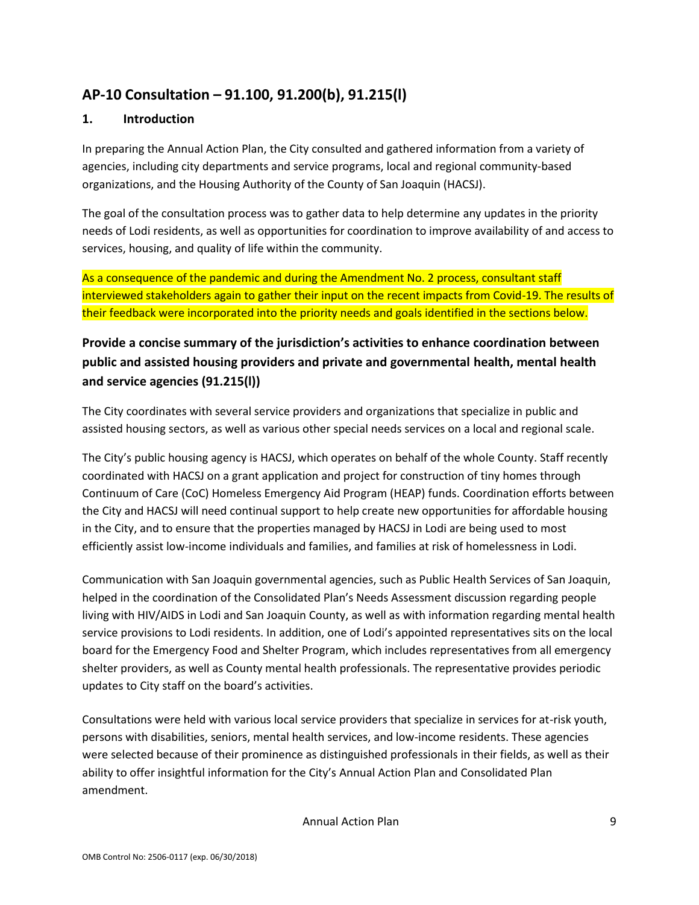## AP-10 Consultation – 91.100, 91.200(b), 91.215(l)

### 1. Introduction

In preparing the Annual Action Plan, the City consulted and gathered information from a variety of agencies, including city departments and service programs, local and regional community-based organizations, and the Housing Authority of the County of San Joaquin (HACSJ).

The goal of the consultation process was to gather data to help determine any updates in the priority needs of Lodi residents, as well as opportunities for coordination to improve availability of and access to services, housing, and quality of life within the community.

As a consequence of the pandemic and during the Amendment No. 2 process, consultant staff interviewed stakeholders again to gather their input on the recent impacts from Covid-19. The results of their feedback were incorporated into the priority needs and goals identified in the sections below.

### Provide a concise summary of the jurisdiction's activities to enhance coordination between public and assisted housing providers and private and governmental health, mental health and service agencies (91.215(l))

The City coordinates with several service providers and organizations that specialize in public and assisted housing sectors, as well as various other special needs services on a local and regional scale.

The City's public housing agency is HACSJ, which operates on behalf of the whole County. Staff recently coordinated with HACSJ on a grant application and project for construction of tiny homes through Continuum of Care (CoC) Homeless Emergency Aid Program (HEAP) funds. Coordination efforts between the City and HACSJ will need continual support to help create new opportunities for affordable housing in the City, and to ensure that the properties managed by HACSJ in Lodi are being used to most efficiently assist low-income individuals and families, and families at risk of homelessness in Lodi.

Communication with San Joaquin governmental agencies, such as Public Health Services of San Joaquin, helped in the coordination of the Consolidated Plan's Needs Assessment discussion regarding people living with HIV/AIDS in Lodi and San Joaquin County, as well as with information regarding mental health service provisions to Lodi residents. In addition, one of Lodi's appointed representatives sits on the local board for the Emergency Food and Shelter Program, which includes representatives from all emergency shelter providers, as well as County mental health professionals. The representative provides periodic updates to City staff on the board's activities.

Consultations were held with various local service providers that specialize in services for at-risk youth, persons with disabilities, seniors, mental health services, and low-income residents. These agencies were selected because of their prominence as distinguished professionals in their fields, as well as their ability to offer insightful information for the City's Annual Action Plan and Consolidated Plan amendment.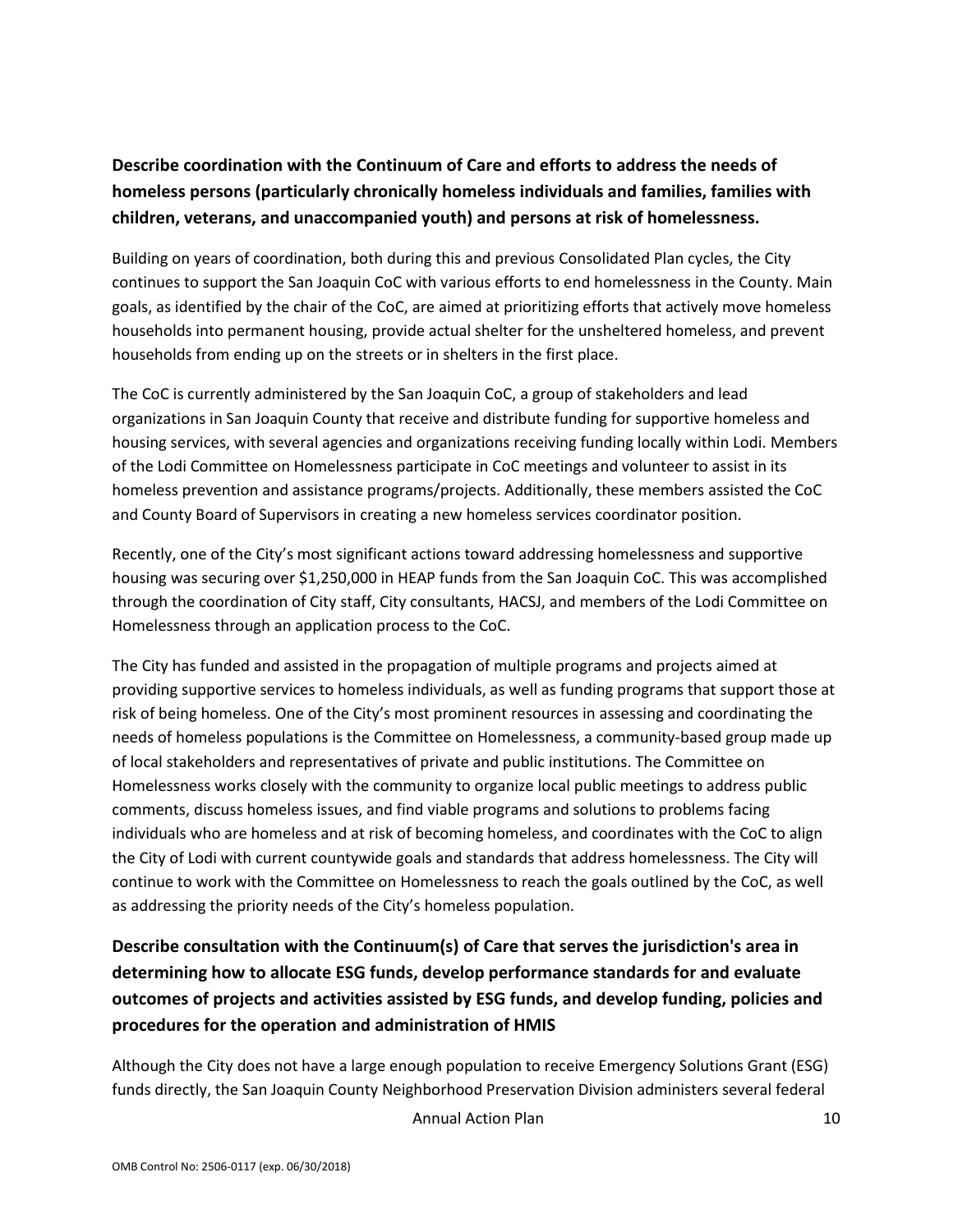**Describe coordination with the Continuum of Care and efforts to address the needs of homeless persons (particularly chronically homeless individuals and families, families with children, veterans, and unaccompanied youth) and persons at risk of homelessness.**

Building on years of coordination, both during this and previous Consolidated Plan cycles, the City continues to support the San Joaquin CoC with various efforts to end homelessness in the County. Main goals, as identified by the chair of the CoC, are aimed at prioritizing efforts that actively move homeless households into permanent housing, provide actual shelter for the unsheltered homeless, and prevent households from ending up on the streets or in shelters in the first place.

The CoC is currently administered by the San Joaquin CoC, a group of stakeholders and lead organizations in San Joaquin County that receive and distribute funding for supportive homeless and housing services, with several agencies and organizations receiving funding locally within Lodi. Members of the Lodi Committee on Homelessness participate in CoC meetings and volunteer to assist in its homeless prevention and assistance programs/projects. Additionally, these members assisted the CoC and County Board of Supervisors in creating a new homeless services coordinator position.

Recently, one of the City's most significant actions toward addressing homelessness and supportive housing was securing over $1,250,000 in HEAP funds from the San Joaquin CoC. This was accomplished through the coordination of City staff, City consultants, HACSJ, and members of the Lodi Committee on Homelessness through an application process to the CoC.

The City has funded and assisted in the propagation of multiple programs and projects aimed at providing supportive services to homeless individuals, as well as funding programs that support those at risk of being homeless. One of the City's most prominent resources in assessing and coordinating the needs of homeless populations is the Committee on Homelessness, a community-based group made up of local stakeholders and representatives of private and public institutions. The Committee on Homelessness works closely with the community to organize local public meetings to address public comments, discuss homeless issues, and find viable programs and solutions to problems facing individuals who are homeless and at risk of becoming homeless, and coordinates with the CoC to align the City of Lodi with current countywide goals and standards that address homelessness. The City will continue to work with the Committee on Homelessness to reach the goals outlined by the CoC, as well as addressing the priority needs of the City's homeless population.

**Describe consultation with the Continuum(s) of Care that serves the jurisdiction's area in determining how to allocate ESG funds, develop performance standards for and evaluate outcomes of projects and activities assisted by ESG funds, and develop funding, policies and procedures for the operation and administration of HMIS**

Although the City does not have a large enough population to receive Emergency Solutions Grant (ESG) funds directly, the San Joaquin County Neighborhood Preservation Division administers several federal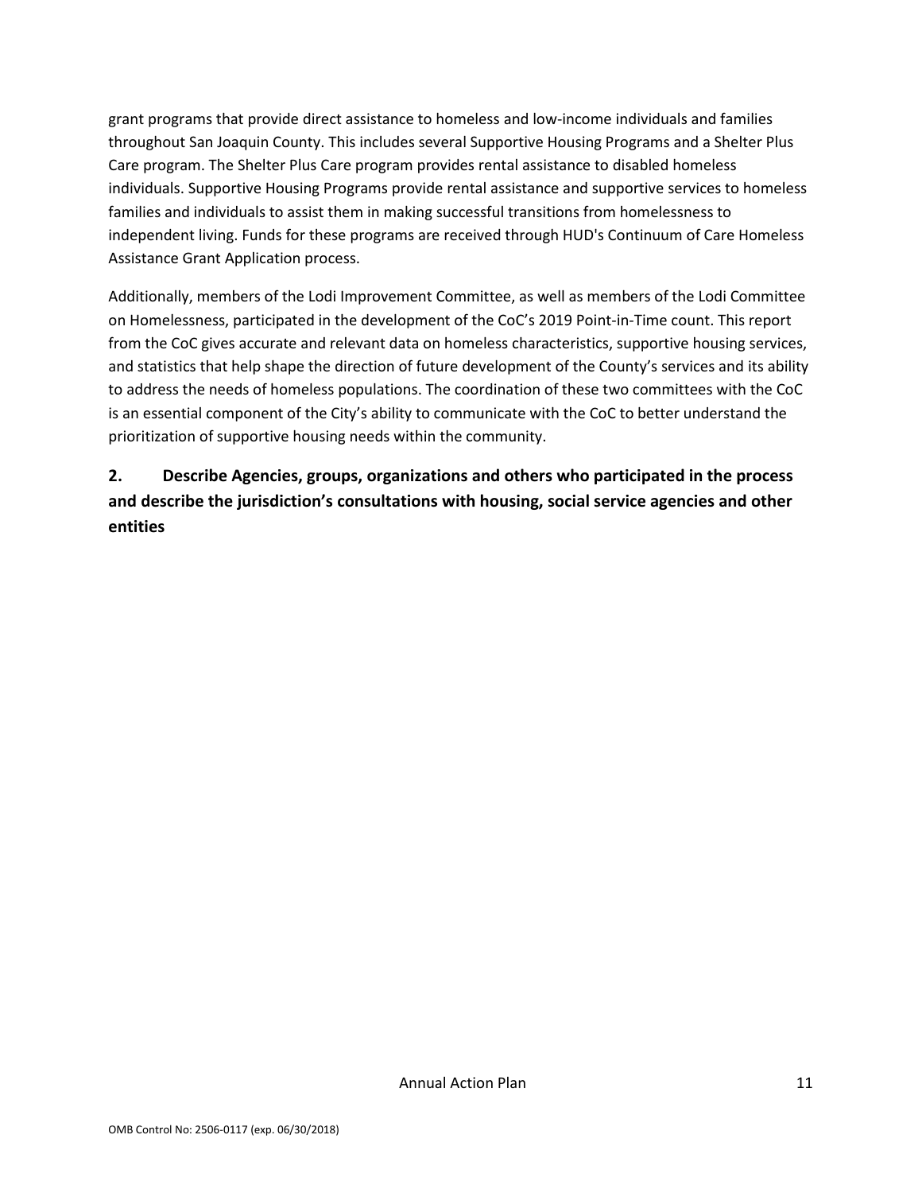grant programs that provide direct assistance to homeless and low-income individuals and families throughout San Joaquin County. This includes several Supportive Housing Programs and a Shelter Plus Care program. The Shelter Plus Care program provides rental assistance to disabled homeless individuals. Supportive Housing Programs provide rental assistance and supportive services to homeless families and individuals to assist them in making successful transitions from homelessness to independent living. Funds for these programs are received through HUD's Continuum of Care Homeless Assistance Grant Application process.

Additionally, members of the Lodi Improvement Committee, as well as members of the Lodi Committee on Homelessness, participated in the development of the CoC's 2019 Point-in-Time count. This report from the CoC gives accurate and relevant data on homeless characteristics, supportive housing services, and statistics that help shape the direction of future development of the County's services and its ability to address the needs of homeless populations. The coordination of these two committees with the CoC is an essential component of the City's ability to communicate with the CoC to better understand the prioritization of supportive housing needs within the community.

## 2. Describe Agencies, groups, organizations and others who participated in the process and describe the jurisdiction's consultations with housing, social service agencies and other entities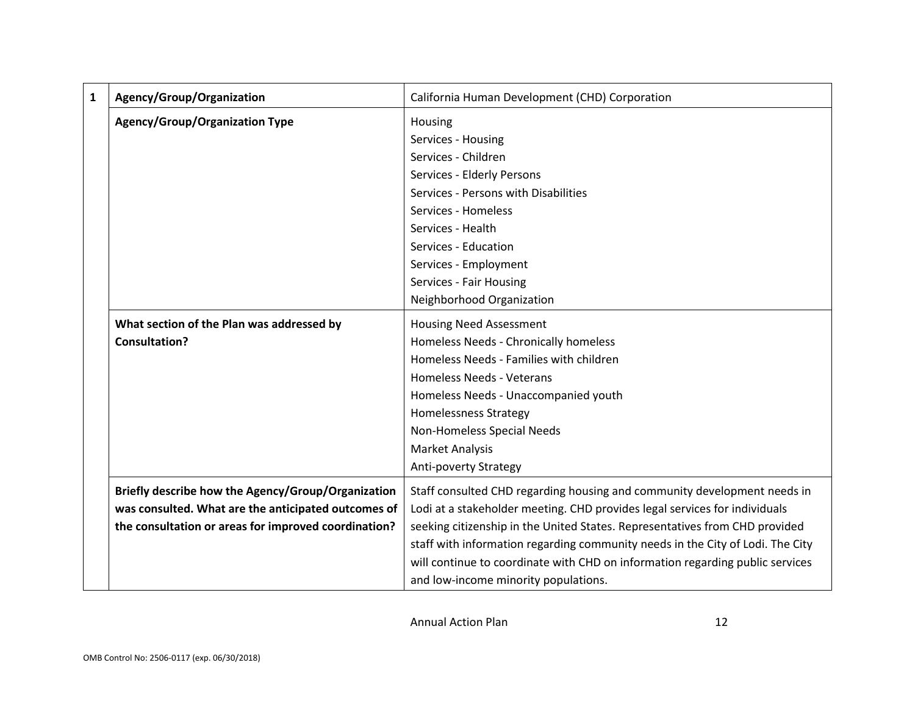| 1 | Agency/Group/Organization | California Human Development (CHD) Corporation |
|---|---|---|
| | **Agency/Group/Organization Type** | Housing<br>Services - Housing<br>Services - Children<br>Services - Elderly Persons<br>Services - Persons with Disabilities<br>Services - Homeless<br>Services - Health<br>Services - Education<br>Services - Employment<br>Services - Fair Housing<br>Neighborhood Organization |
| | **What section of the Plan was addressed by Consultation?** | Housing Need Assessment<br>Homeless Needs - Chronically homeless<br>Homeless Needs - Families with children<br>Homeless Needs - Veterans<br>Homeless Needs - Unaccompanied youth<br>Homelessness Strategy<br>Non-Homeless Special Needs<br>Market Analysis<br>Anti-poverty Strategy |
| | **Briefly describe how the Agency/Group/Organization was consulted. What are the anticipated outcomes of the consultation or areas for improved coordination?** | Staff consulted CHD regarding housing and community development needs in Lodi at a stakeholder meeting. CHD provides legal services for individuals seeking citizenship in the United States. Representatives from CHD provided staff with information regarding community needs in the City of Lodi. The City will continue to coordinate with CHD on information regarding public services and low-income minority populations. |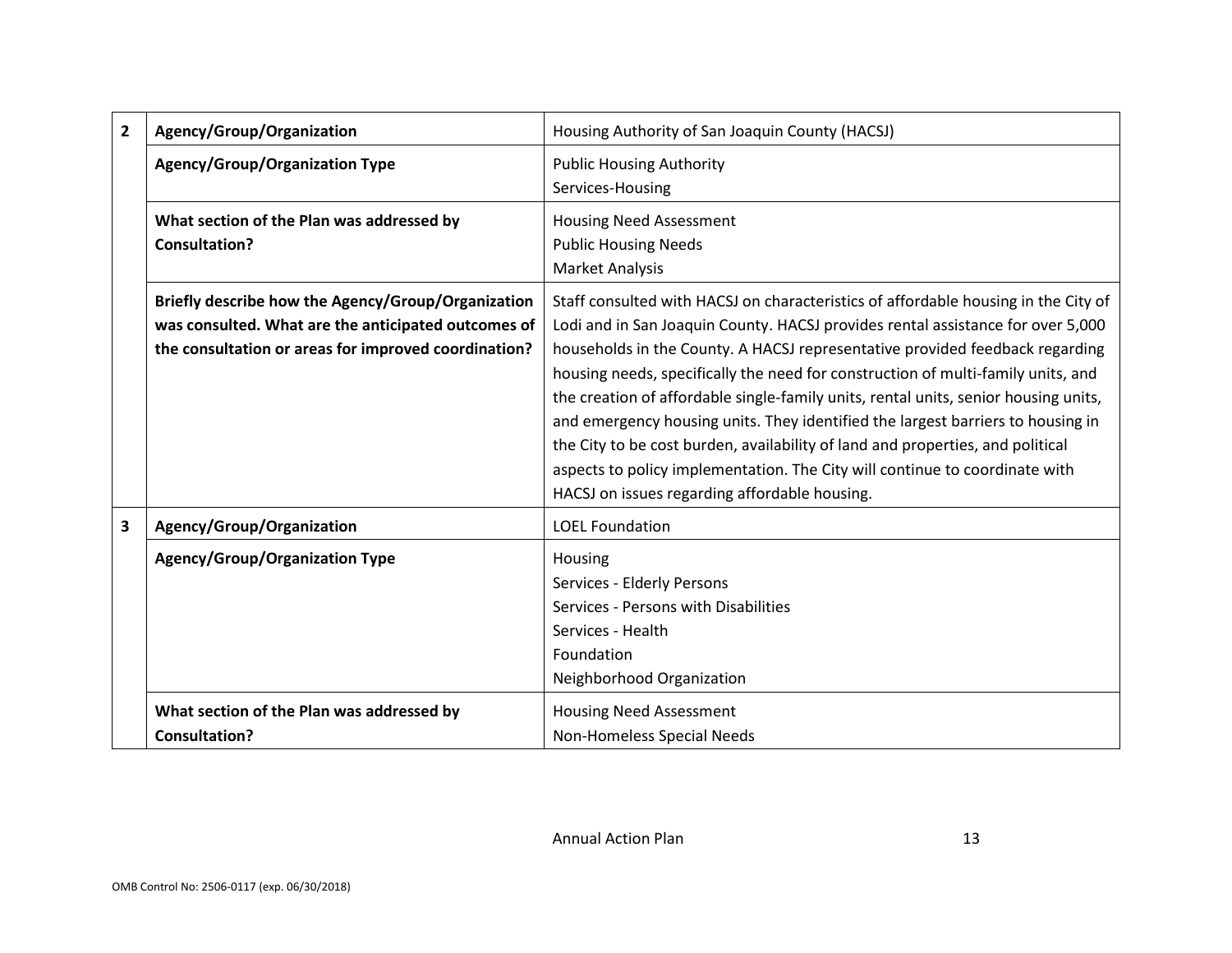| | | |
|---|---|---|
| **2** | **Agency/Group/Organization** | Housing Authority of San Joaquin County (HACSJ) |
| | **Agency/Group/Organization Type** | Public Housing Authority<br>Services-Housing |
| | **What section of the Plan was addressed by Consultation?** | Housing Need Assessment<br>Public Housing Needs<br>Market Analysis |
| | **Briefly describe how the Agency/Group/Organization was consulted. What are the anticipated outcomes of the consultation or areas for improved coordination?** | Staff consulted with HACSJ on characteristics of affordable housing in the City of Lodi and in San Joaquin County. HACSJ provides rental assistance for over 5,000 households in the County. A HACSJ representative provided feedback regarding housing needs, specifically the need for construction of multi-family units, and the creation of affordable single-family units, rental units, senior housing units, and emergency housing units. They identified the largest barriers to housing in the City to be cost burden, availability of land and properties, and political aspects to policy implementation. The City will continue to coordinate with HACSJ on issues regarding affordable housing. |
| **3** | **Agency/Group/Organization** | LOEL Foundation |
| | **Agency/Group/Organization Type** | Housing<br>Services - Elderly Persons<br>Services - Persons with Disabilities<br>Services - Health<br>Foundation<br>Neighborhood Organization |
| | **What section of the Plan was addressed by Consultation?** | Housing Need Assessment<br>Non-Homeless Special Needs |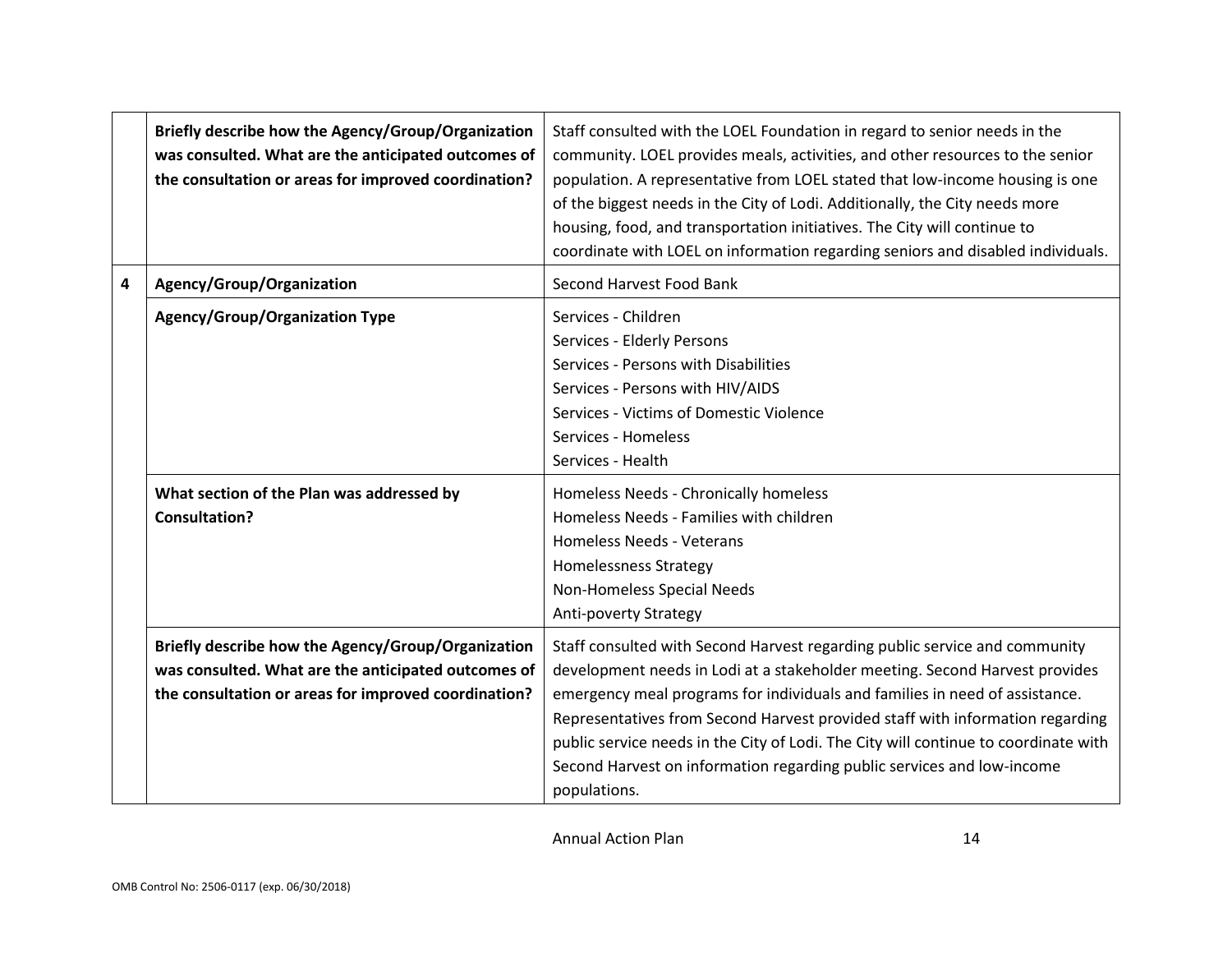| | | |
|---|---|---|
| | **Briefly describe how the Agency/Group/Organization was consulted. What are the anticipated outcomes of the consultation or areas for improved coordination?** | Staff consulted with the LOEL Foundation in regard to senior needs in the community. LOEL provides meals, activities, and other resources to the senior population. A representative from LOEL stated that low-income housing is one of the biggest needs in the City of Lodi. Additionally, the City needs more housing, food, and transportation initiatives. The City will continue to coordinate with LOEL on information regarding seniors and disabled individuals. |
| **4** | **Agency/Group/Organization** | Second Harvest Food Bank |
| | **Agency/Group/Organization Type** | Services - Children<br>Services - Elderly Persons<br>Services - Persons with Disabilities<br>Services - Persons with HIV/AIDS<br>Services - Victims of Domestic Violence<br>Services - Homeless<br>Services - Health |
| | **What section of the Plan was addressed by Consultation?** | Homeless Needs - Chronically homeless<br>Homeless Needs - Families with children<br>Homeless Needs - Veterans<br>Homelessness Strategy<br>Non-Homeless Special Needs<br>Anti-poverty Strategy |
| | **Briefly describe how the Agency/Group/Organization was consulted. What are the anticipated outcomes of the consultation or areas for improved coordination?** | Staff consulted with Second Harvest regarding public service and community development needs in Lodi at a stakeholder meeting. Second Harvest provides emergency meal programs for individuals and families in need of assistance. Representatives from Second Harvest provided staff with information regarding public service needs in the City of Lodi. The City will continue to coordinate with Second Harvest on information regarding public services and low-income populations. |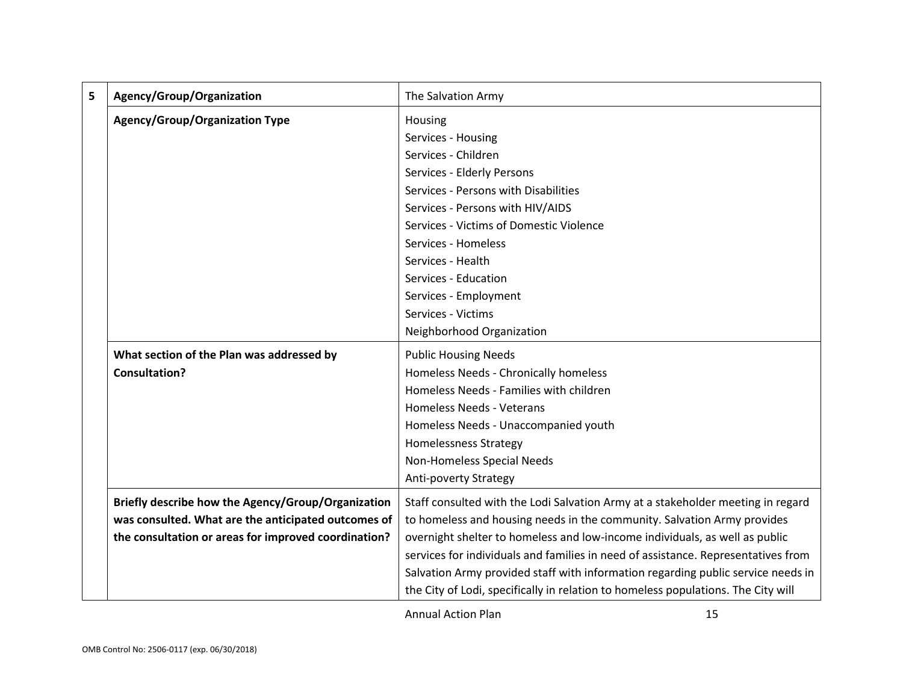| 5 | Agency/Group/Organization | The Salvation Army |
|---|---|---|
| | **Agency/Group/Organization Type** | Housing<br>Services - Housing<br>Services - Children<br>Services - Elderly Persons<br>Services - Persons with Disabilities<br>Services - Persons with HIV/AIDS<br>Services - Victims of Domestic Violence<br>Services - Homeless<br>Services - Health<br>Services - Education<br>Services - Employment<br>Services - Victims<br>Neighborhood Organization |
| | **What section of the Plan was addressed by Consultation?** | Public Housing Needs<br>Homeless Needs - Chronically homeless<br>Homeless Needs - Families with children<br>Homeless Needs - Veterans<br>Homeless Needs - Unaccompanied youth<br>Homelessness Strategy<br>Non-Homeless Special Needs<br>Anti-poverty Strategy |
| | **Briefly describe how the Agency/Group/Organization was consulted. What are the anticipated outcomes of the consultation or areas for improved coordination?** | Staff consulted with the Lodi Salvation Army at a stakeholder meeting in regard to homeless and housing needs in the community. Salvation Army provides overnight shelter to homeless and low-income individuals, as well as public services for individuals and families in need of assistance. Representatives from Salvation Army provided staff with information regarding public service needs in the City of Lodi, specifically in relation to homeless populations. The City will |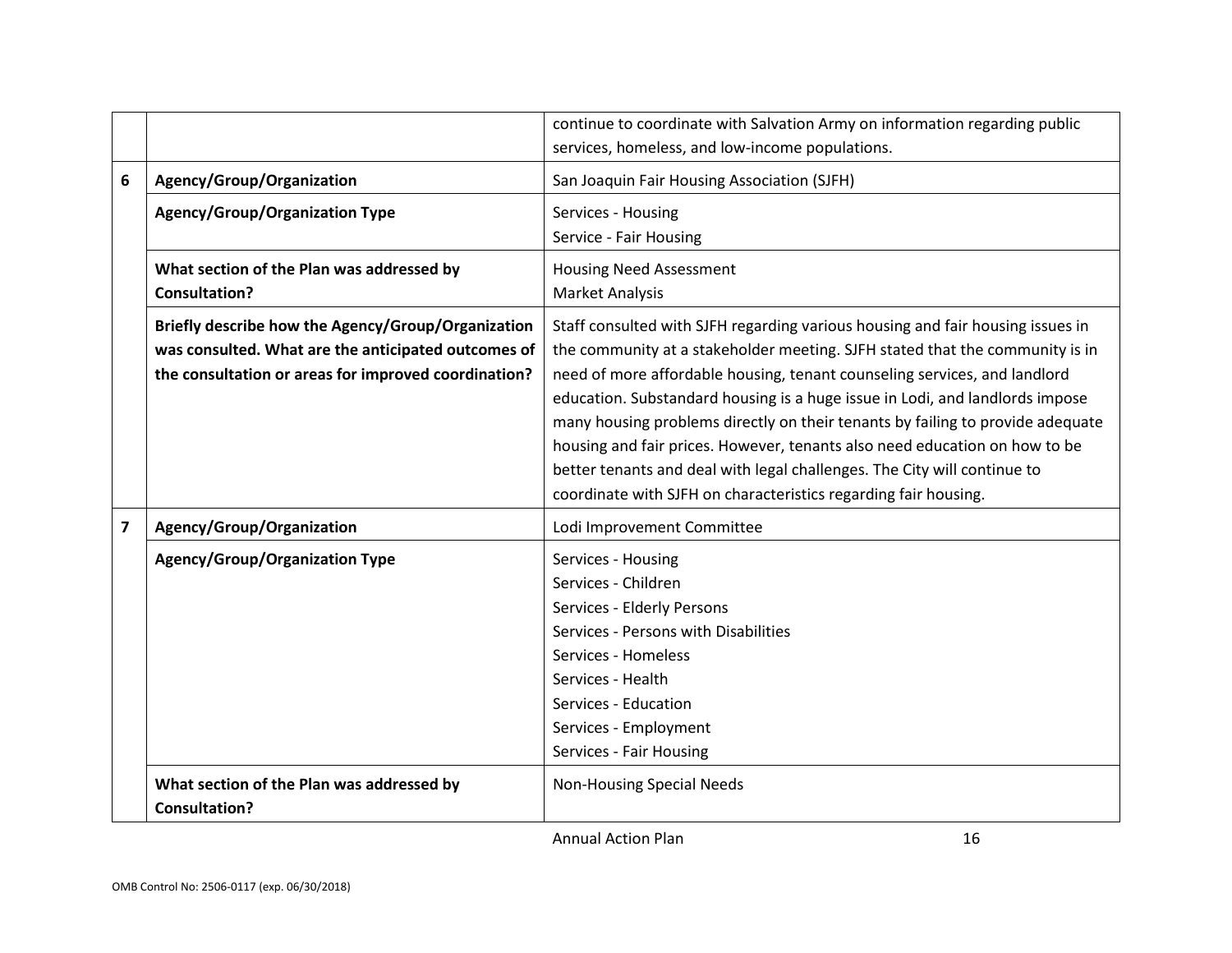| | | |
|---|---|---|
| | | continue to coordinate with Salvation Army on information regarding public services, homeless, and low-income populations. |
| 6 | **Agency/Group/Organization** | San Joaquin Fair Housing Association (SJFH) |
| | **Agency/Group/Organization Type** | Services - Housing<br>Service - Fair Housing |
| | **What section of the Plan was addressed by Consultation?** | Housing Need Assessment<br>Market Analysis |
| | **Briefly describe how the Agency/Group/Organization was consulted. What are the anticipated outcomes of the consultation or areas for improved coordination?** | Staff consulted with SJFH regarding various housing and fair housing issues in the community at a stakeholder meeting. SJFH stated that the community is in need of more affordable housing, tenant counseling services, and landlord education. Substandard housing is a huge issue in Lodi, and landlords impose many housing problems directly on their tenants by failing to provide adequate housing and fair prices. However, tenants also need education on how to be better tenants and deal with legal challenges. The City will continue to coordinate with SJFH on characteristics regarding fair housing. |
| 7 | **Agency/Group/Organization** | Lodi Improvement Committee |
| | **Agency/Group/Organization Type** | Services - Housing<br>Services - Children<br>Services - Elderly Persons<br>Services - Persons with Disabilities<br>Services - Homeless<br>Services - Health<br>Services - Education<br>Services - Employment<br>Services - Fair Housing |
| | **What section of the Plan was addressed by Consultation?** | Non-Housing Special Needs |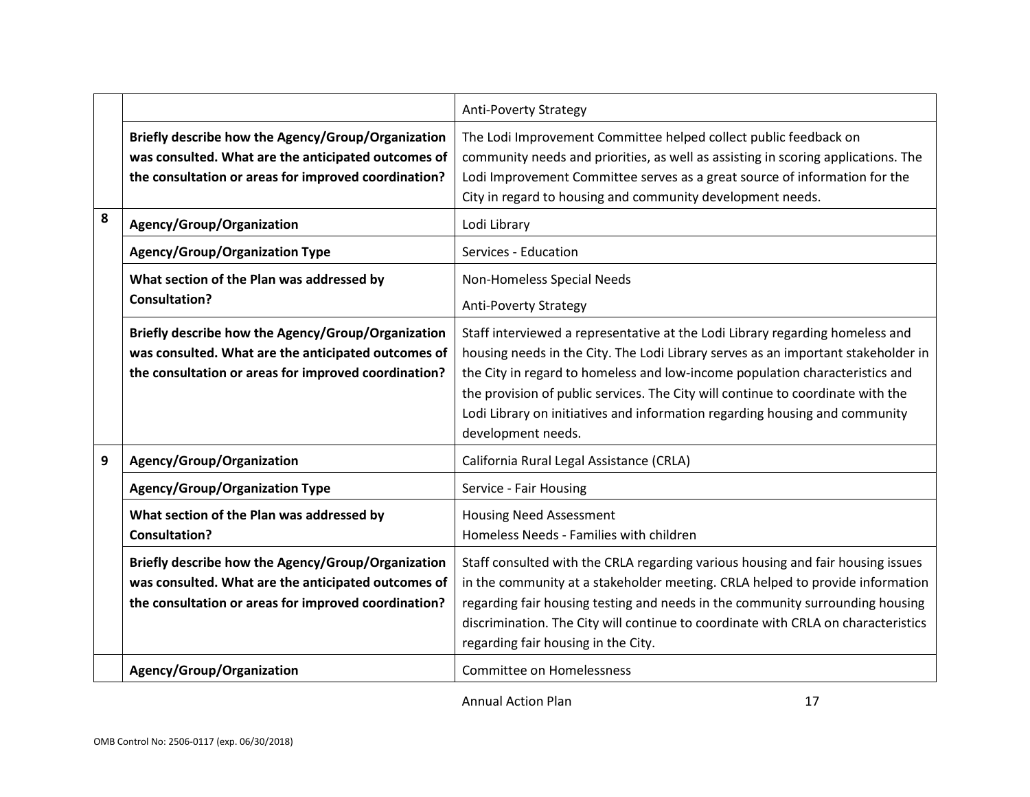| | | |
|---|---|---|
| | | Anti-Poverty Strategy |
| | **Briefly describe how the Agency/Group/Organization was consulted. What are the anticipated outcomes of the consultation or areas for improved coordination?** | The Lodi Improvement Committee helped collect public feedback on community needs and priorities, as well as assisting in scoring applications. The Lodi Improvement Committee serves as a great source of information for the City in regard to housing and community development needs. |
| **8** | **Agency/Group/Organization** | Lodi Library |
| | **Agency/Group/Organization Type** | Services - Education |
| | **What section of the Plan was addressed by Consultation?** | Non-Homeless Special Needs<br>Anti-Poverty Strategy |
| | **Briefly describe how the Agency/Group/Organization was consulted. What are the anticipated outcomes of the consultation or areas for improved coordination?** | Staff interviewed a representative at the Lodi Library regarding homeless and housing needs in the City. The Lodi Library serves as an important stakeholder in the City in regard to homeless and low-income population characteristics and the provision of public services. The City will continue to coordinate with the Lodi Library on initiatives and information regarding housing and community development needs. |
| **9** | **Agency/Group/Organization** | California Rural Legal Assistance (CRLA) |
| | **Agency/Group/Organization Type** | Service - Fair Housing |
| | **What section of the Plan was addressed by Consultation?** | Housing Need Assessment<br>Homeless Needs - Families with children |
| | **Briefly describe how the Agency/Group/Organization was consulted. What are the anticipated outcomes of the consultation or areas for improved coordination?** | Staff consulted with the CRLA regarding various housing and fair housing issues in the community at a stakeholder meeting. CRLA helped to provide information regarding fair housing testing and needs in the community surrounding housing discrimination. The City will continue to coordinate with CRLA on characteristics regarding fair housing in the City. |
| | **Agency/Group/Organization** | Committee on Homelessness |

Annual Action Plan

OMB Control No: 2506-0117 (exp. 06/30/2018)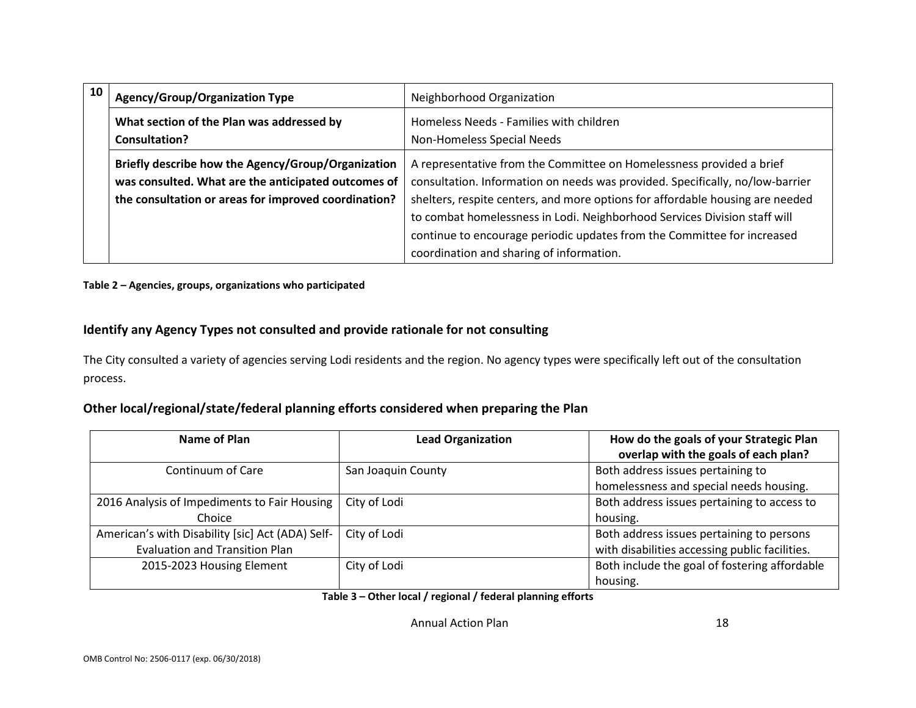| 10 | Agency/Group/Organization Type | Neighborhood Organization |
|---|---|---|
| | **What section of the Plan was addressed by Consultation?** | Homeless Needs - Families with children<br>Non-Homeless Special Needs |
| | **Briefly describe how the Agency/Group/Organization was consulted. What are the anticipated outcomes of the consultation or areas for improved coordination?** | A representative from the Committee on Homelessness provided a brief consultation. Information on needs was provided. Specifically, no/low-barrier shelters, respite centers, and more options for affordable housing are needed to combat homelessness in Lodi. Neighborhood Services Division staff will continue to encourage periodic updates from the Committee for increased coordination and sharing of information. |

**Table 2 – Agencies, groups, organizations who participated**

### Identify any Agency Types not consulted and provide rationale for not consulting

The City consulted a variety of agencies serving Lodi residents and the region. No agency types were specifically left out of the consultation process.

### Other local/regional/state/federal planning efforts considered when preparing the Plan

| Name of Plan | Lead Organization | How do the goals of your Strategic Plan overlap with the goals of each plan? |
|---|---|---|
| Continuum of Care | San Joaquin County | Both address issues pertaining to homelessness and special needs housing. |
| 2016 Analysis of Impediments to Fair Housing Choice | City of Lodi | Both address issues pertaining to access to housing. |
| American's with Disability [sic] Act (ADA) Self-Evaluation and Transition Plan | City of Lodi | Both address issues pertaining to persons with disabilities accessing public facilities. |
| 2015-2023 Housing Element | City of Lodi | Both include the goal of fostering affordable housing. |

**Table 3 – Other local / regional / federal planning efforts**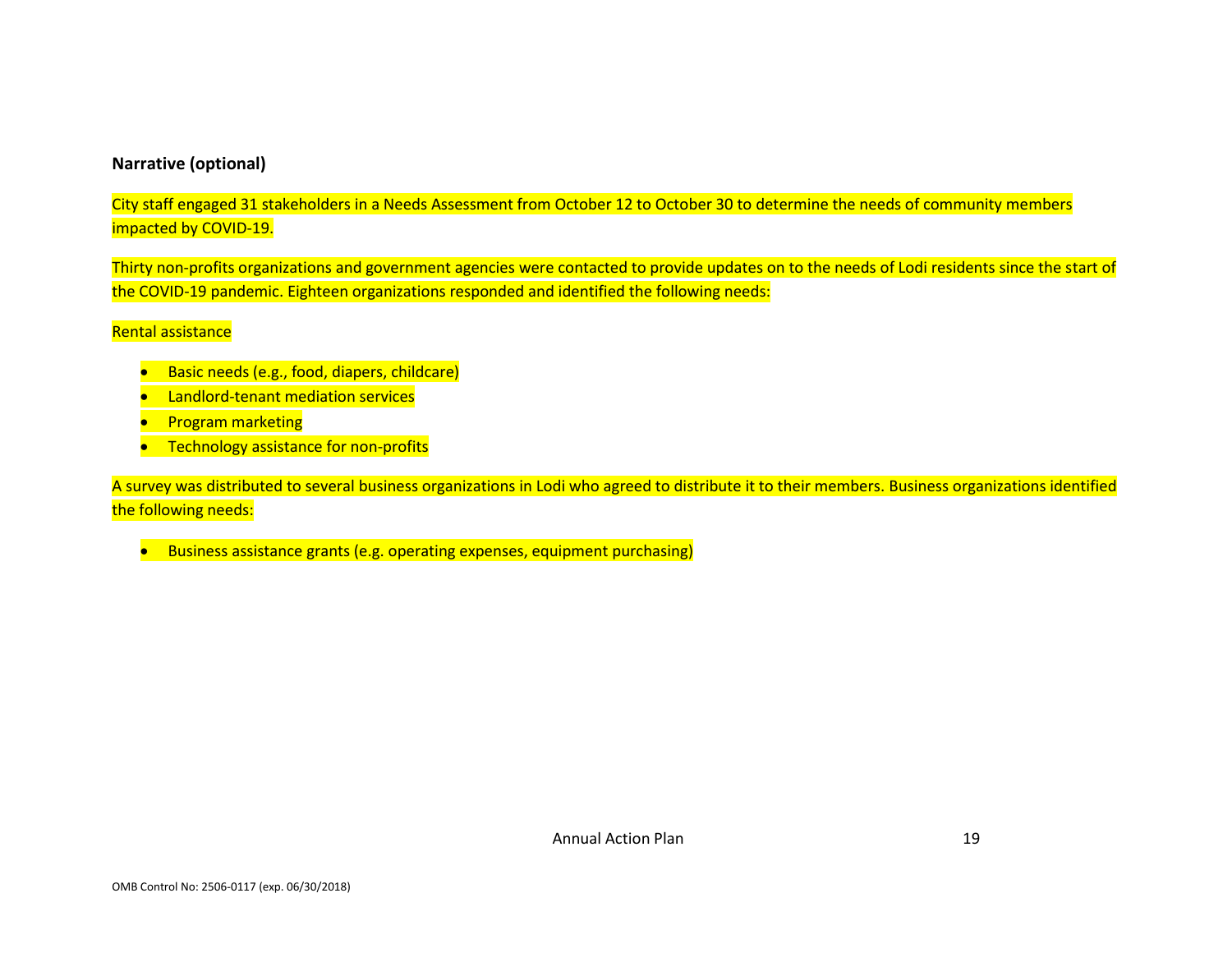**Narrative (optional)**

City staff engaged 31 stakeholders in a Needs Assessment from October 12 to October 30 to determine the needs of community members impacted by COVID-19.

Thirty non-profits organizations and government agencies were contacted to provide updates on to the needs of Lodi residents since the start of the COVID-19 pandemic. Eighteen organizations responded and identified the following needs:

Rental assistance

- Basic needs (e.g., food, diapers, childcare)
- Landlord-tenant mediation services
- Program marketing
- Technology assistance for non-profits

A survey was distributed to several business organizations in Lodi who agreed to distribute it to their members. Business organizations identified the following needs:

- Business assistance grants (e.g. operating expenses, equipment purchasing)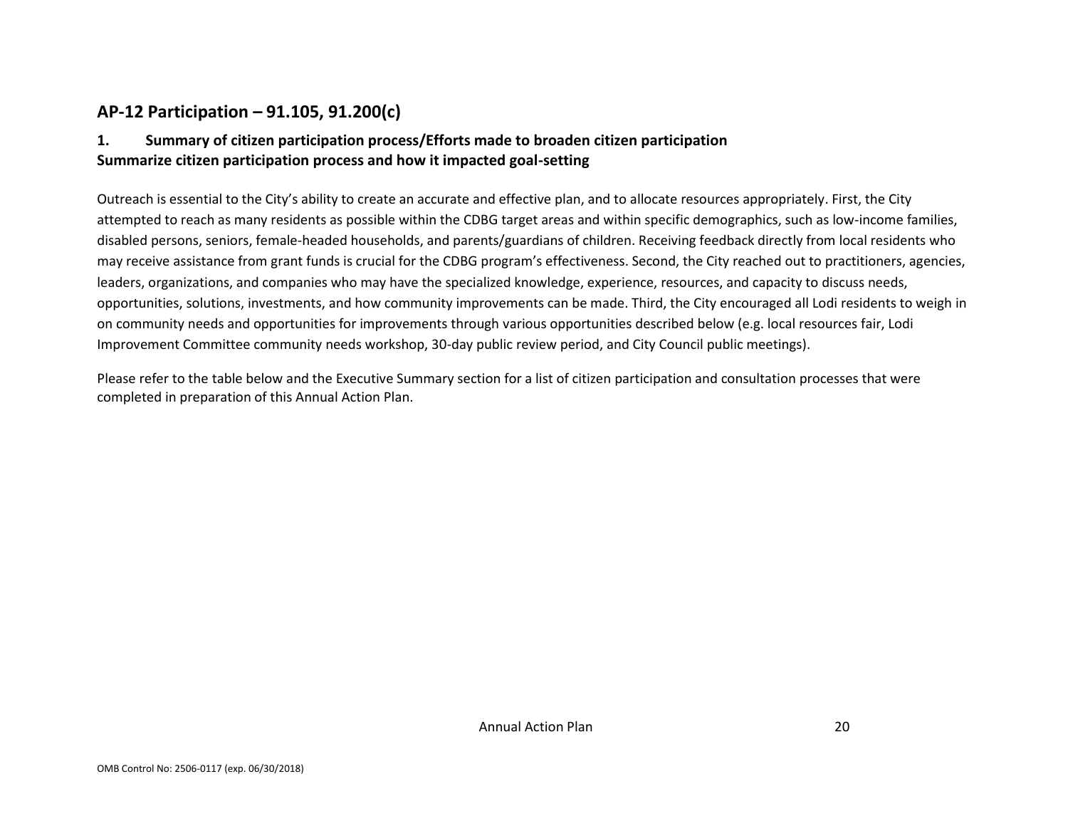## AP-12 Participation – 91.105, 91.200(c)

### 1. Summary of citizen participation process/Efforts made to broaden citizen participation

### Summarize citizen participation process and how it impacted goal-setting

Outreach is essential to the City's ability to create an accurate and effective plan, and to allocate resources appropriately. First, the City attempted to reach as many residents as possible within the CDBG target areas and within specific demographics, such as low-income families, disabled persons, seniors, female-headed households, and parents/guardians of children. Receiving feedback directly from local residents who may receive assistance from grant funds is crucial for the CDBG program's effectiveness. Second, the City reached out to practitioners, agencies, leaders, organizations, and companies who may have the specialized knowledge, experience, resources, and capacity to discuss needs, opportunities, solutions, investments, and how community improvements can be made. Third, the City encouraged all Lodi residents to weigh in on community needs and opportunities for improvements through various opportunities described below (e.g. local resources fair, Lodi Improvement Committee community needs workshop, 30-day public review period, and City Council public meetings).

Please refer to the table below and the Executive Summary section for a list of citizen participation and consultation processes that were completed in preparation of this Annual Action Plan.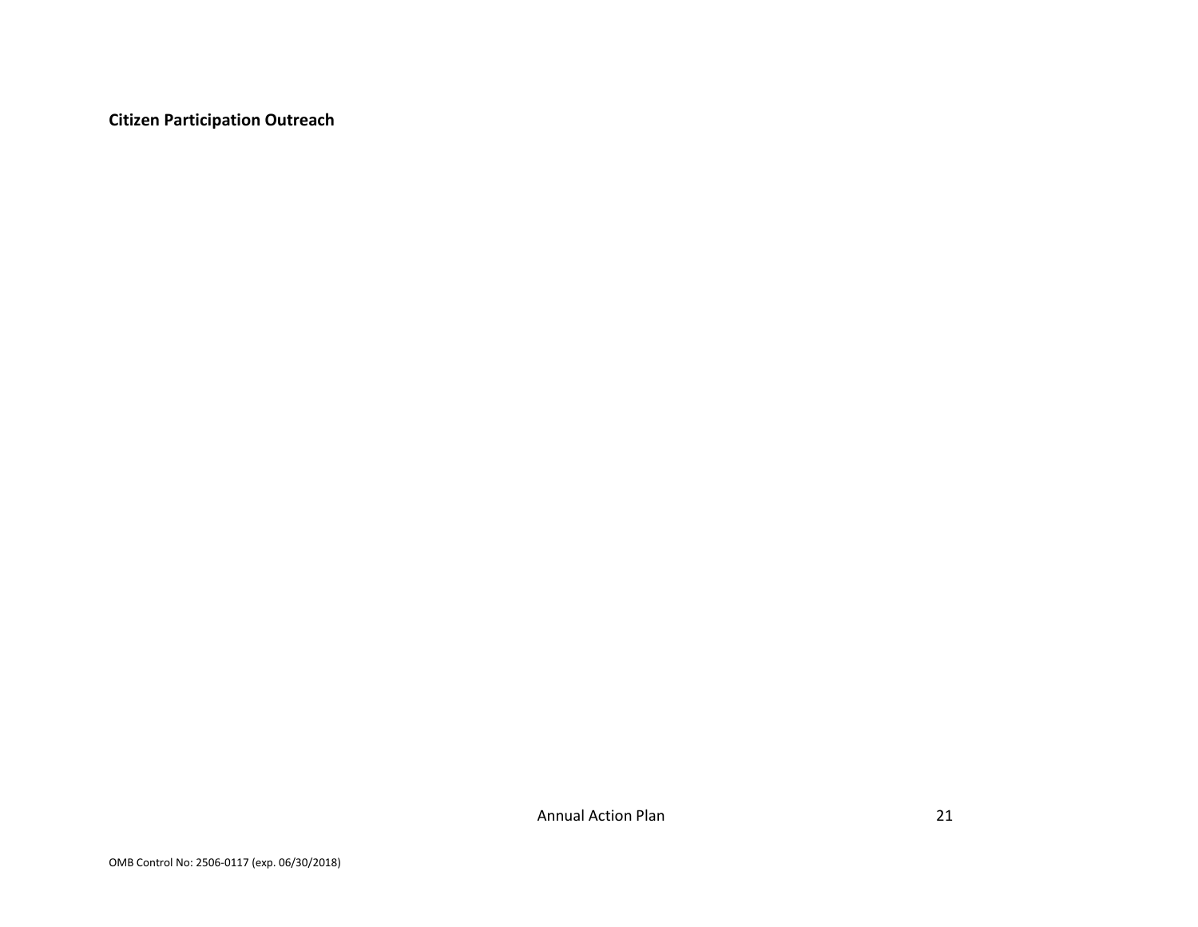**Citizen Participation Outreach**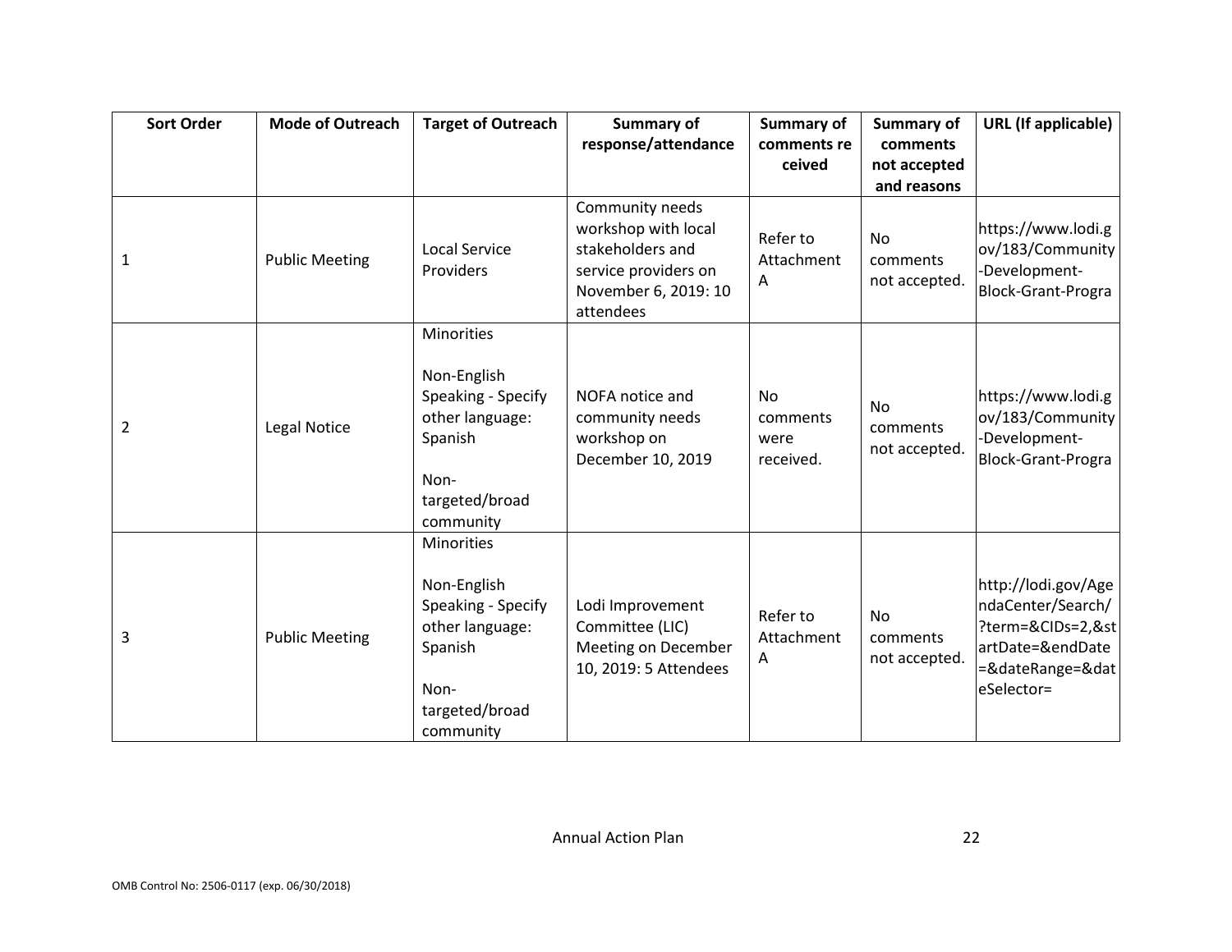| Sort Order | Mode of Outreach | Target of Outreach | Summary of response/attendance | Summary of comments re ceived | Summary of comments not accepted and reasons | URL (If applicable) |
|---|---|---|---|---|---|---|
| 1 | Public Meeting | Local Service Providers | Community needs workshop with local stakeholders and service providers on November 6, 2019: 10 attendees | Refer to Attachment A | No comments not accepted. | https://www.lodi.gov/183/Community-Development-Block-Grant-Progra |
| 2 | Legal Notice | Minorities<br><br>Non-English Speaking - Specify other language: Spanish<br><br>Non-targeted/broad community | NOFA notice and community needs workshop on December 10, 2019 | No comments were received. | No comments not accepted. | https://www.lodi.gov/183/Community-Development-Block-Grant-Progra |
| 3 | Public Meeting | Minorities<br><br>Non-English Speaking - Specify other language: Spanish<br><br>Non-targeted/broad community | Lodi Improvement Committee (LIC) Meeting on December 10, 2019: 5 Attendees | Refer to Attachment A | No comments not accepted. | http://lodi.gov/AgendaCenter/Search/?term=&CIDs=2,&startDate=&endDate=&dateRange=&dateSelector= |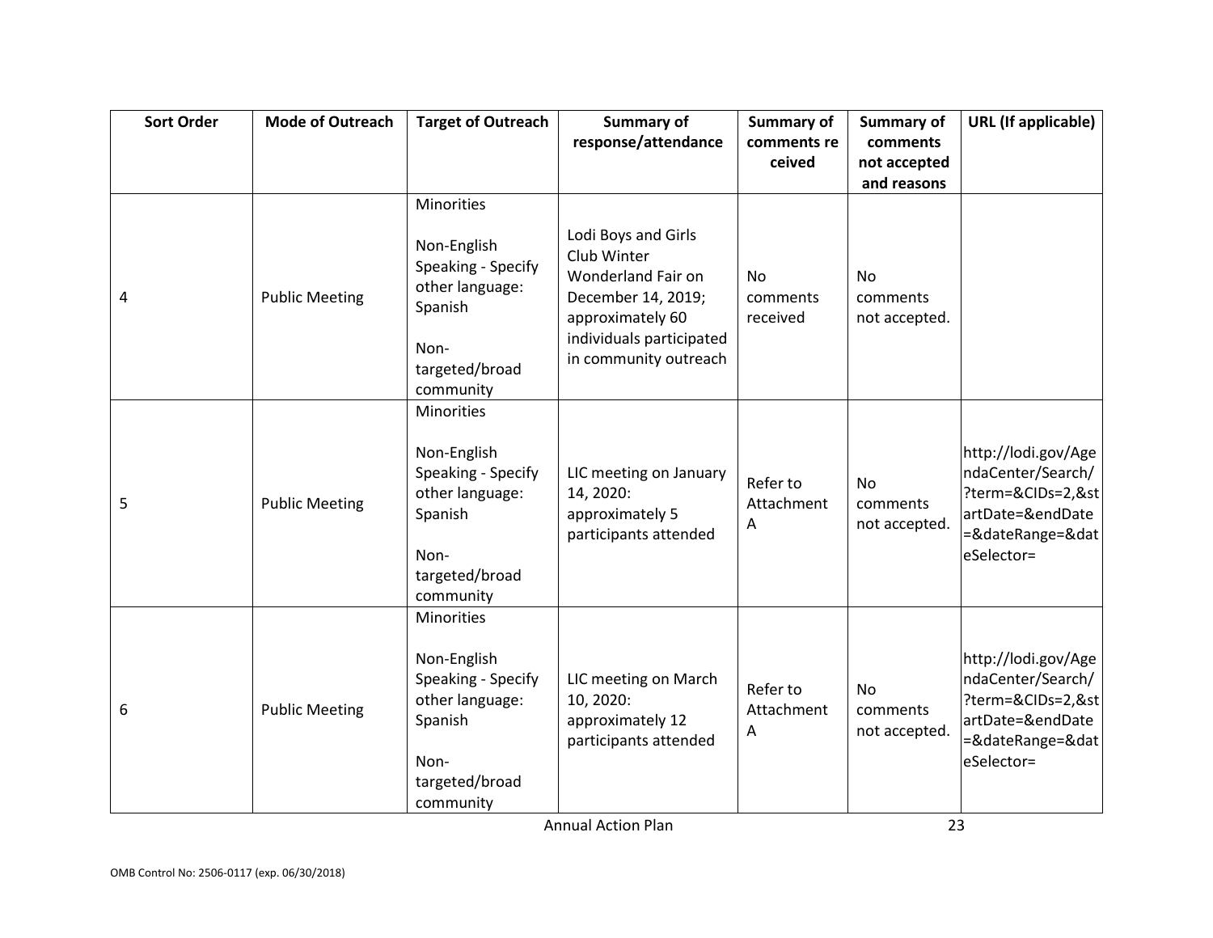| Sort Order | Mode of Outreach | Target of Outreach | Summary of response/attendance | Summary of comments received | Summary of comments not accepted and reasons | URL (If applicable) |
|---|---|---|---|---|---|---|
| 4 | Public Meeting | Minorities<br><br>Non-English Speaking - Specify other language: Spanish<br><br>Non-targeted/broad community | Lodi Boys and Girls Club Winter Wonderland Fair on December 14, 2019; approximately 60 individuals participated in community outreach | No comments received | No comments not accepted. | |
| 5 | Public Meeting | Minorities<br><br>Non-English Speaking - Specify other language: Spanish<br><br>Non-targeted/broad community | LIC meeting on January 14, 2020: approximately 5 participants attended | Refer to Attachment A | No comments not accepted. | http://lodi.gov/AgendaCenter/Search/?term=&CIDs=2,&startDate=&endDate=&dateRange=&dateSelector= |
| 6 | Public Meeting | Minorities<br><br>Non-English Speaking - Specify other language: Spanish<br><br>Non-targeted/broad community | LIC meeting on March 10, 2020: approximately 12 participants attended | Refer to Attachment A | No comments not accepted. | http://lodi.gov/AgendaCenter/Search/?term=&CIDs=2,&startDate=&endDate=&dateRange=&dateSelector= |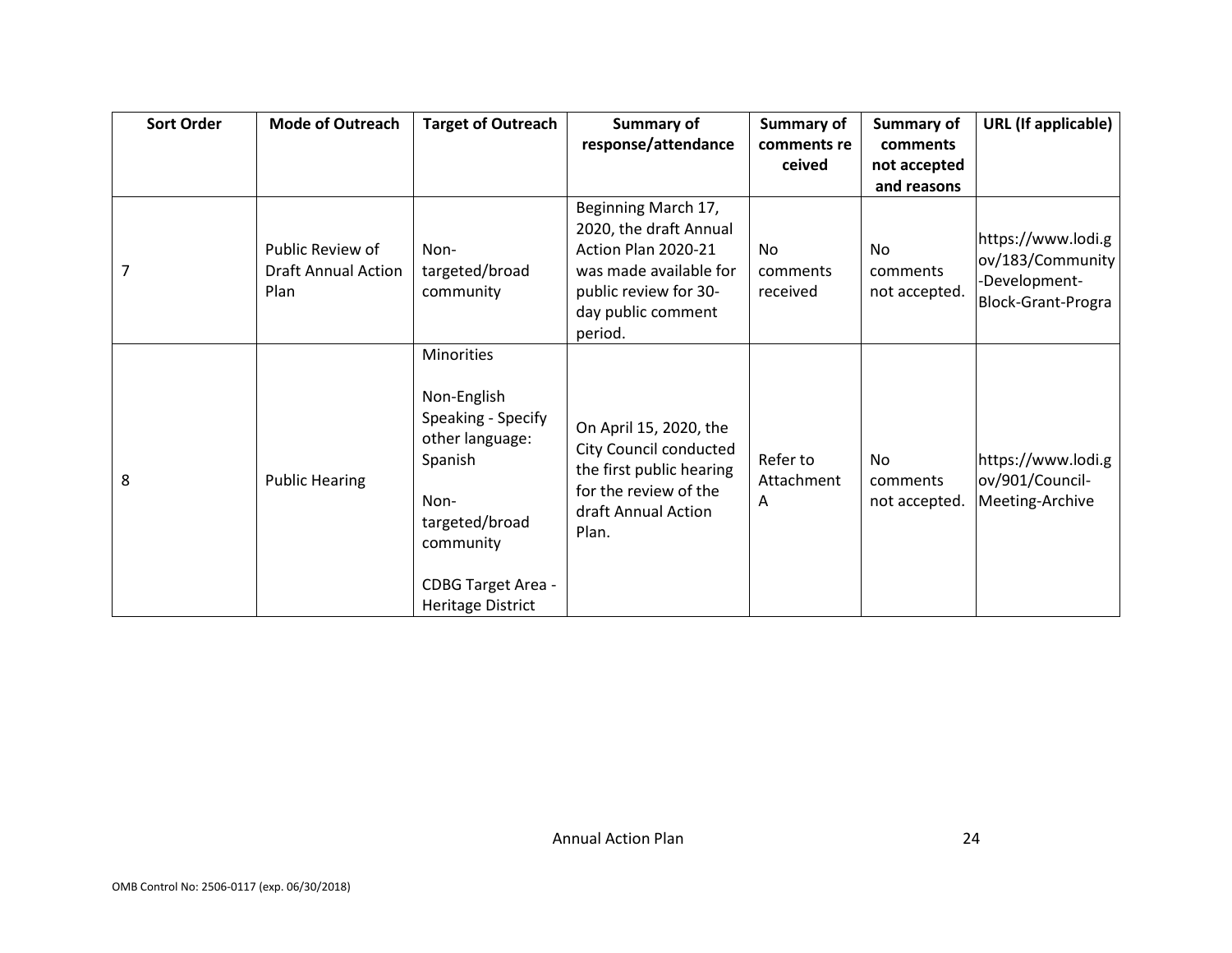| Sort Order | Mode of Outreach | Target of Outreach | Summary of response/attendance | Summary of comments re ceived | Summary of comments not accepted and reasons | URL (If applicable) |
|---|---|---|---|---|---|---|
| 7 | Public Review of Draft Annual Action Plan | Non-targeted/broad community | Beginning March 17, 2020, the draft Annual Action Plan 2020-21 was made available for public review for 30-day public comment period. | No comments received | No comments not accepted. | https://www.lodi.gov/183/Community-Development-Block-Grant-Progra |
| 8 | Public Hearing | Minorities<br><br>Non-English Speaking - Specify other language: Spanish<br><br>Non-targeted/broad community<br><br>CDBG Target Area - Heritage District | On April 15, 2020, the City Council conducted the first public hearing for the review of the draft Annual Action Plan. | Refer to Attachment A | No comments not accepted. | https://www.lodi.gov/901/Council-Meeting-Archive |

Annual Action Plan

OMB Control No: 2506-0117 (exp. 06/30/2018)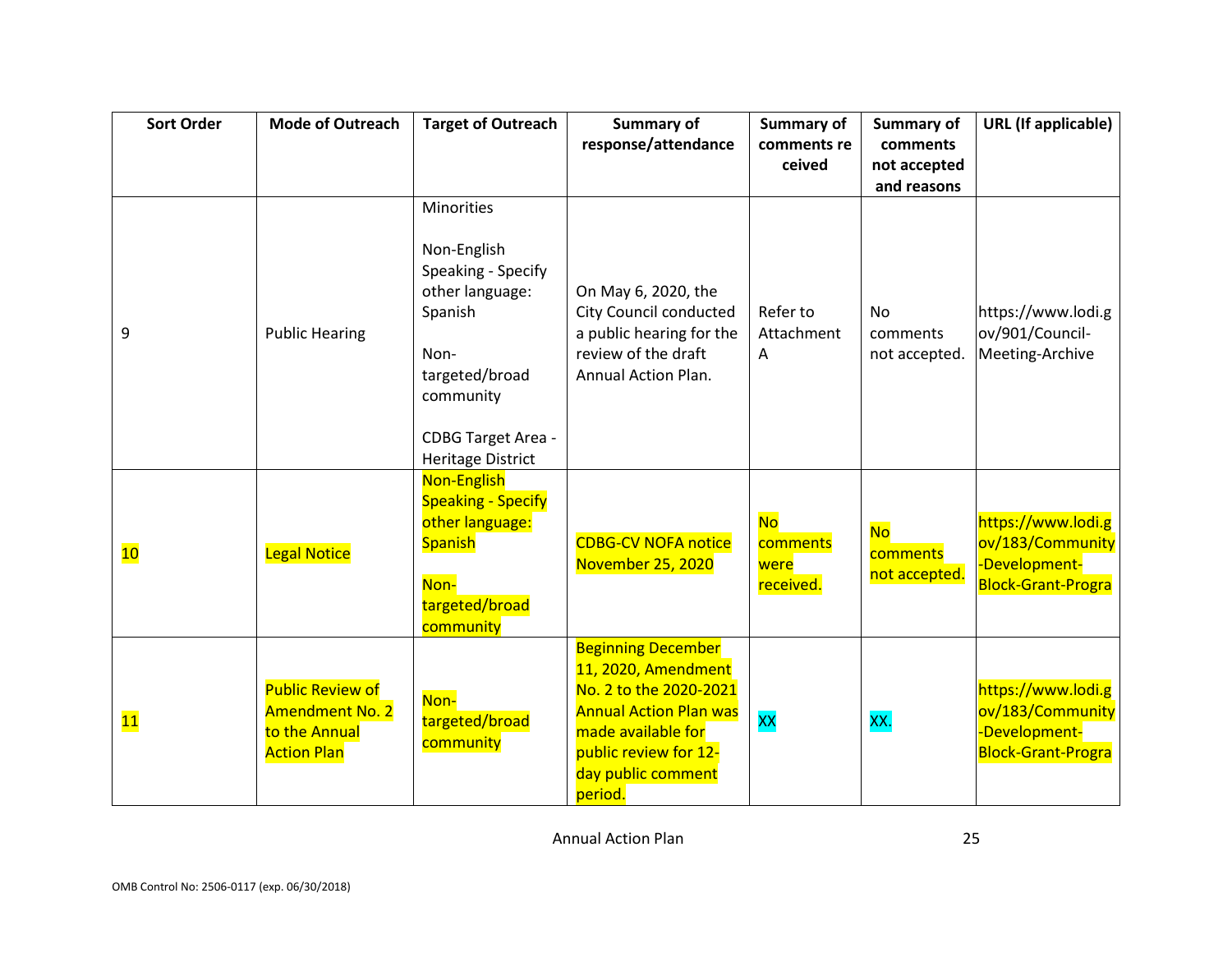| Sort Order | Mode of Outreach | Target of Outreach | Summary of response/attendance | Summary of comments re ceived | Summary of comments not accepted and reasons | URL (If applicable) |
|---|---|---|---|---|---|---|
| 9 | Public Hearing | Minorities<br><br>Non-English Speaking - Specify other language: Spanish<br><br>Non-targeted/broad community<br><br>CDBG Target Area - Heritage District | On May 6, 2020, the City Council conducted a public hearing for the review of the draft Annual Action Plan. | Refer to Attachment A | No comments not accepted. | https://www.lodi.gov/901/Council-Meeting-Archive |
| 10 | Legal Notice | Non-English Speaking - Specify other language: Spanish<br><br>Non-targeted/broad community | CDBG-CV NOFA notice November 25, 2020 | No comments were received. | No comments not accepted. | https://www.lodi.gov/183/Community-Development-Block-Grant-Progra |
| 11 | Public Review of Amendment No. 2 to the Annual Action Plan | Non-targeted/broad community | Beginning December 11, 2020, Amendment No. 2 to the 2020-2021 Annual Action Plan was made available for public review for 12-day public comment period. | XX | XX. | https://www.lodi.gov/183/Community-Development-Block-Grant-Progra |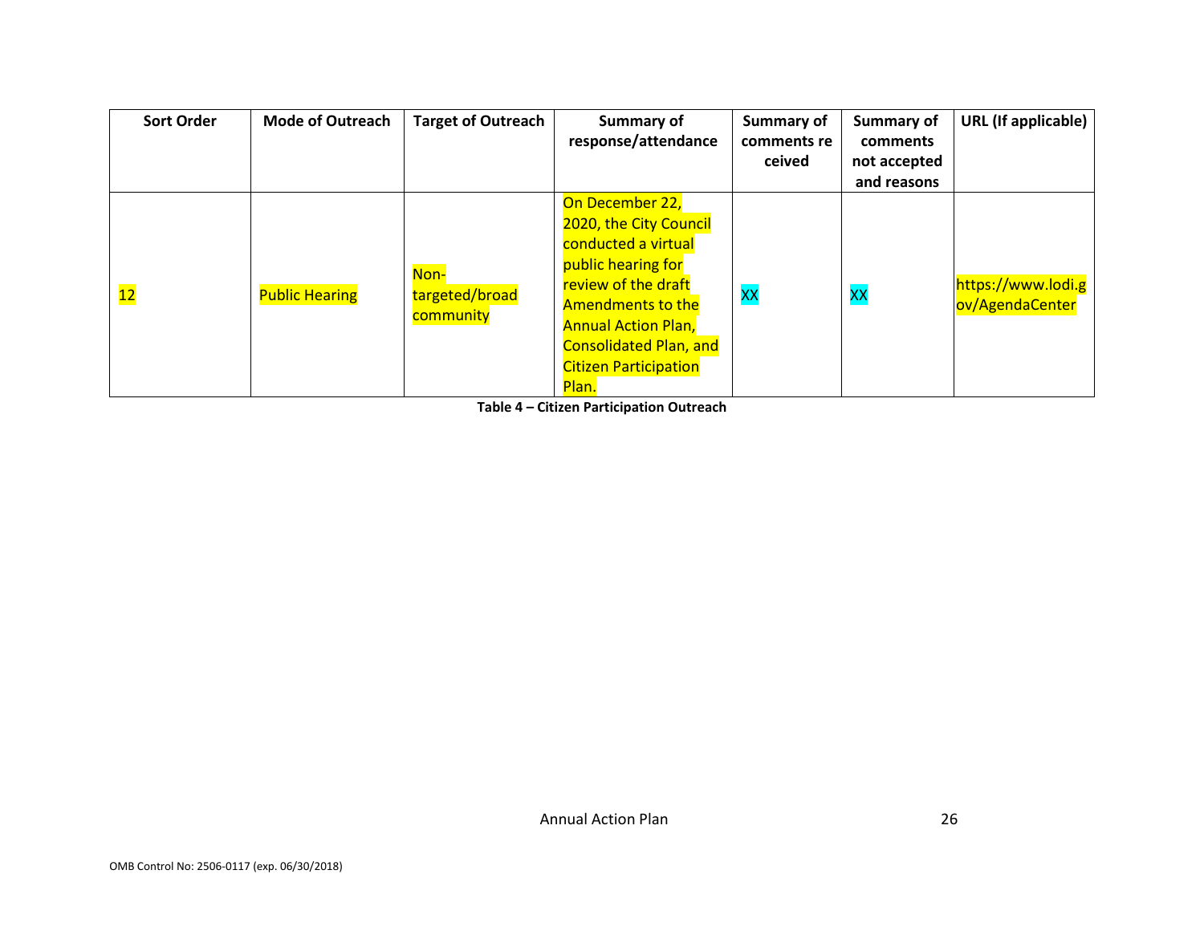| Sort Order | Mode of Outreach | Target of Outreach | Summary of response/attendance | Summary of comments received | Summary of comments not accepted and reasons | URL (If applicable) |
|---|---|---|---|---|---|---|
| 12 | Public Hearing | Non-targeted/broad community | On December 22, 2020, the City Council conducted a virtual public hearing for review of the draft Amendments to the Annual Action Plan, Consolidated Plan, and Citizen Participation Plan. | XX | XX | https://www.lodi.gov/AgendaCenter |

**Table 4 – Citizen Participation Outreach**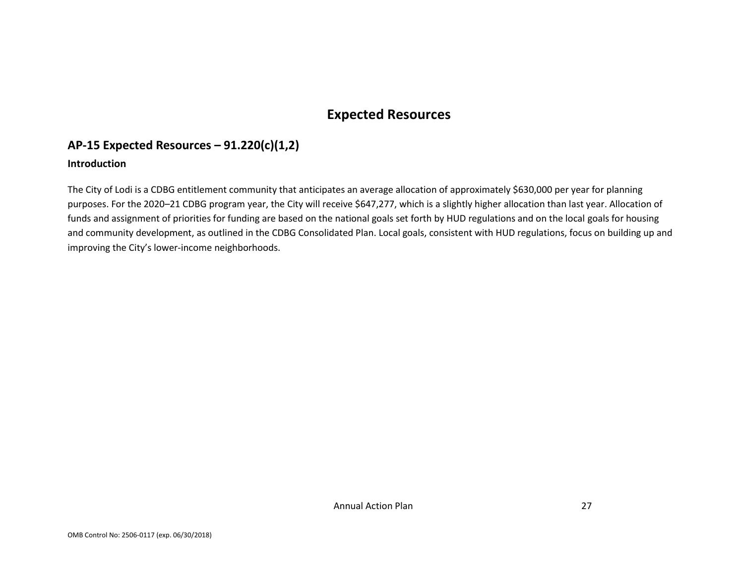# Expected Resources

## AP-15 Expected Resources – 91.220(c)(1,2)

### Introduction

The City of Lodi is a CDBG entitlement community that anticipates an average allocation of approximately $630,000 per year for planning purposes. For the 2020–21 CDBG program year, the City will receive $647,277, which is a slightly higher allocation than last year. Allocation of funds and assignment of priorities for funding are based on the national goals set forth by HUD regulations and on the local goals for housing and community development, as outlined in the CDBG Consolidated Plan. Local goals, consistent with HUD regulations, focus on building up and improving the City's lower-income neighborhoods.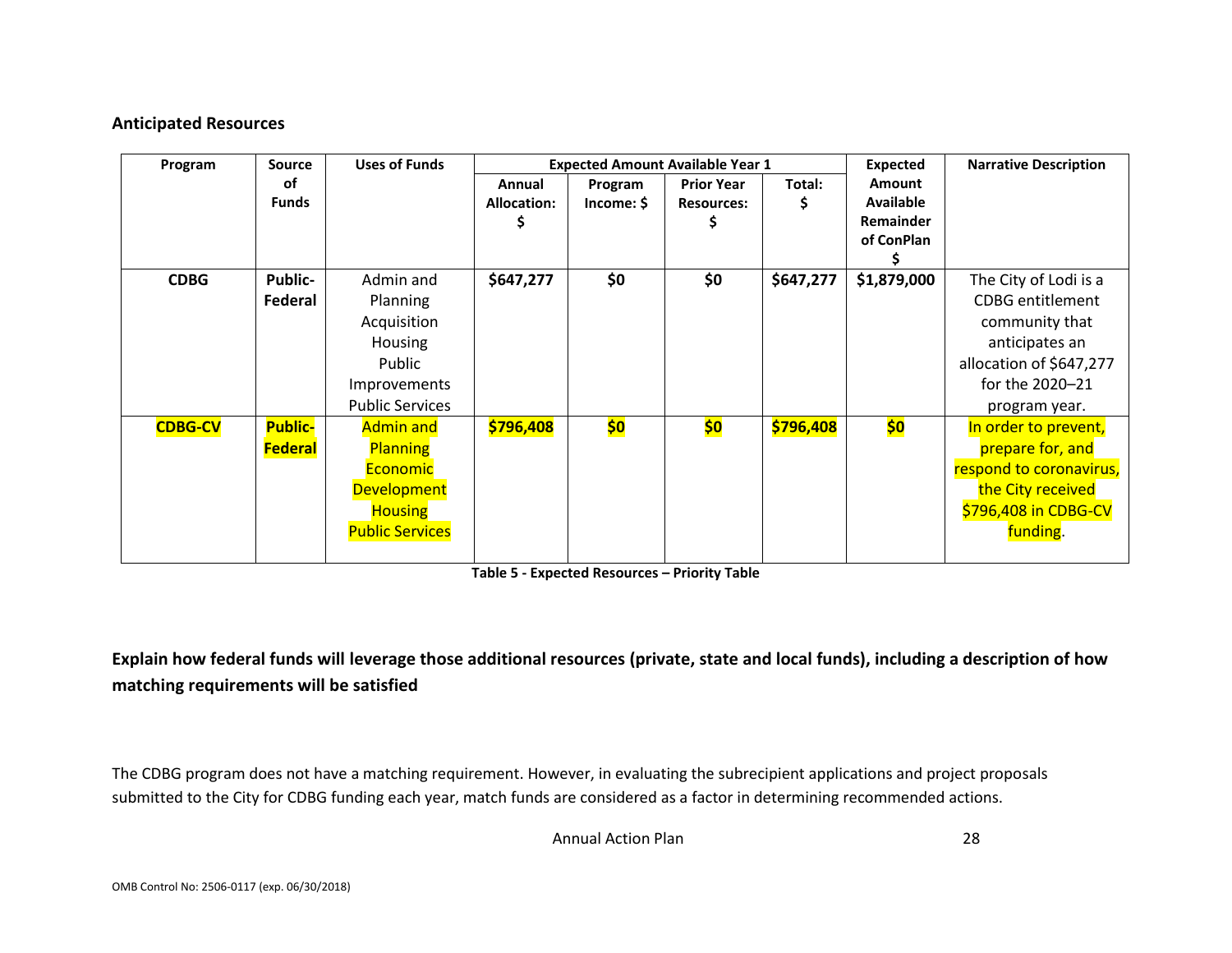### Anticipated Resources

| Program | Source of Funds | Uses of Funds | Expected Amount Available Year 1 | | | | Expected Amount Available Remainder of ConPlan $ | Narrative Description |
|---|---|---|---|---|---|---|---|---|
| | | | Annual Allocation: $ | Program Income: $ | Prior Year Resources: $ | Total: $ | | |
| **CDBG** | **Public-Federal** | Admin and Planning<br>Acquisition<br>Housing<br>Public Improvements<br>Public Services | **$647,277** | **$0** | **$0** | **$647,277** | **$1,879,000** | The City of Lodi is a CDBG entitlement community that anticipates an allocation of $647,277 for the 2020–21 program year. |
| **CDBG-CV** | **Public-Federal** | Admin and Planning<br>Economic Development<br>Housing<br>Public Services | **$796,408** | **$0** | **$0** | **$796,408** | **$0** | In order to prevent, prepare for, and respond to coronavirus, the City received $796,408 in CDBG-CV funding. |

**Table 5 - Expected Resources – Priority Table**

**Explain how federal funds will leverage those additional resources (private, state and local funds), including a description of how matching requirements will be satisfied**

The CDBG program does not have a matching requirement. However, in evaluating the subrecipient applications and project proposals submitted to the City for CDBG funding each year, match funds are considered as a factor in determining recommended actions.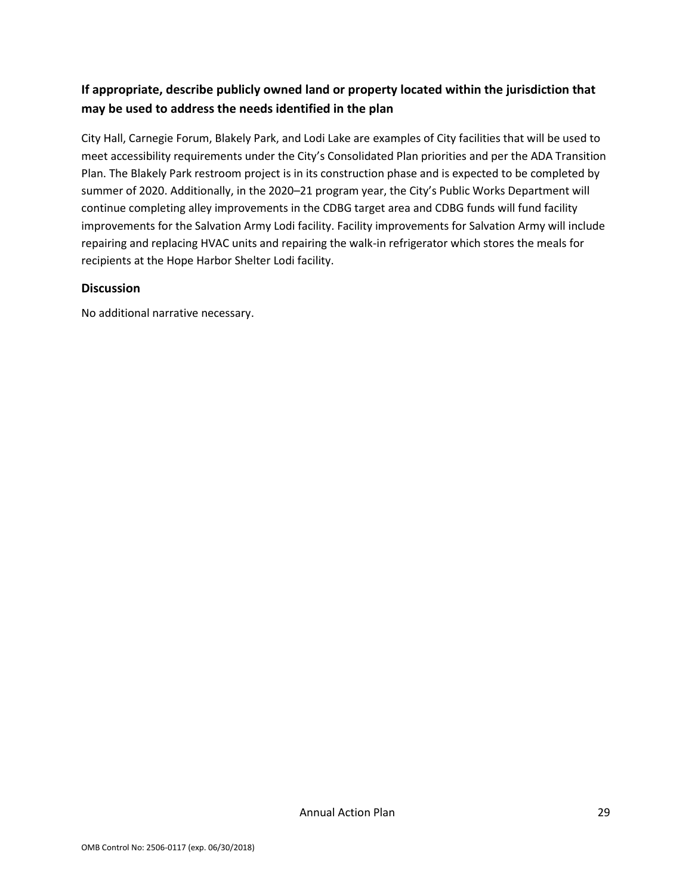## If appropriate, describe publicly owned land or property located within the jurisdiction that may be used to address the needs identified in the plan

City Hall, Carnegie Forum, Blakely Park, and Lodi Lake are examples of City facilities that will be used to meet accessibility requirements under the City's Consolidated Plan priorities and per the ADA Transition Plan. The Blakely Park restroom project is in its construction phase and is expected to be completed by summer of 2020. Additionally, in the 2020–21 program year, the City's Public Works Department will continue completing alley improvements in the CDBG target area and CDBG funds will fund facility improvements for the Salvation Army Lodi facility. Facility improvements for Salvation Army will include repairing and replacing HVAC units and repairing the walk-in refrigerator which stores the meals for recipients at the Hope Harbor Shelter Lodi facility.

## Discussion

No additional narrative necessary.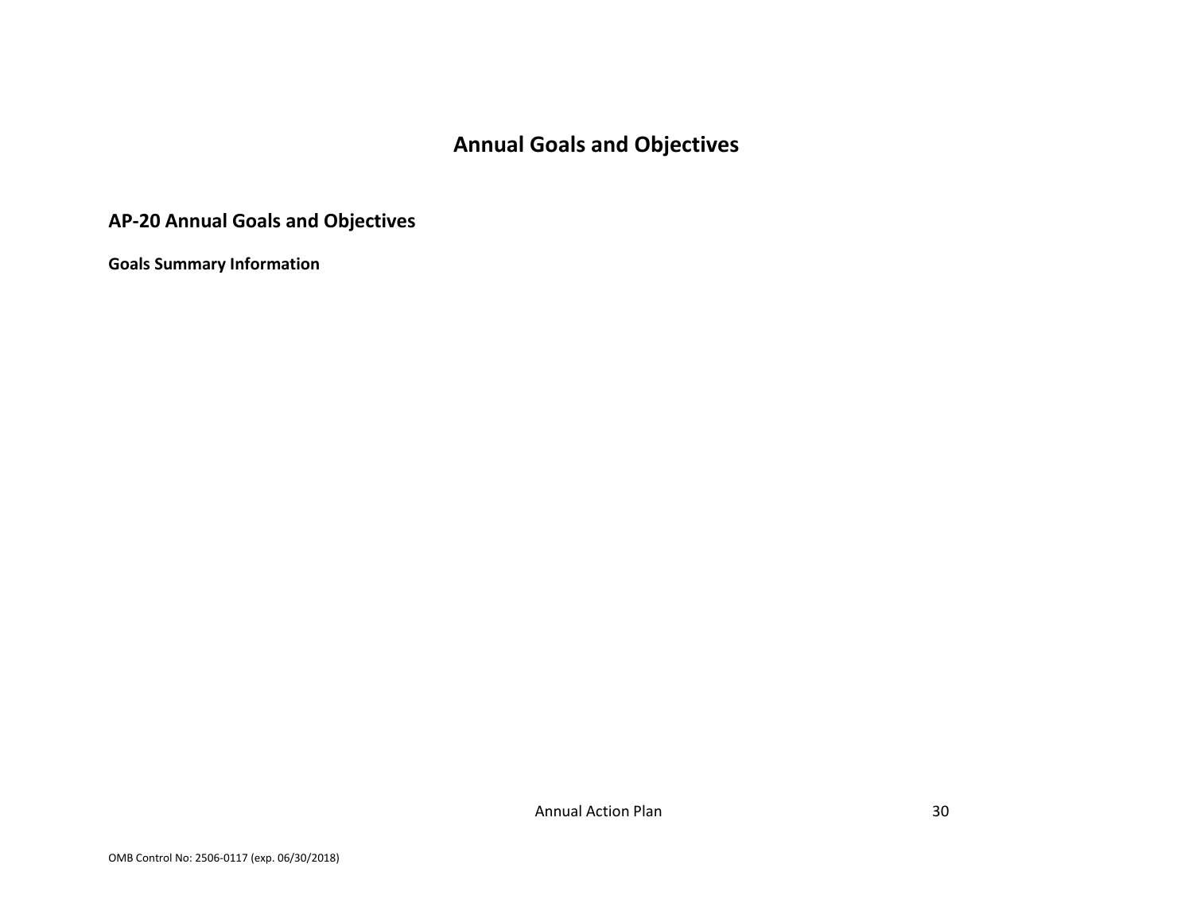# Annual Goals and Objectives

## AP-20 Annual Goals and Objectives

**Goals Summary Information**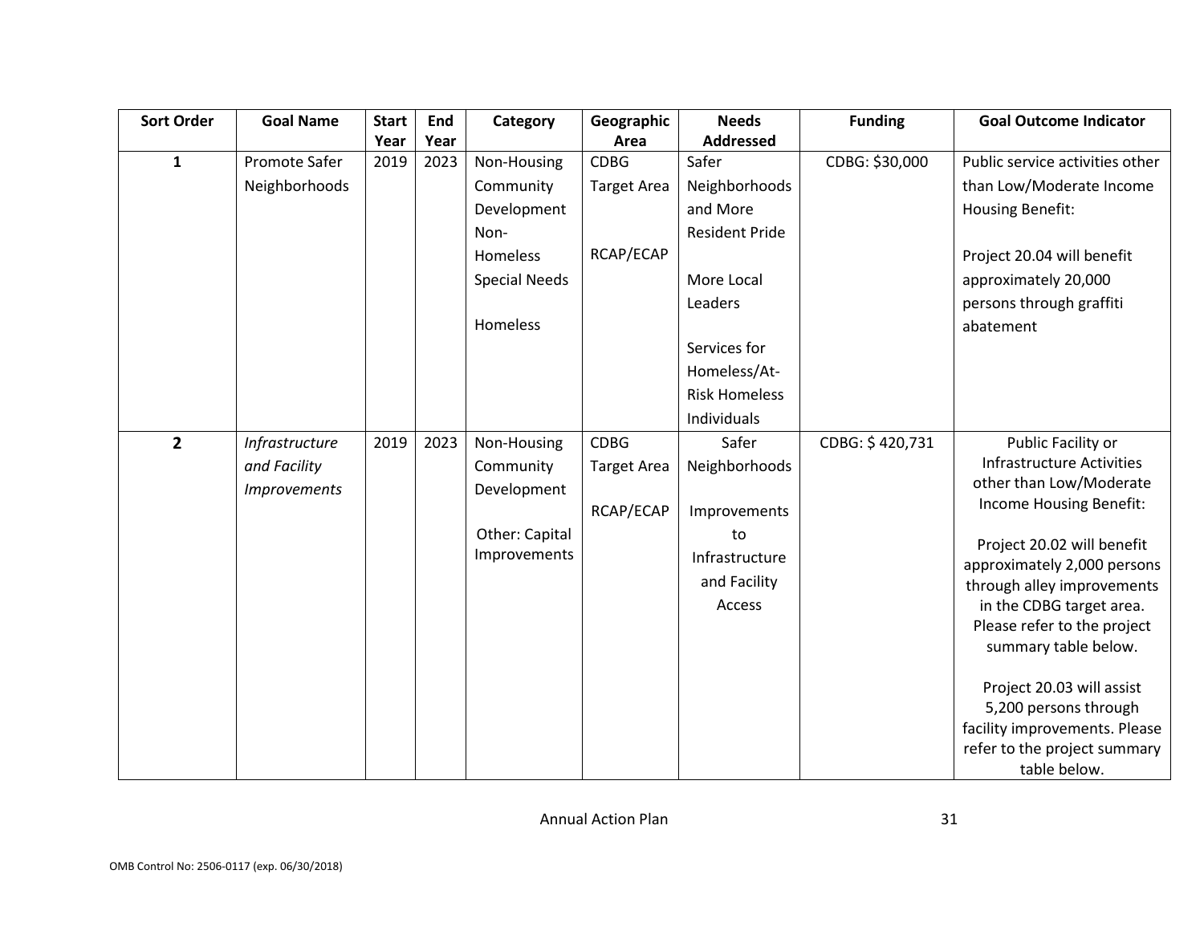| Sort Order | Goal Name | Start Year | End Year | Category | Geographic Area | Needs Addressed | Funding | Goal Outcome Indicator |
|---|---|---|---|---|---|---|---|---|
| **1** | Promote Safer Neighborhoods | 2019 | 2023 | Non-Housing Community Development Non-Homeless Special Needs<br><br>Homeless | CDBG Target Area<br><br>RCAP/ECAP | Safer Neighborhoods and More Resident Pride<br><br>More Local Leaders<br><br>Services for Homeless/At-Risk Homeless Individuals | CDBG: $30,000 | Public service activities other than Low/Moderate Income Housing Benefit:<br><br>Project 20.04 will benefit approximately 20,000 persons through graffiti abatement |
| **2** | *Infrastructure and Facility Improvements* | 2019 | 2023 | Non-Housing Community Development<br><br>Other: Capital Improvements | CDBG Target Area<br><br>RCAP/ECAP | Safer Neighborhoods<br><br>Improvements to Infrastructure and Facility Access | CDBG: $ 420,731 | Public Facility or Infrastructure Activities other than Low/Moderate Income Housing Benefit:<br><br>Project 20.02 will benefit approximately 2,000 persons through alley improvements in the CDBG target area. Please refer to the project summary table below.<br><br>Project 20.03 will assist 5,200 persons through facility improvements. Please refer to the project summary table below. |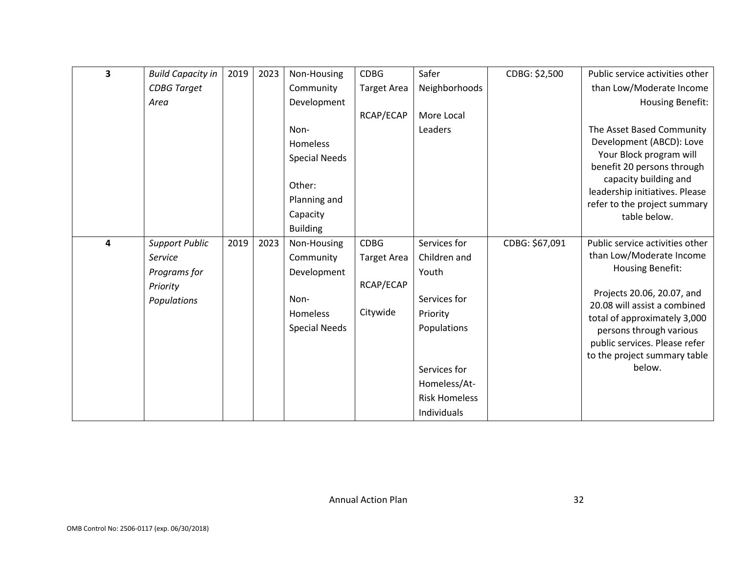| 3 | *Build Capacity in CDBG Target Area* | 2019 | 2023 | Non-Housing Community Development<br><br>Non-Homeless Special Needs<br><br>Other: Planning and Capacity Building | CDBG Target Area<br><br>RCAP/ECAP | Safer Neighborhoods<br><br>More Local Leaders | CDBG: $2,500 | Public service activities other than Low/Moderate Income Housing Benefit:<br><br>The Asset Based Community Development (ABCD): Love Your Block program will benefit 20 persons through capacity building and leadership initiatives. Please refer to the project summary table below. |
|---|---|---|---|---|---|---|---|---|
| 4 | *Support Public Service Programs for Priority Populations* | 2019 | 2023 | Non-Housing Community Development<br><br>Non-Homeless Special Needs | CDBG Target Area<br><br>RCAP/ECAP<br><br>Citywide | Services for Children and Youth<br><br>Services for Priority Populations<br><br>Services for Homeless/At-Risk Homeless Individuals | CDBG: $67,091 | Public service activities other than Low/Moderate Income Housing Benefit:<br><br>Projects 20.06, 20.07, and 20.08 will assist a combined total of approximately 3,000 persons through various public services. Please refer to the project summary table below. |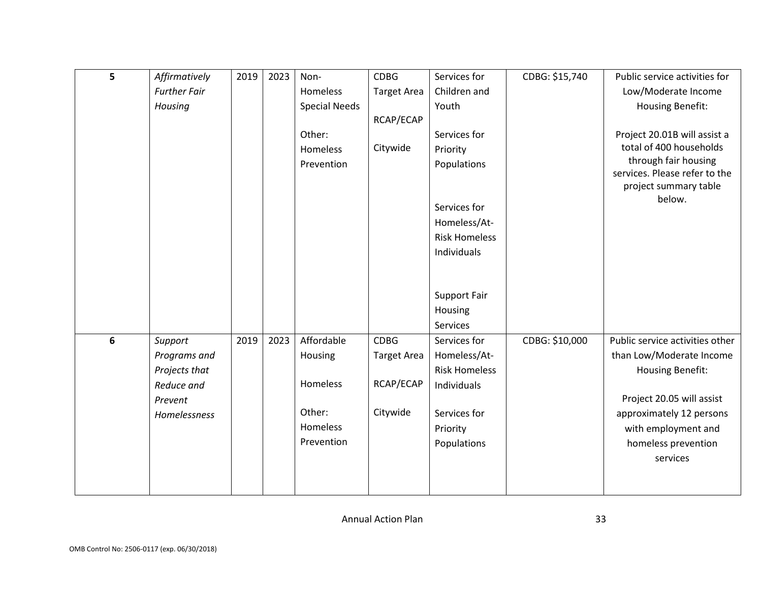| | | | | | | | | |
|---|---|---|---|---|---|---|---|---|
| 5 | *Affirmatively Further Fair Housing* | 2019 | 2023 | Non-Homeless Special Needs<br><br>Other: Homeless Prevention | CDBG Target Area<br><br>RCAP/ECAP<br><br>Citywide | Services for Children and Youth<br><br>Services for Priority Populations<br><br>Services for Homeless/At-Risk Homeless Individuals<br><br>Support Fair Housing Services | CDBG: $15,740 | Public service activities for Low/Moderate Income Housing Benefit:<br><br>Project 20.01B will assist a total of 400 households through fair housing services. Please refer to the project summary table below. |
| 6 | *Support Programs and Projects that Reduce and Prevent Homelessness* | 2019 | 2023 | Affordable Housing<br><br>Homeless<br><br>Other: Homeless Prevention | CDBG Target Area<br><br>RCAP/ECAP<br><br>Citywide | Services for Homeless/At-Risk Homeless Individuals<br><br>Services for Priority Populations | CDBG: $10,000 | Public service activities other than Low/Moderate Income Housing Benefit:<br><br>Project 20.05 will assist approximately 12 persons with employment and homeless prevention services |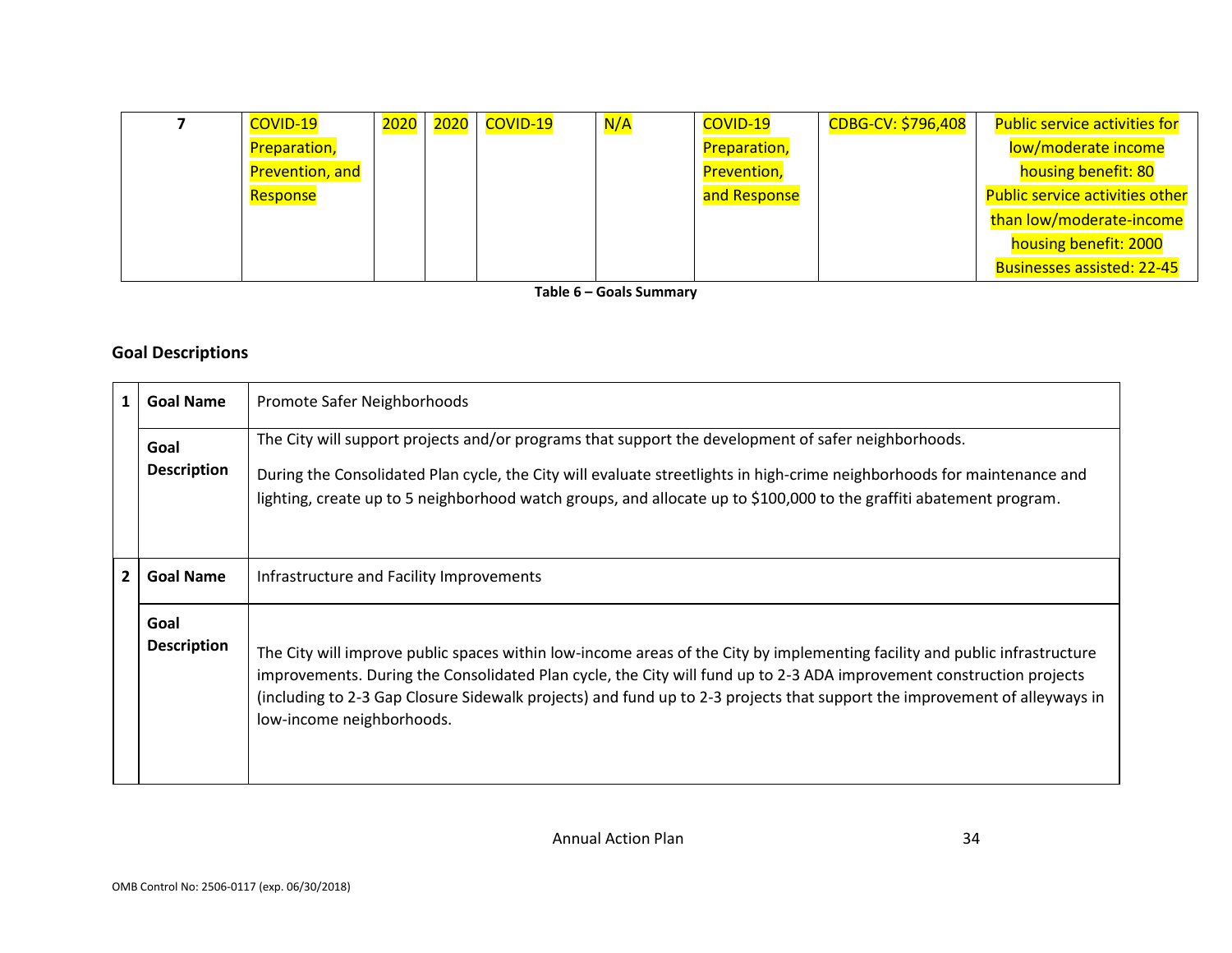| 7 | COVID-19 Preparation, Prevention, and Response | 2020 | 2020 | COVID-19 | N/A | COVID-19 Preparation, Prevention, and Response | CDBG-CV: $796,408 | Public service activities for low/moderate income housing benefit: 80<br>Public service activities other than low/moderate-income housing benefit: 2000<br>Businesses assisted: 22-45 |
|---|---|---|---|---|---|---|---|---|

**Table 6 – Goals Summary**

## Goal Descriptions

| | | |
|---|---|---|
| 1 | **Goal Name** | Promote Safer Neighborhoods |
| | **Goal Description** | The City will support projects and/or programs that support the development of safer neighborhoods.<br><br>During the Consolidated Plan cycle, the City will evaluate streetlights in high-crime neighborhoods for maintenance and lighting, create up to 5 neighborhood watch groups, and allocate up to $100,000 to the graffiti abatement program. |
| 2 | **Goal Name** | Infrastructure and Facility Improvements |
| | **Goal Description** | The City will improve public spaces within low-income areas of the City by implementing facility and public infrastructure improvements. During the Consolidated Plan cycle, the City will fund up to 2-3 ADA improvement construction projects (including to 2-3 Gap Closure Sidewalk projects) and fund up to 2-3 projects that support the improvement of alleyways in low-income neighborhoods. |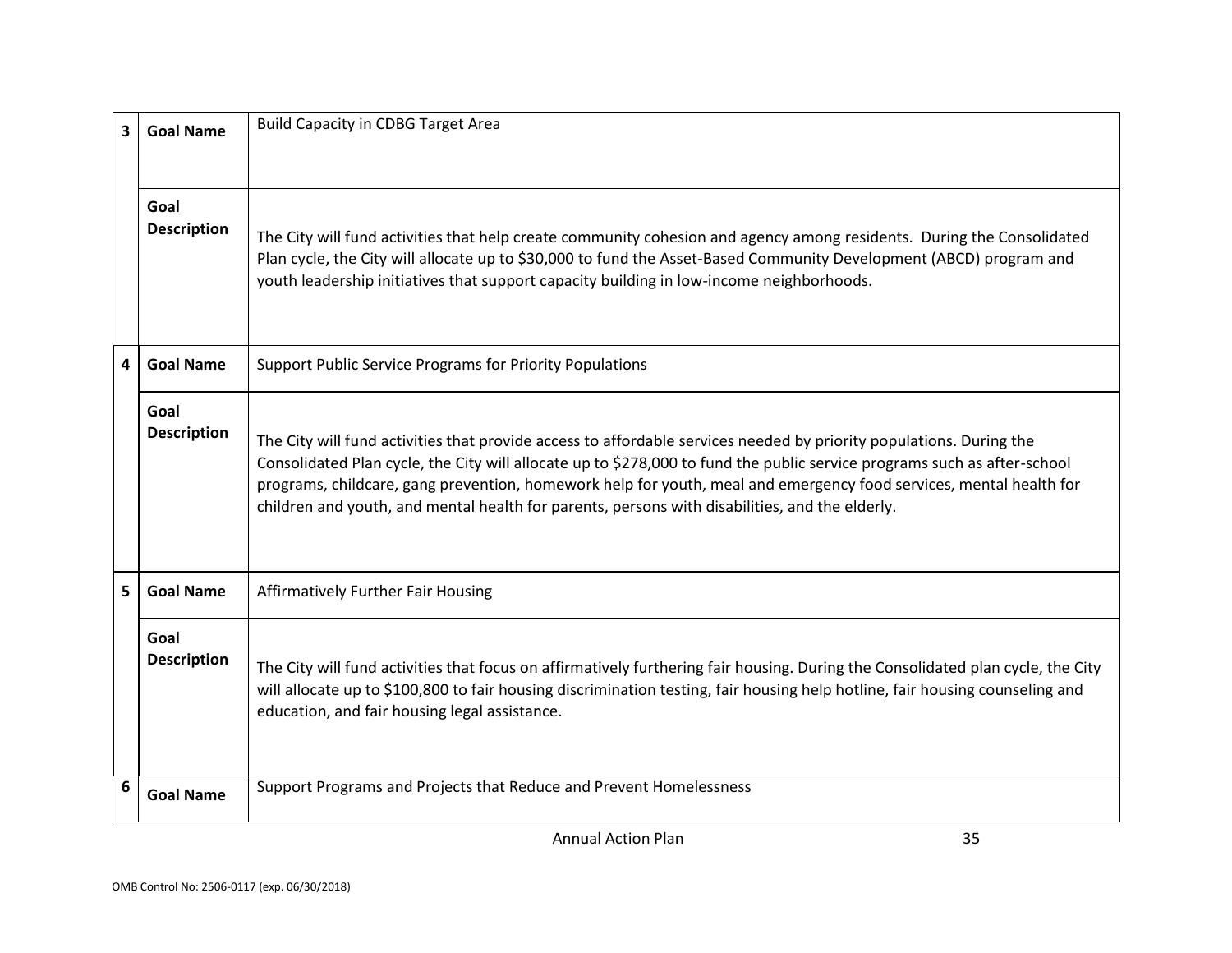| | | |
|---|---|---|
| 3 | **Goal Name** | Build Capacity in CDBG Target Area |
| | **Goal Description** | The City will fund activities that help create community cohesion and agency among residents. During the Consolidated Plan cycle, the City will allocate up to $30,000 to fund the Asset-Based Community Development (ABCD) program and youth leadership initiatives that support capacity building in low-income neighborhoods. |
| 4 | **Goal Name** | Support Public Service Programs for Priority Populations |
| | **Goal Description** | The City will fund activities that provide access to affordable services needed by priority populations. During the Consolidated Plan cycle, the City will allocate up to $278,000 to fund the public service programs such as after-school programs, childcare, gang prevention, homework help for youth, meal and emergency food services, mental health for children and youth, and mental health for parents, persons with disabilities, and the elderly. |
| 5 | **Goal Name** | Affirmatively Further Fair Housing |
| | **Goal Description** | The City will fund activities that focus on affirmatively furthering fair housing. During the Consolidated plan cycle, the City will allocate up to $100,800 to fair housing discrimination testing, fair housing help hotline, fair housing counseling and education, and fair housing legal assistance. |
| 6 | **Goal Name** | Support Programs and Projects that Reduce and Prevent Homelessness |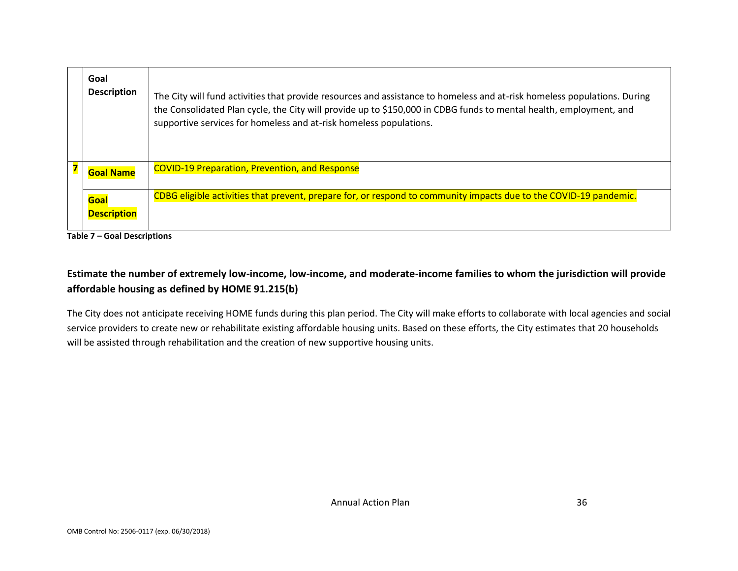| | | |
|---|---|---|
| | **Goal Description** | The City will fund activities that provide resources and assistance to homeless and at-risk homeless populations. During the Consolidated Plan cycle, the City will provide up to $150,000 in CDBG funds to mental health, employment, and supportive services for homeless and at-risk homeless populations. |
| **7** | **Goal Name** | COVID-19 Preparation, Prevention, and Response |
| | **Goal Description** | CDBG eligible activities that prevent, prepare for, or respond to community impacts due to the COVID-19 pandemic. |

**Table 7 – Goal Descriptions**

## Estimate the number of extremely low-income, low-income, and moderate-income families to whom the jurisdiction will provide affordable housing as defined by HOME 91.215(b)

The City does not anticipate receiving HOME funds during this plan period. The City will make efforts to collaborate with local agencies and social service providers to create new or rehabilitate existing affordable housing units. Based on these efforts, the City estimates that 20 households will be assisted through rehabilitation and the creation of new supportive housing units.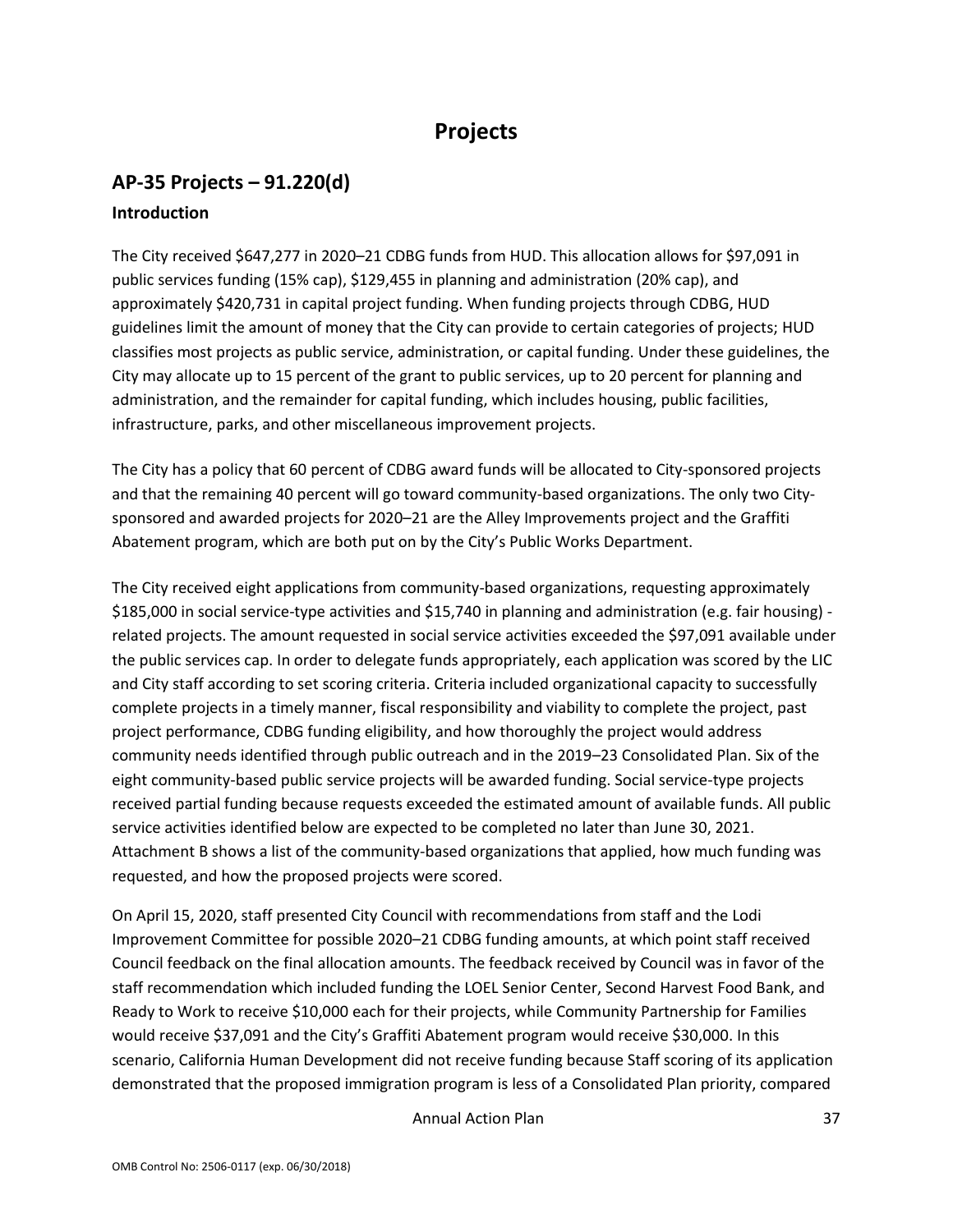# Projects

## AP-35 Projects – 91.220(d)

### Introduction

The City received $647,277 in 2020–21 CDBG funds from HUD. This allocation allows for $97,091 in public services funding (15% cap), $129,455 in planning and administration (20% cap), and approximately $420,731 in capital project funding. When funding projects through CDBG, HUD guidelines limit the amount of money that the City can provide to certain categories of projects; HUD classifies most projects as public service, administration, or capital funding. Under these guidelines, the City may allocate up to 15 percent of the grant to public services, up to 20 percent for planning and administration, and the remainder for capital funding, which includes housing, public facilities, infrastructure, parks, and other miscellaneous improvement projects.

The City has a policy that 60 percent of CDBG award funds will be allocated to City-sponsored projects and that the remaining 40 percent will go toward community-based organizations. The only two City-sponsored and awarded projects for 2020–21 are the Alley Improvements project and the Graffiti Abatement program, which are both put on by the City's Public Works Department.

The City received eight applications from community-based organizations, requesting approximately $185,000 in social service-type activities and $15,740 in planning and administration (e.g. fair housing) - related projects. The amount requested in social service activities exceeded the $97,091 available under the public services cap. In order to delegate funds appropriately, each application was scored by the LIC and City staff according to set scoring criteria. Criteria included organizational capacity to successfully complete projects in a timely manner, fiscal responsibility and viability to complete the project, past project performance, CDBG funding eligibility, and how thoroughly the project would address community needs identified through public outreach and in the 2019–23 Consolidated Plan. Six of the eight community-based public service projects will be awarded funding. Social service-type projects received partial funding because requests exceeded the estimated amount of available funds. All public service activities identified below are expected to be completed no later than June 30, 2021. Attachment B shows a list of the community-based organizations that applied, how much funding was requested, and how the proposed projects were scored.

On April 15, 2020, staff presented City Council with recommendations from staff and the Lodi Improvement Committee for possible 2020–21 CDBG funding amounts, at which point staff received Council feedback on the final allocation amounts. The feedback received by Council was in favor of the staff recommendation which included funding the LOEL Senior Center, Second Harvest Food Bank, and Ready to Work to receive $10,000 each for their projects, while Community Partnership for Families would receive $37,091 and the City's Graffiti Abatement program would receive $30,000. In this scenario, California Human Development did not receive funding because Staff scoring of its application demonstrated that the proposed immigration program is less of a Consolidated Plan priority, compared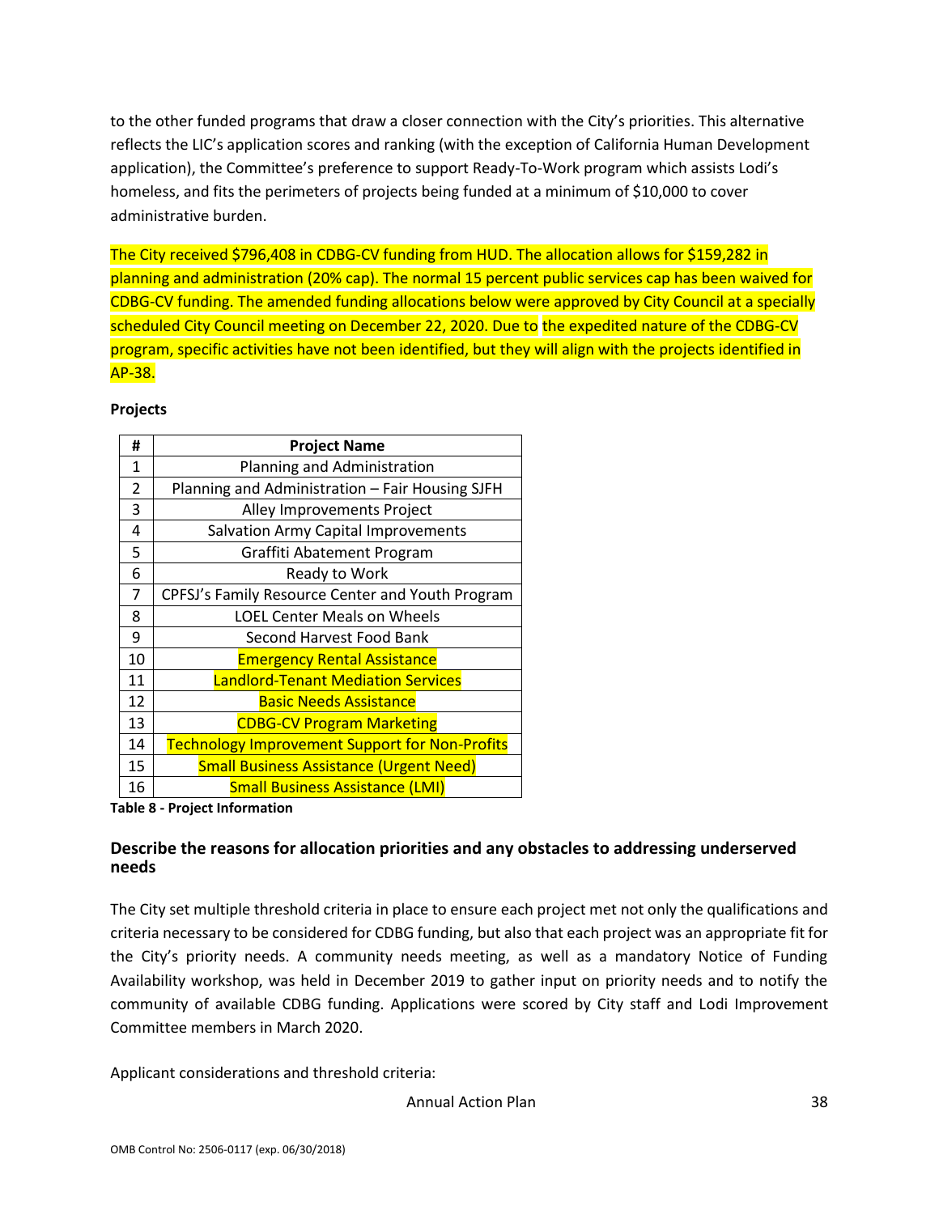to the other funded programs that draw a closer connection with the City's priorities. This alternative reflects the LIC's application scores and ranking (with the exception of California Human Development application), the Committee's preference to support Ready-To-Work program which assists Lodi's homeless, and fits the perimeters of projects being funded at a minimum of $10,000 to cover administrative burden.

The City received $796,408 in CDBG-CV funding from HUD. The allocation allows for $159,282 in planning and administration (20% cap). The normal 15 percent public services cap has been waived for CDBG-CV funding. The amended funding allocations below were approved by City Council at a specially scheduled City Council meeting on December 22, 2020. Due to the expedited nature of the CDBG-CV program, specific activities have not been identified, but they will align with the projects identified in AP-38.

**Projects**

| # | Project Name |
|---|---|
| 1 | Planning and Administration |
| 2 | Planning and Administration – Fair Housing SJFH |
| 3 | Alley Improvements Project |
| 4 | Salvation Army Capital Improvements |
| 5 | Graffiti Abatement Program |
| 6 | Ready to Work |
| 7 | CPFSJ's Family Resource Center and Youth Program |
| 8 | LOEL Center Meals on Wheels |
| 9 | Second Harvest Food Bank |
| 10 | Emergency Rental Assistance |
| 11 | Landlord-Tenant Mediation Services |
| 12 | Basic Needs Assistance |
| 13 | CDBG-CV Program Marketing |
| 14 | Technology Improvement Support for Non-Profits |
| 15 | Small Business Assistance (Urgent Need) |
| 16 | Small Business Assistance (LMI) |

**Table 8 - Project Information**

### Describe the reasons for allocation priorities and any obstacles to addressing underserved needs

The City set multiple threshold criteria in place to ensure each project met not only the qualifications and criteria necessary to be considered for CDBG funding, but also that each project was an appropriate fit for the City's priority needs. A community needs meeting, as well as a mandatory Notice of Funding Availability workshop, was held in December 2019 to gather input on priority needs and to notify the community of available CDBG funding. Applications were scored by City staff and Lodi Improvement Committee members in March 2020.

Applicant considerations and threshold criteria: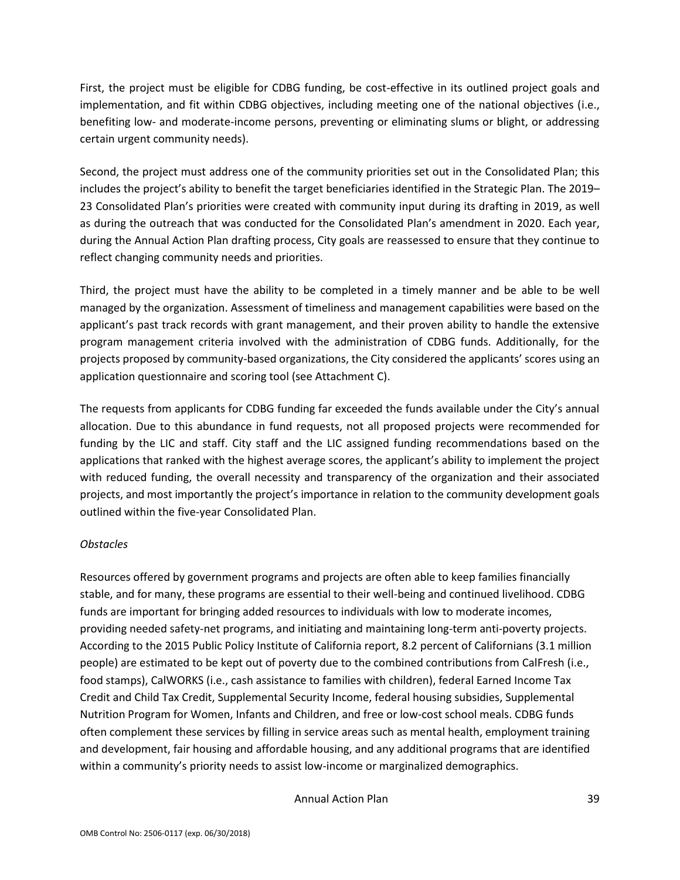First, the project must be eligible for CDBG funding, be cost-effective in its outlined project goals and implementation, and fit within CDBG objectives, including meeting one of the national objectives (i.e., benefiting low- and moderate-income persons, preventing or eliminating slums or blight, or addressing certain urgent community needs).

Second, the project must address one of the community priorities set out in the Consolidated Plan; this includes the project's ability to benefit the target beneficiaries identified in the Strategic Plan. The 2019–23 Consolidated Plan's priorities were created with community input during its drafting in 2019, as well as during the outreach that was conducted for the Consolidated Plan's amendment in 2020. Each year, during the Annual Action Plan drafting process, City goals are reassessed to ensure that they continue to reflect changing community needs and priorities.

Third, the project must have the ability to be completed in a timely manner and be able to be well managed by the organization. Assessment of timeliness and management capabilities were based on the applicant's past track records with grant management, and their proven ability to handle the extensive program management criteria involved with the administration of CDBG funds. Additionally, for the projects proposed by community-based organizations, the City considered the applicants' scores using an application questionnaire and scoring tool (see Attachment C).

The requests from applicants for CDBG funding far exceeded the funds available under the City's annual allocation. Due to this abundance in fund requests, not all proposed projects were recommended for funding by the LIC and staff. City staff and the LIC assigned funding recommendations based on the applications that ranked with the highest average scores, the applicant's ability to implement the project with reduced funding, the overall necessity and transparency of the organization and their associated projects, and most importantly the project's importance in relation to the community development goals outlined within the five-year Consolidated Plan.

*Obstacles*

Resources offered by government programs and projects are often able to keep families financially stable, and for many, these programs are essential to their well-being and continued livelihood. CDBG funds are important for bringing added resources to individuals with low to moderate incomes, providing needed safety-net programs, and initiating and maintaining long-term anti-poverty projects. According to the 2015 Public Policy Institute of California report, 8.2 percent of Californians (3.1 million people) are estimated to be kept out of poverty due to the combined contributions from CalFresh (i.e., food stamps), CalWORKS (i.e., cash assistance to families with children), federal Earned Income Tax Credit and Child Tax Credit, Supplemental Security Income, federal housing subsidies, Supplemental Nutrition Program for Women, Infants and Children, and free or low-cost school meals. CDBG funds often complement these services by filling in service areas such as mental health, employment training and development, fair housing and affordable housing, and any additional programs that are identified within a community's priority needs to assist low-income or marginalized demographics.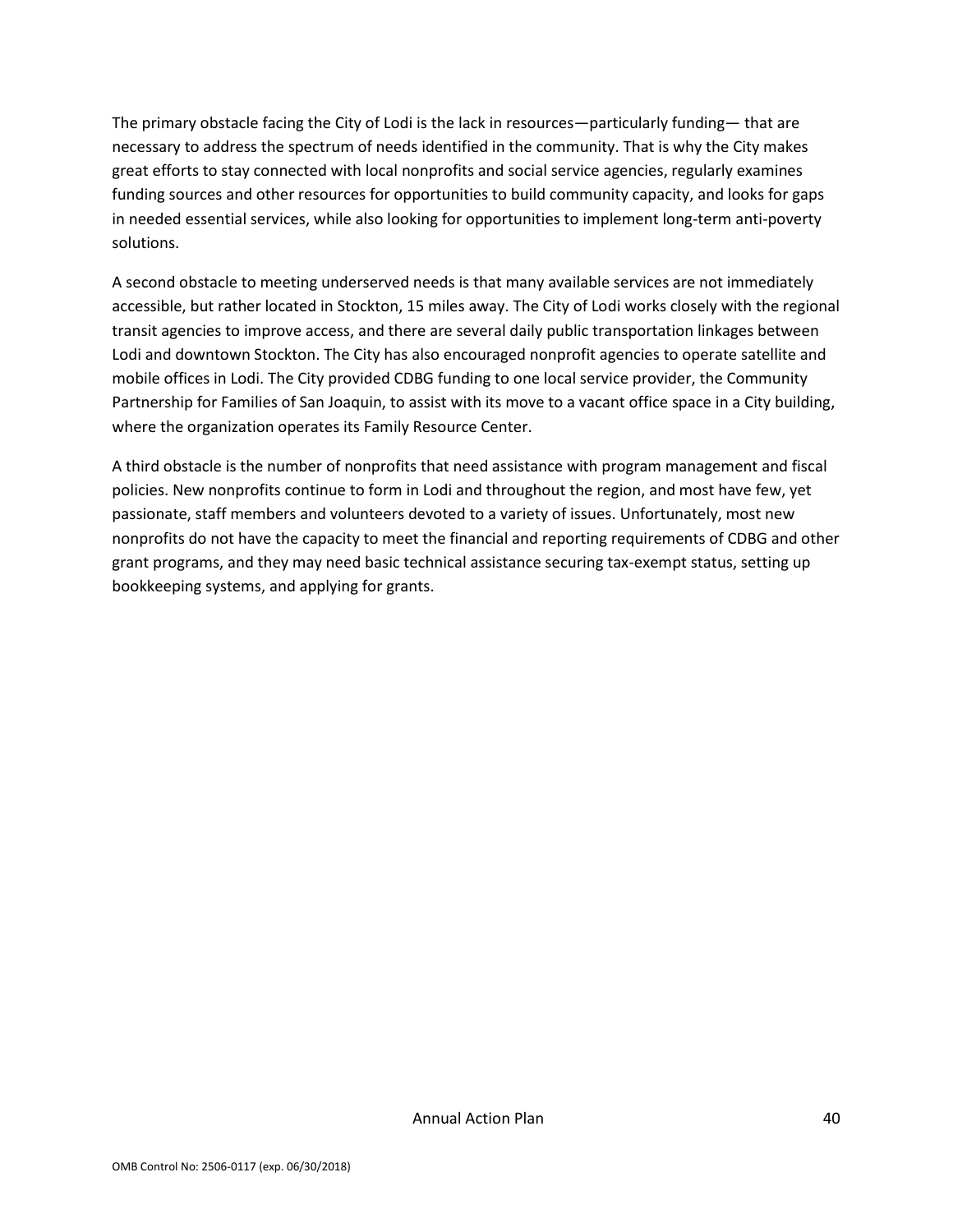The primary obstacle facing the City of Lodi is the lack in resources—particularly funding— that are necessary to address the spectrum of needs identified in the community. That is why the City makes great efforts to stay connected with local nonprofits and social service agencies, regularly examines funding sources and other resources for opportunities to build community capacity, and looks for gaps in needed essential services, while also looking for opportunities to implement long-term anti-poverty solutions.

A second obstacle to meeting underserved needs is that many available services are not immediately accessible, but rather located in Stockton, 15 miles away. The City of Lodi works closely with the regional transit agencies to improve access, and there are several daily public transportation linkages between Lodi and downtown Stockton. The City has also encouraged nonprofit agencies to operate satellite and mobile offices in Lodi. The City provided CDBG funding to one local service provider, the Community Partnership for Families of San Joaquin, to assist with its move to a vacant office space in a City building, where the organization operates its Family Resource Center.

A third obstacle is the number of nonprofits that need assistance with program management and fiscal policies. New nonprofits continue to form in Lodi and throughout the region, and most have few, yet passionate, staff members and volunteers devoted to a variety of issues. Unfortunately, most new nonprofits do not have the capacity to meet the financial and reporting requirements of CDBG and other grant programs, and they may need basic technical assistance securing tax-exempt status, setting up bookkeeping systems, and applying for grants.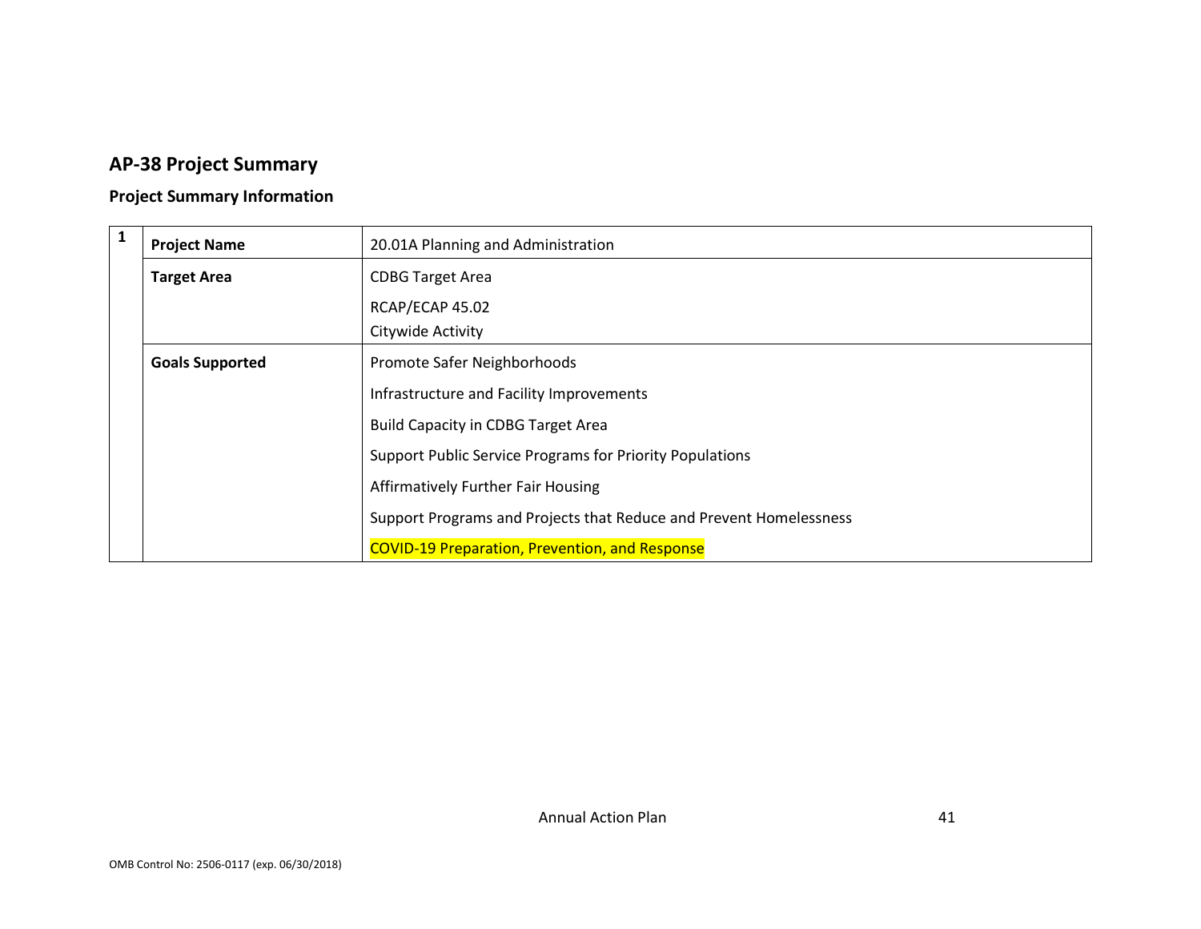## AP-38 Project Summary

### Project Summary Information

| 1 | | |
|---|---|---|
| | **Project Name** | 20.01A Planning and Administration |
| | **Target Area** | CDBG Target Area<br>RCAP/ECAP 45.02<br>Citywide Activity |
| | **Goals Supported** | Promote Safer Neighborhoods<br>Infrastructure and Facility Improvements<br>Build Capacity in CDBG Target Area<br>Support Public Service Programs for Priority Populations<br>Affirmatively Further Fair Housing<br>Support Programs and Projects that Reduce and Prevent Homelessness<br>COVID-19 Preparation, Prevention, and Response |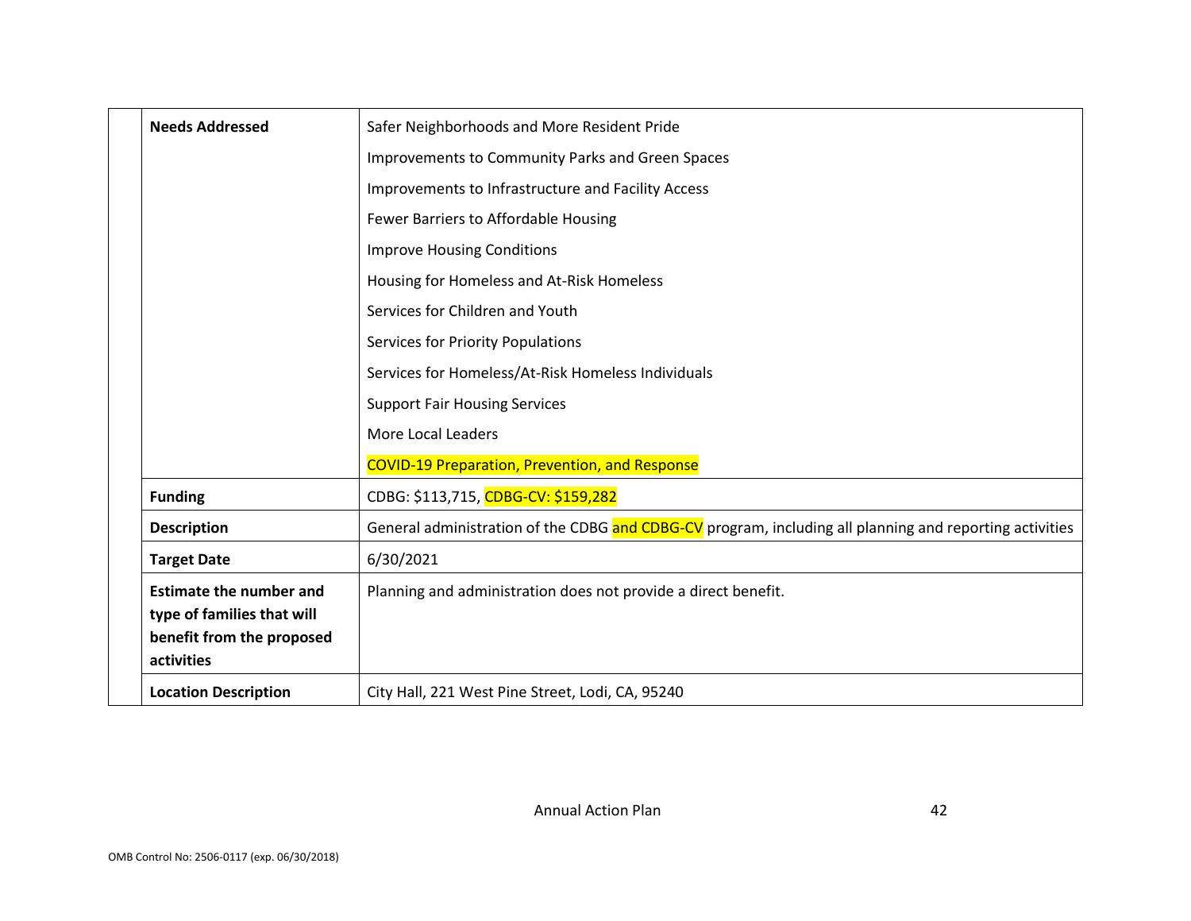| | |
|---|---|
| **Needs Addressed** | Safer Neighborhoods and More Resident Pride<br>Improvements to Community Parks and Green Spaces<br>Improvements to Infrastructure and Facility Access<br>Fewer Barriers to Affordable Housing<br>Improve Housing Conditions<br>Housing for Homeless and At-Risk Homeless<br>Services for Children and Youth<br>Services for Priority Populations<br>Services for Homeless/At-Risk Homeless Individuals<br>Support Fair Housing Services<br>More Local Leaders<br>COVID-19 Preparation, Prevention, and Response |
| **Funding** | CDBG: $113,715, CDBG-CV: $159,282 |
| **Description** | General administration of the CDBG and CDBG-CV program, including all planning and reporting activities |
| **Target Date** | 6/30/2021 |
| **Estimate the number and type of families that will benefit from the proposed activities** | Planning and administration does not provide a direct benefit. |
| **Location Description** | City Hall, 221 West Pine Street, Lodi, CA, 95240 |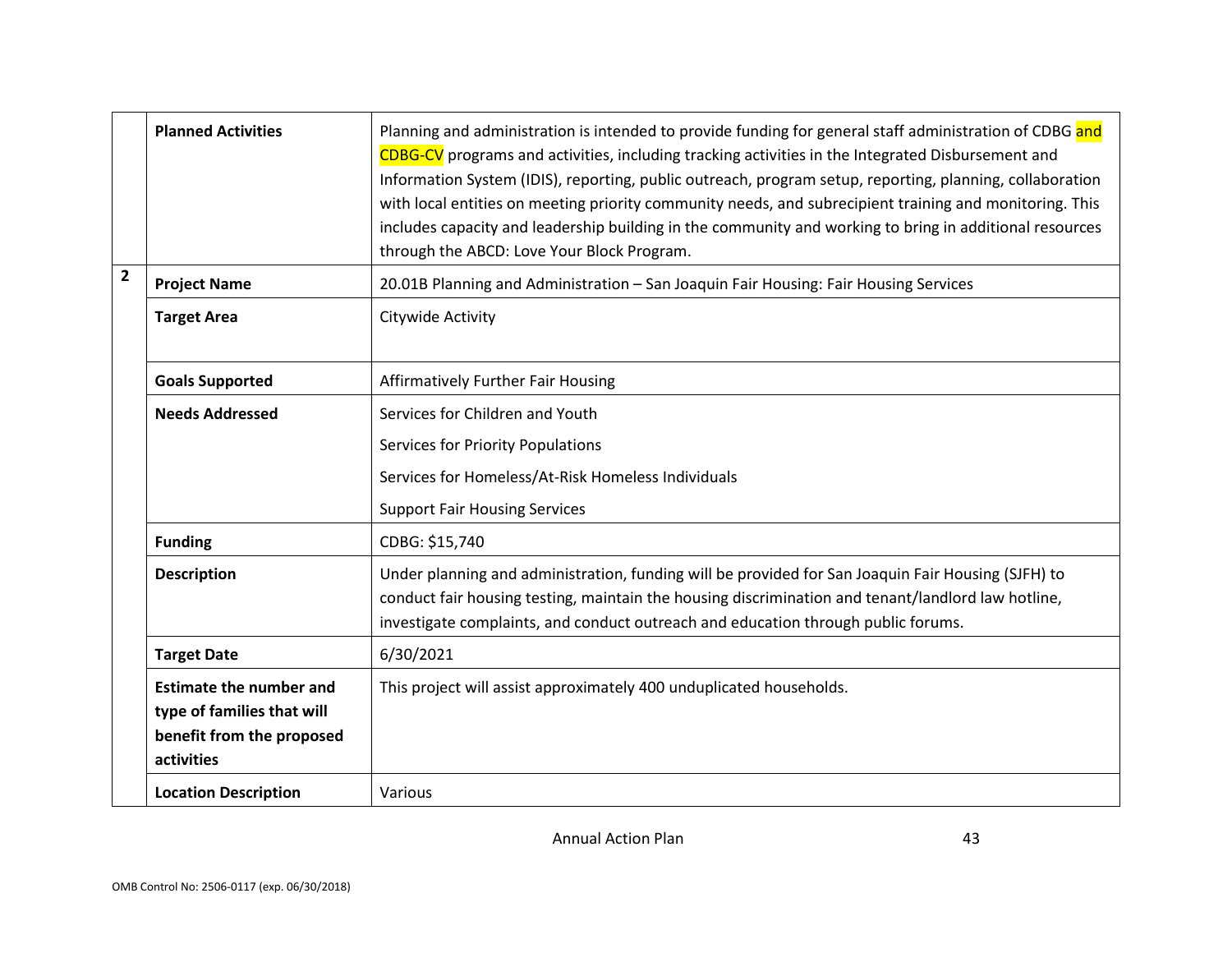| | | |
|---|---|---|
| | **Planned Activities** | Planning and administration is intended to provide funding for general staff administration of CDBG and CDBG-CV programs and activities, including tracking activities in the Integrated Disbursement and Information System (IDIS), reporting, public outreach, program setup, reporting, planning, collaboration with local entities on meeting priority community needs, and subrecipient training and monitoring. This includes capacity and leadership building in the community and working to bring in additional resources through the ABCD: Love Your Block Program. |
| **2** | **Project Name** | 20.01B Planning and Administration – San Joaquin Fair Housing: Fair Housing Services |
| | **Target Area** | Citywide Activity |
| | **Goals Supported** | Affirmatively Further Fair Housing |
| | **Needs Addressed** | Services for Children and Youth<br>Services for Priority Populations<br>Services for Homeless/At-Risk Homeless Individuals<br>Support Fair Housing Services |
| | **Funding** | CDBG: $15,740 |
| | **Description** | Under planning and administration, funding will be provided for San Joaquin Fair Housing (SJFH) to conduct fair housing testing, maintain the housing discrimination and tenant/landlord law hotline, investigate complaints, and conduct outreach and education through public forums. |
| | **Target Date** | 6/30/2021 |
| | **Estimate the number and type of families that will benefit from the proposed activities** | This project will assist approximately 400 unduplicated households. |
| | **Location Description** | Various |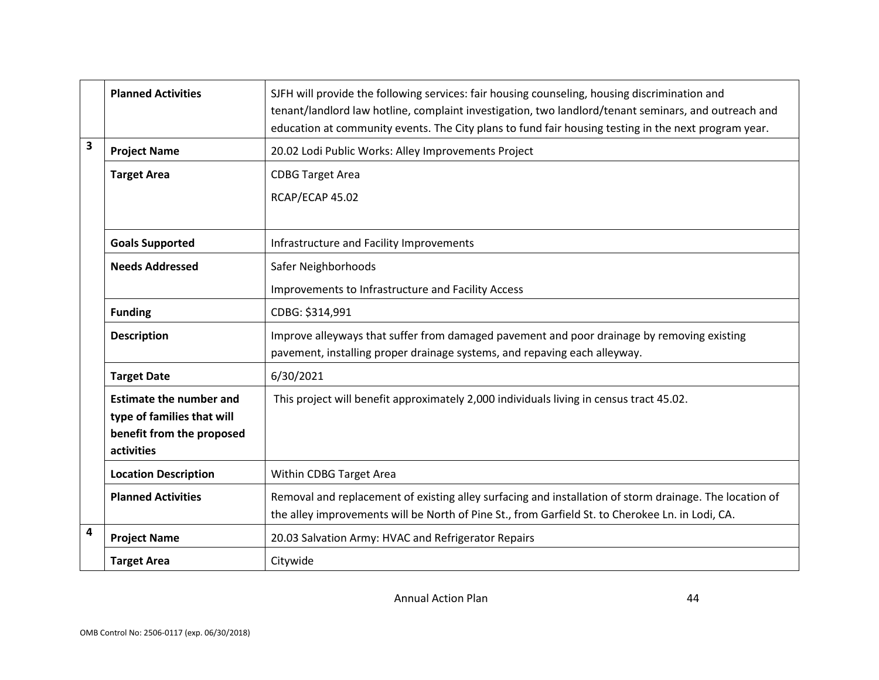| | | |
|---|---|---|
| | **Planned Activities** | SJFH will provide the following services: fair housing counseling, housing discrimination and tenant/landlord law hotline, complaint investigation, two landlord/tenant seminars, and outreach and education at community events. The City plans to fund fair housing testing in the next program year. |
| 3 | **Project Name** | 20.02 Lodi Public Works: Alley Improvements Project |
| | **Target Area** | CDBG Target Area<br>RCAP/ECAP 45.02 |
| | **Goals Supported** | Infrastructure and Facility Improvements |
| | **Needs Addressed** | Safer Neighborhoods<br>Improvements to Infrastructure and Facility Access |
| | **Funding** | CDBG: $314,991 |
| | **Description** | Improve alleyways that suffer from damaged pavement and poor drainage by removing existing pavement, installing proper drainage systems, and repaving each alleyway. |
| | **Target Date** | 6/30/2021 |
| | **Estimate the number and type of families that will benefit from the proposed activities** | This project will benefit approximately 2,000 individuals living in census tract 45.02. |
| | **Location Description** | Within CDBG Target Area |
| | **Planned Activities** | Removal and replacement of existing alley surfacing and installation of storm drainage. The location of the alley improvements will be North of Pine St., from Garfield St. to Cherokee Ln. in Lodi, CA. |
| 4 | **Project Name** | 20.03 Salvation Army: HVAC and Refrigerator Repairs |
| | **Target Area** | Citywide |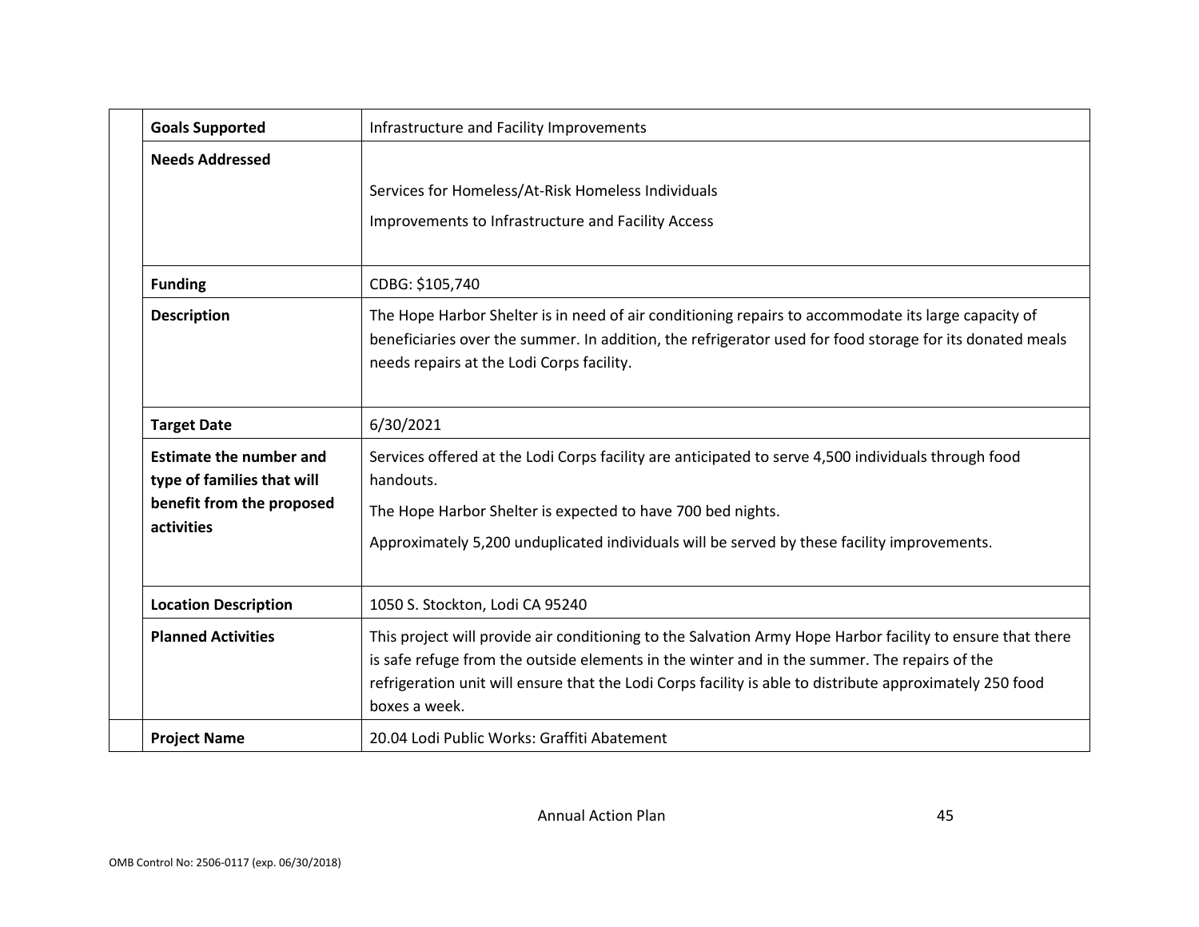| | | |
|---|---|---|
| | **Goals Supported** | Infrastructure and Facility Improvements |
| | **Needs Addressed** | Services for Homeless/At-Risk Homeless Individuals<br>Improvements to Infrastructure and Facility Access |
| | **Funding** | CDBG: $105,740 |
| | **Description** | The Hope Harbor Shelter is in need of air conditioning repairs to accommodate its large capacity of beneficiaries over the summer. In addition, the refrigerator used for food storage for its donated meals needs repairs at the Lodi Corps facility. |
| | **Target Date** | 6/30/2021 |
| | **Estimate the number and type of families that will benefit from the proposed activities** | Services offered at the Lodi Corps facility are anticipated to serve 4,500 individuals through food handouts.<br>The Hope Harbor Shelter is expected to have 700 bed nights.<br>Approximately 5,200 unduplicated individuals will be served by these facility improvements. |
| | **Location Description** | 1050 S. Stockton, Lodi CA 95240 |
| | **Planned Activities** | This project will provide air conditioning to the Salvation Army Hope Harbor facility to ensure that there is safe refuge from the outside elements in the winter and in the summer. The repairs of the refrigeration unit will ensure that the Lodi Corps facility is able to distribute approximately 250 food boxes a week. |
| | **Project Name** | 20.04 Lodi Public Works: Graffiti Abatement |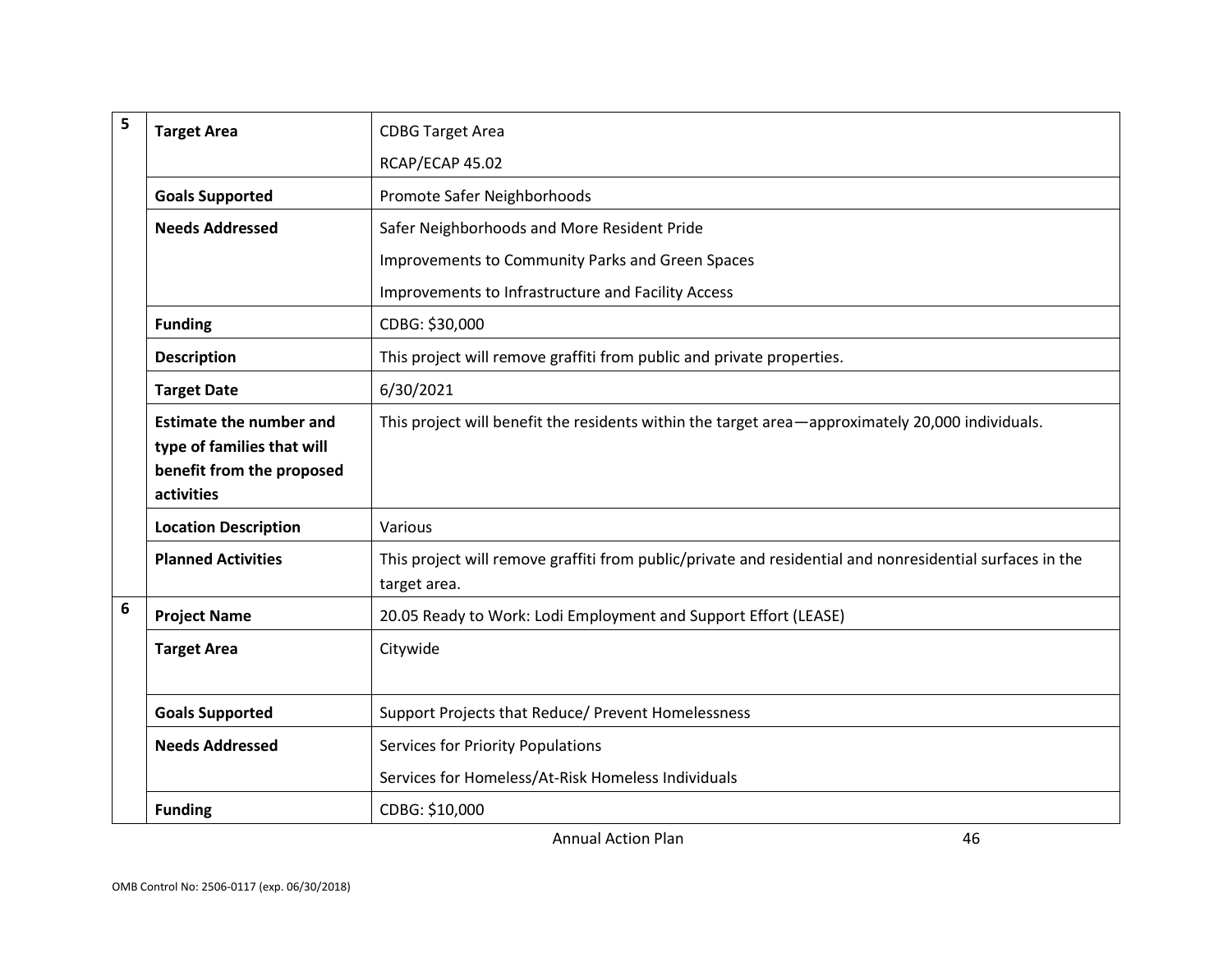| | | |
|---|---|---|
| 5 | **Target Area** | CDBG Target Area<br>RCAP/ECAP 45.02 |
| | **Goals Supported** | Promote Safer Neighborhoods |
| | **Needs Addressed** | Safer Neighborhoods and More Resident Pride<br>Improvements to Community Parks and Green Spaces<br>Improvements to Infrastructure and Facility Access |
| | **Funding** | CDBG: $30,000 |
| | **Description** | This project will remove graffiti from public and private properties. |
| | **Target Date** | 6/30/2021 |
| | **Estimate the number and type of families that will benefit from the proposed activities** | This project will benefit the residents within the target area—approximately 20,000 individuals. |
| | **Location Description** | Various |
| | **Planned Activities** | This project will remove graffiti from public/private and residential and nonresidential surfaces in the target area. |
| 6 | **Project Name** | 20.05 Ready to Work: Lodi Employment and Support Effort (LEASE) |
| | **Target Area** | Citywide |
| | **Goals Supported** | Support Projects that Reduce/ Prevent Homelessness |
| | **Needs Addressed** | Services for Priority Populations<br>Services for Homeless/At-Risk Homeless Individuals |
| | **Funding** | CDBG: $10,000 |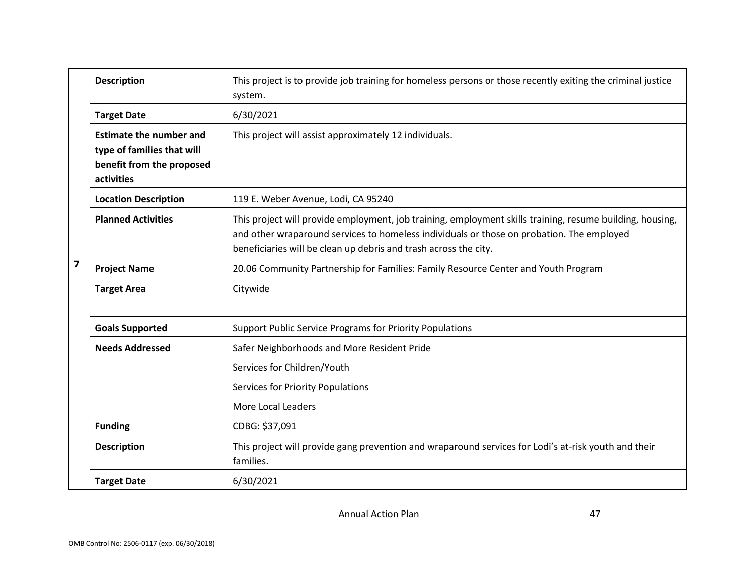| | | |
|---|---|---|
| | **Description** | This project is to provide job training for homeless persons or those recently exiting the criminal justice system. |
| | **Target Date** | 6/30/2021 |
| | **Estimate the number and type of families that will benefit from the proposed activities** | This project will assist approximately 12 individuals. |
| | **Location Description** | 119 E. Weber Avenue, Lodi, CA 95240 |
| | **Planned Activities** | This project will provide employment, job training, employment skills training, resume building, housing, and other wraparound services to homeless individuals or those on probation. The employed beneficiaries will be clean up debris and trash across the city. |
| **7** | **Project Name** | 20.06 Community Partnership for Families: Family Resource Center and Youth Program |
| | **Target Area** | Citywide |
| | **Goals Supported** | Support Public Service Programs for Priority Populations |
| | **Needs Addressed** | Safer Neighborhoods and More Resident Pride<br>Services for Children/Youth<br>Services for Priority Populations<br>More Local Leaders |
| | **Funding** | CDBG: $37,091 |
| | **Description** | This project will provide gang prevention and wraparound services for Lodi's at-risk youth and their families. |
| | **Target Date** | 6/30/2021 |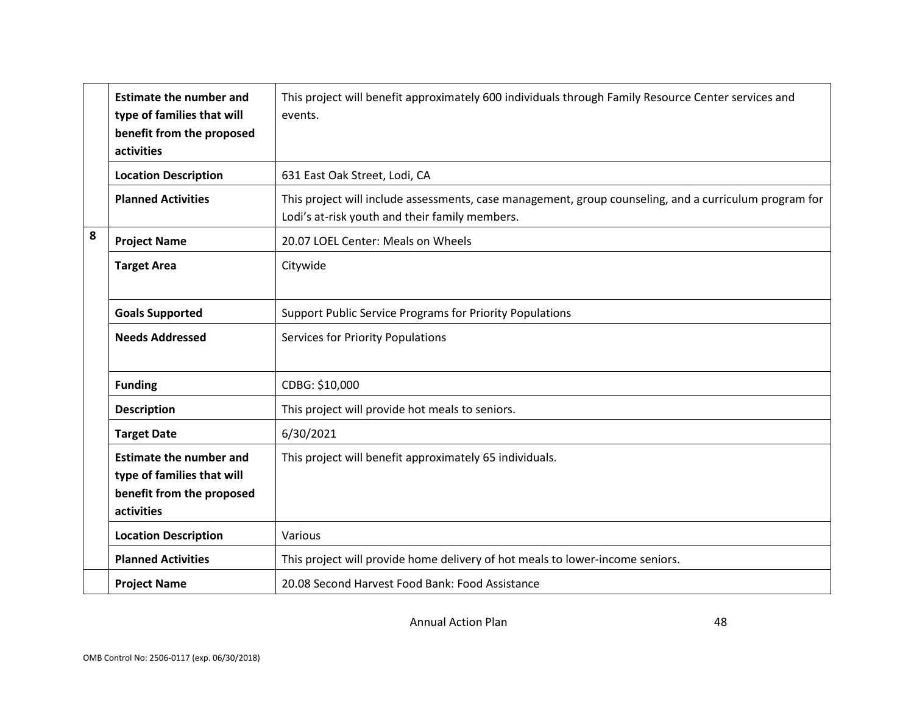| | | |
|---|---|---|
| | **Estimate the number and type of families that will benefit from the proposed activities** | This project will benefit approximately 600 individuals through Family Resource Center services and events. |
| | **Location Description** | 631 East Oak Street, Lodi, CA |
| | **Planned Activities** | This project will include assessments, case management, group counseling, and a curriculum program for Lodi's at-risk youth and their family members. |
| **8** | **Project Name** | 20.07 LOEL Center: Meals on Wheels |
| | **Target Area** | Citywide |
| | **Goals Supported** | Support Public Service Programs for Priority Populations |
| | **Needs Addressed** | Services for Priority Populations |
| | **Funding** | CDBG: $10,000 |
| | **Description** | This project will provide hot meals to seniors. |
| | **Target Date** | 6/30/2021 |
| | **Estimate the number and type of families that will benefit from the proposed activities** | This project will benefit approximately 65 individuals. |
| | **Location Description** | Various |
| | **Planned Activities** | This project will provide home delivery of hot meals to lower-income seniors. |
| | **Project Name** | 20.08 Second Harvest Food Bank: Food Assistance |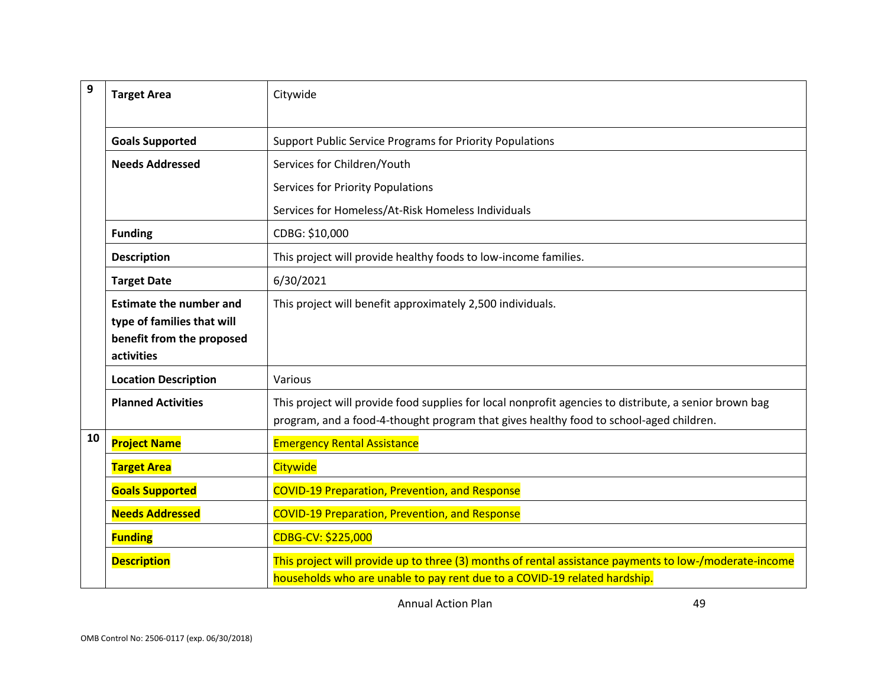| | | |
|---|---|---|
| 9 | **Target Area** | Citywide |
| | **Goals Supported** | Support Public Service Programs for Priority Populations |
| | **Needs Addressed** | Services for Children/Youth<br>Services for Priority Populations<br>Services for Homeless/At-Risk Homeless Individuals |
| | **Funding** | CDBG: $10,000 |
| | **Description** | This project will provide healthy foods to low-income families. |
| | **Target Date** | 6/30/2021 |
| | **Estimate the number and type of families that will benefit from the proposed activities** | This project will benefit approximately 2,500 individuals. |
| | **Location Description** | Various |
| | **Planned Activities** | This project will provide food supplies for local nonprofit agencies to distribute, a senior brown bag program, and a food-4-thought program that gives healthy food to school-aged children. |
| 10 | **Project Name** | Emergency Rental Assistance |
| | **Target Area** | Citywide |
| | **Goals Supported** | COVID-19 Preparation, Prevention, and Response |
| | **Needs Addressed** | COVID-19 Preparation, Prevention, and Response |
| | **Funding** | CDBG-CV: $225,000 |
| | **Description** | This project will provide up to three (3) months of rental assistance payments to low-/moderate-income households who are unable to pay rent due to a COVID-19 related hardship. |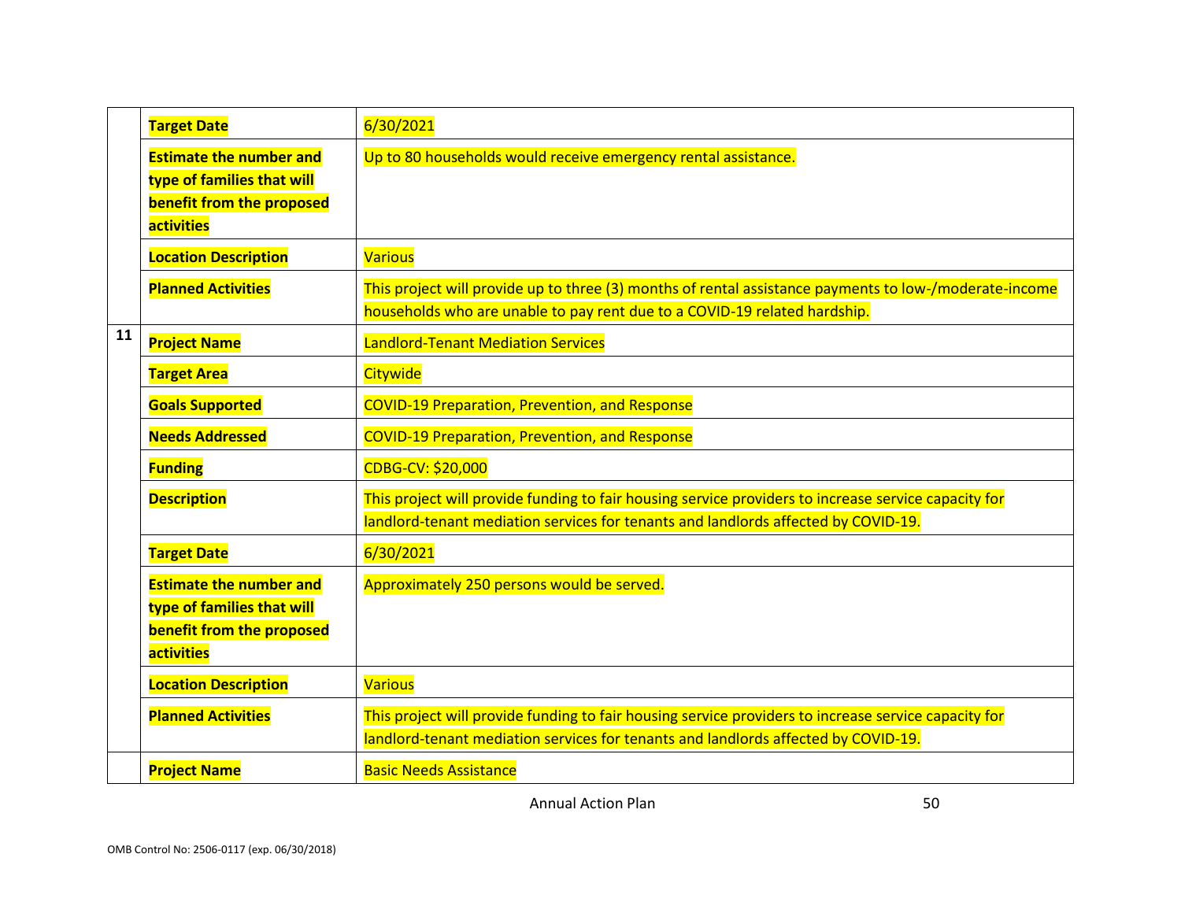| | | |
|---|---|---|
| | **Target Date** | 6/30/2021 |
| | **Estimate the number and type of families that will benefit from the proposed activities** | Up to 80 households would receive emergency rental assistance. |
| | **Location Description** | Various |
| | **Planned Activities** | This project will provide up to three (3) months of rental assistance payments to low-/moderate-income households who are unable to pay rent due to a COVID-19 related hardship. |
| **11** | **Project Name** | Landlord-Tenant Mediation Services |
| | **Target Area** | Citywide |
| | **Goals Supported** | COVID-19 Preparation, Prevention, and Response |
| | **Needs Addressed** | COVID-19 Preparation, Prevention, and Response |
| | **Funding** | CDBG-CV: $20,000 |
| | **Description** | This project will provide funding to fair housing service providers to increase service capacity for landlord-tenant mediation services for tenants and landlords affected by COVID-19. |
| | **Target Date** | 6/30/2021 |
| | **Estimate the number and type of families that will benefit from the proposed activities** | Approximately 250 persons would be served. |
| | **Location Description** | Various |
| | **Planned Activities** | This project will provide funding to fair housing service providers to increase service capacity for landlord-tenant mediation services for tenants and landlords affected by COVID-19. |
| | **Project Name** | Basic Needs Assistance |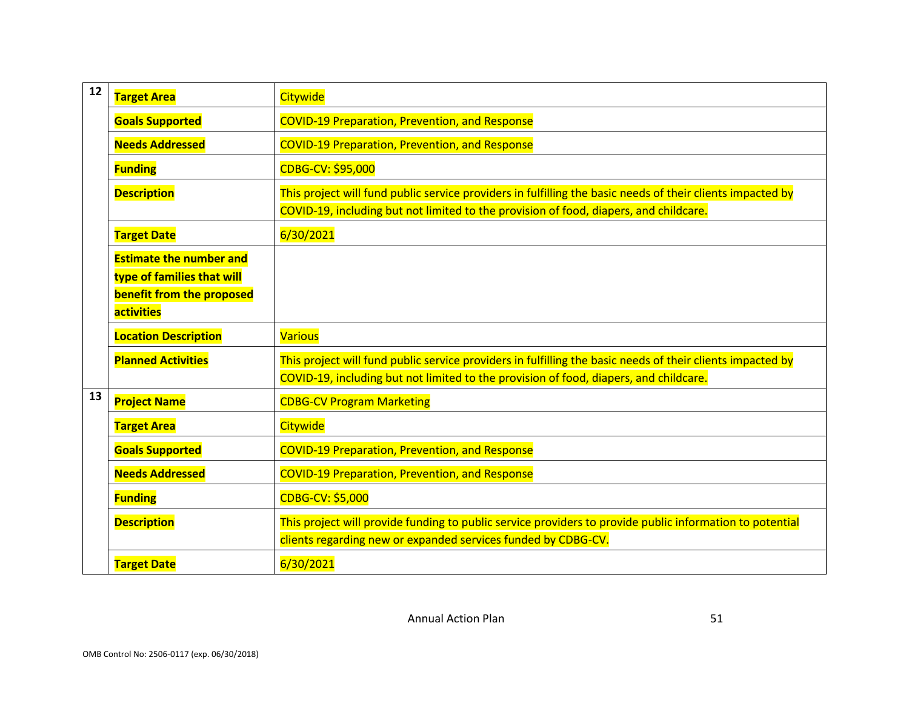| | | |
|---|---|---|
| 12 | **Target Area** | Citywide |
| | **Goals Supported** | COVID-19 Preparation, Prevention, and Response |
| | **Needs Addressed** | COVID-19 Preparation, Prevention, and Response |
| | **Funding** | CDBG-CV: $95,000 |
| | **Description** | This project will fund public service providers in fulfilling the basic needs of their clients impacted by COVID-19, including but not limited to the provision of food, diapers, and childcare. |
| | **Target Date** | 6/30/2021 |
| | **Estimate the number and type of families that will benefit from the proposed activities** | |
| | **Location Description** | Various |
| | **Planned Activities** | This project will fund public service providers in fulfilling the basic needs of their clients impacted by COVID-19, including but not limited to the provision of food, diapers, and childcare. |
| 13 | **Project Name** | CDBG-CV Program Marketing |
| | **Target Area** | Citywide |
| | **Goals Supported** | COVID-19 Preparation, Prevention, and Response |
| | **Needs Addressed** | COVID-19 Preparation, Prevention, and Response |
| | **Funding** | CDBG-CV: $5,000 |
| | **Description** | This project will provide funding to public service providers to provide public information to potential clients regarding new or expanded services funded by CDBG-CV. |
| | **Target Date** | 6/30/2021 |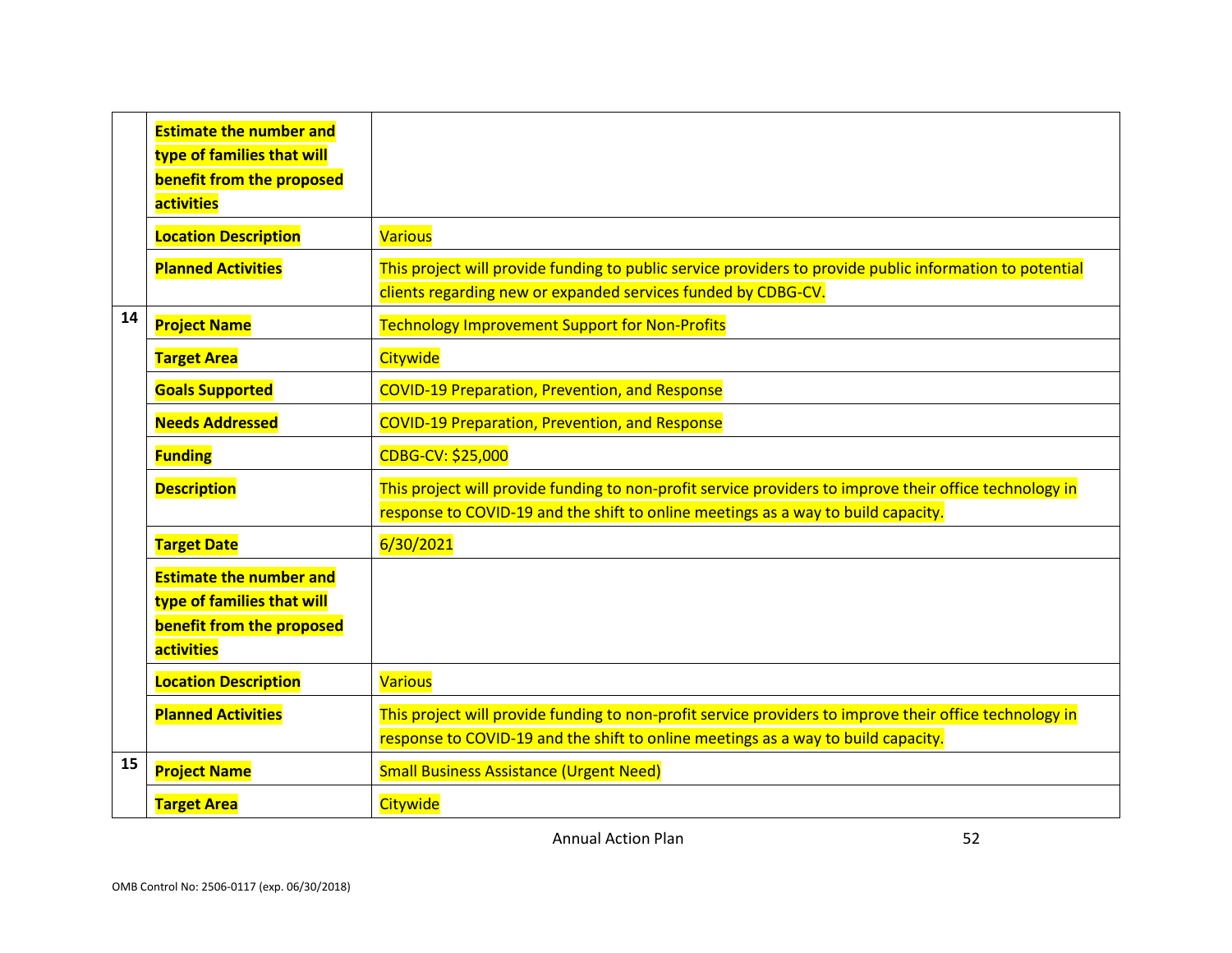| | | |
|---|---|---|
| | **Estimate the number and type of families that will benefit from the proposed activities** | |
| | **Location Description** | Various |
| | **Planned Activities** | This project will provide funding to public service providers to provide public information to potential clients regarding new or expanded services funded by CDBG-CV. |
| **14** | **Project Name** | Technology Improvement Support for Non-Profits |
| | **Target Area** | Citywide |
| | **Goals Supported** | COVID-19 Preparation, Prevention, and Response |
| | **Needs Addressed** | COVID-19 Preparation, Prevention, and Response |
| | **Funding** | CDBG-CV: $25,000 |
| | **Description** | This project will provide funding to non-profit service providers to improve their office technology in response to COVID-19 and the shift to online meetings as a way to build capacity. |
| | **Target Date** | 6/30/2021 |
| | **Estimate the number and type of families that will benefit from the proposed activities** | |
| | **Location Description** | Various |
| | **Planned Activities** | This project will provide funding to non-profit service providers to improve their office technology in response to COVID-19 and the shift to online meetings as a way to build capacity. |
| **15** | **Project Name** | Small Business Assistance (Urgent Need) |
| | **Target Area** | Citywide |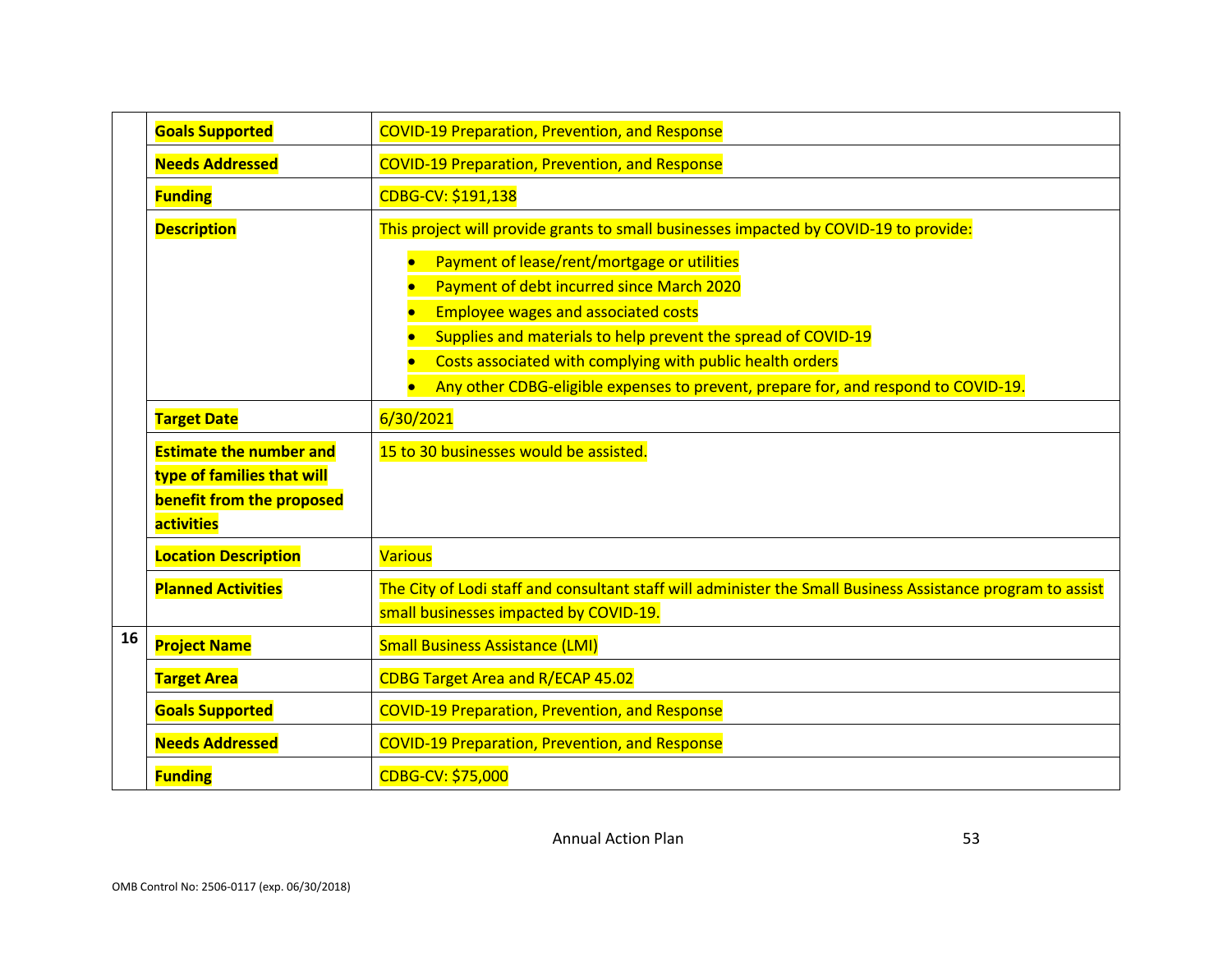| | | |
|---|---|---|
| | **Goals Supported** | COVID-19 Preparation, Prevention, and Response |
| | **Needs Addressed** | COVID-19 Preparation, Prevention, and Response |
| | **Funding** | CDBG-CV: $191,138 |
| | **Description** | This project will provide grants to small businesses impacted by COVID-19 to provide:<br>• Payment of lease/rent/mortgage or utilities<br>• Payment of debt incurred since March 2020<br>• Employee wages and associated costs<br>• Supplies and materials to help prevent the spread of COVID-19<br>• Costs associated with complying with public health orders<br>• Any other CDBG-eligible expenses to prevent, prepare for, and respond to COVID-19. |
| | **Target Date** | 6/30/2021 |
| | **Estimate the number and type of families that will benefit from the proposed activities** | 15 to 30 businesses would be assisted. |
| | **Location Description** | Various |
| | **Planned Activities** | The City of Lodi staff and consultant staff will administer the Small Business Assistance program to assist small businesses impacted by COVID-19. |
| 16 | **Project Name** | Small Business Assistance (LMI) |
| | **Target Area** | CDBG Target Area and R/ECAP 45.02 |
| | **Goals Supported** | COVID-19 Preparation, Prevention, and Response |
| | **Needs Addressed** | COVID-19 Preparation, Prevention, and Response |
| | **Funding** | CDBG-CV: $75,000 |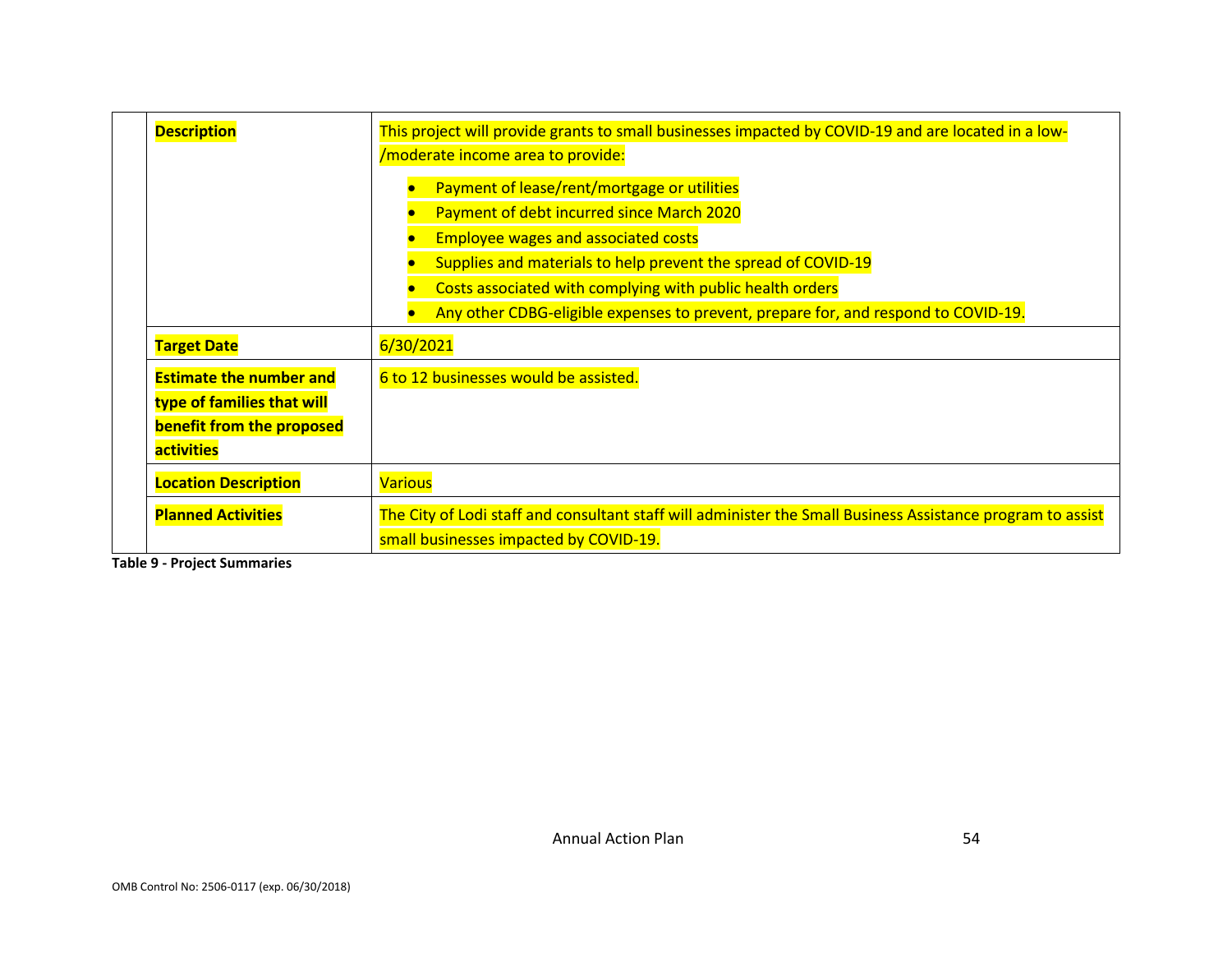| | | |
|---|---|---|
| | **Description** | This project will provide grants to small businesses impacted by COVID-19 and are located in a low-/moderate income area to provide:<br>• Payment of lease/rent/mortgage or utilities<br>• Payment of debt incurred since March 2020<br>• Employee wages and associated costs<br>• Supplies and materials to help prevent the spread of COVID-19<br>• Costs associated with complying with public health orders<br>• Any other CDBG-eligible expenses to prevent, prepare for, and respond to COVID-19. |
| | **Target Date** | 6/30/2021 |
| | **Estimate the number and type of families that will benefit from the proposed activities** | 6 to 12 businesses would be assisted. |
| | **Location Description** | Various |
| | **Planned Activities** | The City of Lodi staff and consultant staff will administer the Small Business Assistance program to assist small businesses impacted by COVID-19. |

**Table 9 - Project Summaries**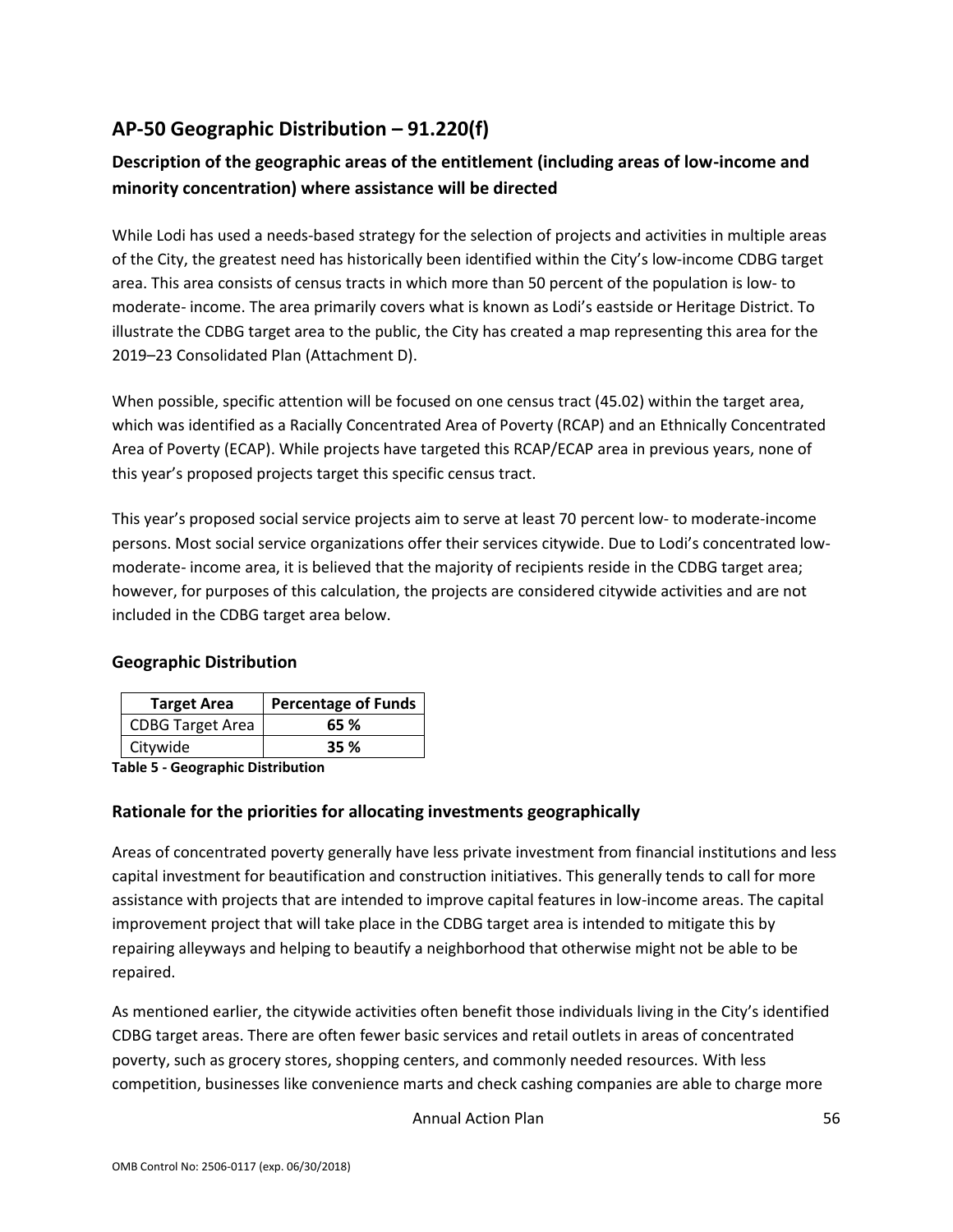## AP-50 Geographic Distribution – 91.220(f)

### Description of the geographic areas of the entitlement (including areas of low-income and minority concentration) where assistance will be directed

While Lodi has used a needs-based strategy for the selection of projects and activities in multiple areas of the City, the greatest need has historically been identified within the City's low-income CDBG target area. This area consists of census tracts in which more than 50 percent of the population is low- to moderate- income. The area primarily covers what is known as Lodi's eastside or Heritage District. To illustrate the CDBG target area to the public, the City has created a map representing this area for the 2019–23 Consolidated Plan (Attachment D).

When possible, specific attention will be focused on one census tract (45.02) within the target area, which was identified as a Racially Concentrated Area of Poverty (RCAP) and an Ethnically Concentrated Area of Poverty (ECAP). While projects have targeted this RCAP/ECAP area in previous years, none of this year's proposed projects target this specific census tract.

This year's proposed social service projects aim to serve at least 70 percent low- to moderate-income persons. Most social service organizations offer their services citywide. Due to Lodi's concentrated low-moderate- income area, it is believed that the majority of recipients reside in the CDBG target area; however, for purposes of this calculation, the projects are considered citywide activities and are not included in the CDBG target area below.

### Geographic Distribution

| Target Area | Percentage of Funds |
|---|---|
| CDBG Target Area | **65 %** |
| Citywide | **35 %** |

**Table 5 - Geographic Distribution**

### Rationale for the priorities for allocating investments geographically

Areas of concentrated poverty generally have less private investment from financial institutions and less capital investment for beautification and construction initiatives. This generally tends to call for more assistance with projects that are intended to improve capital features in low-income areas. The capital improvement project that will take place in the CDBG target area is intended to mitigate this by repairing alleyways and helping to beautify a neighborhood that otherwise might not be able to be repaired.

As mentioned earlier, the citywide activities often benefit those individuals living in the City's identified CDBG target areas. There are often fewer basic services and retail outlets in areas of concentrated poverty, such as grocery stores, shopping centers, and commonly needed resources. With less competition, businesses like convenience marts and check cashing companies are able to charge more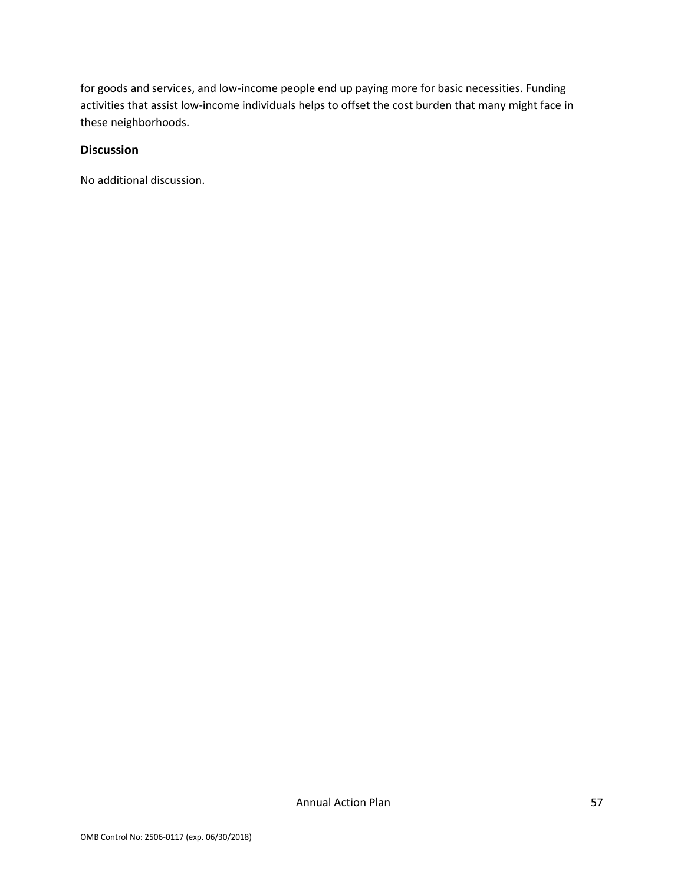for goods and services, and low-income people end up paying more for basic necessities. Funding activities that assist low-income individuals helps to offset the cost burden that many might face in these neighborhoods.

## Discussion

No additional discussion.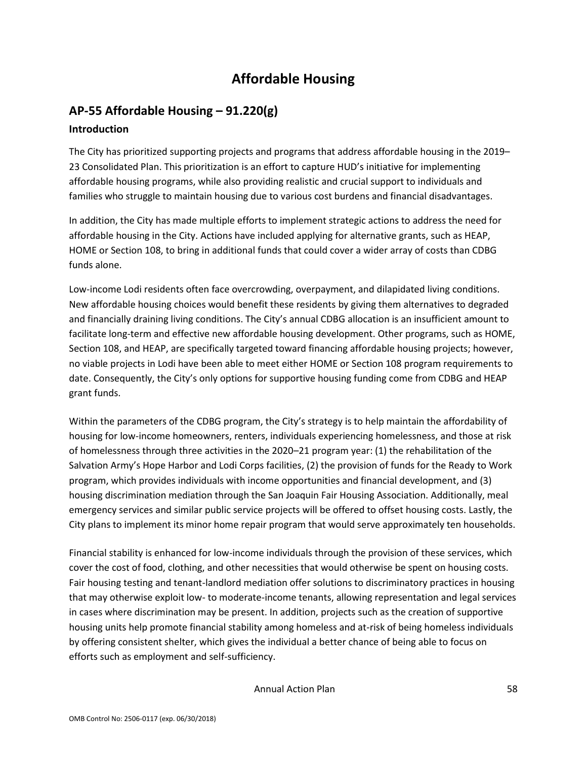# Affordable Housing

## AP-55 Affordable Housing – 91.220(g)

### Introduction

The City has prioritized supporting projects and programs that address affordable housing in the 2019–23 Consolidated Plan. This prioritization is an effort to capture HUD's initiative for implementing affordable housing programs, while also providing realistic and crucial support to individuals and families who struggle to maintain housing due to various cost burdens and financial disadvantages.

In addition, the City has made multiple efforts to implement strategic actions to address the need for affordable housing in the City. Actions have included applying for alternative grants, such as HEAP, HOME or Section 108, to bring in additional funds that could cover a wider array of costs than CDBG funds alone.

Low-income Lodi residents often face overcrowding, overpayment, and dilapidated living conditions. New affordable housing choices would benefit these residents by giving them alternatives to degraded and financially draining living conditions. The City's annual CDBG allocation is an insufficient amount to facilitate long-term and effective new affordable housing development. Other programs, such as HOME, Section 108, and HEAP, are specifically targeted toward financing affordable housing projects; however, no viable projects in Lodi have been able to meet either HOME or Section 108 program requirements to date. Consequently, the City's only options for supportive housing funding come from CDBG and HEAP grant funds.

Within the parameters of the CDBG program, the City's strategy is to help maintain the affordability of housing for low-income homeowners, renters, individuals experiencing homelessness, and those at risk of homelessness through three activities in the 2020–21 program year: (1) the rehabilitation of the Salvation Army's Hope Harbor and Lodi Corps facilities, (2) the provision of funds for the Ready to Work program, which provides individuals with income opportunities and financial development, and (3) housing discrimination mediation through the San Joaquin Fair Housing Association. Additionally, meal emergency services and similar public service projects will be offered to offset housing costs. Lastly, the City plans to implement its minor home repair program that would serve approximately ten households.

Financial stability is enhanced for low-income individuals through the provision of these services, which cover the cost of food, clothing, and other necessities that would otherwise be spent on housing costs. Fair housing testing and tenant-landlord mediation offer solutions to discriminatory practices in housing that may otherwise exploit low- to moderate-income tenants, allowing representation and legal services in cases where discrimination may be present. In addition, projects such as the creation of supportive housing units help promote financial stability among homeless and at-risk of being homeless individuals by offering consistent shelter, which gives the individual a better chance of being able to focus on efforts such as employment and self-sufficiency.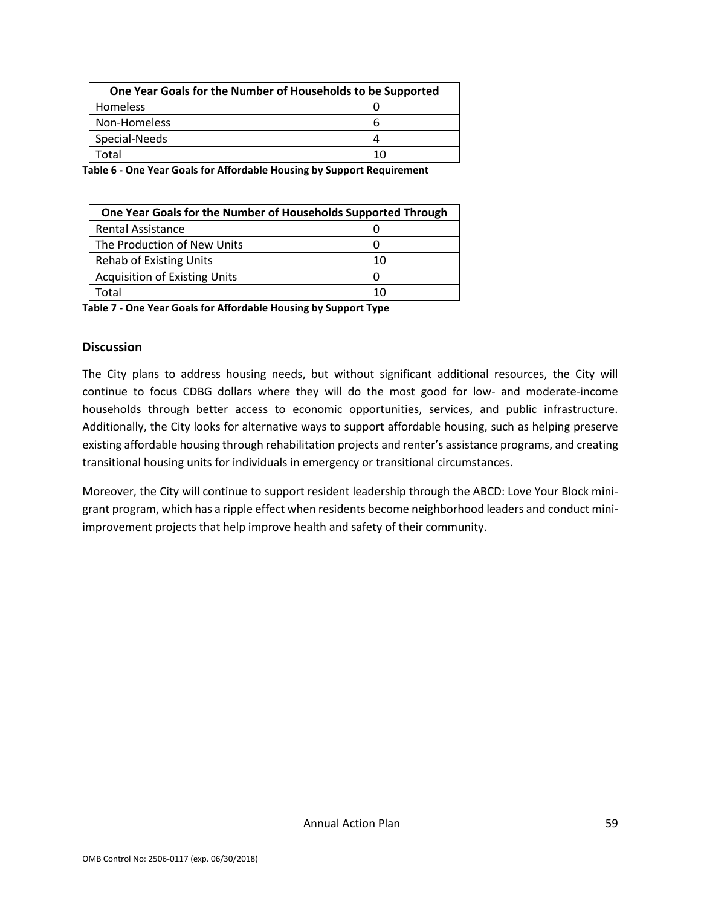| One Year Goals for the Number of Households to be Supported | |
|---|---|
| Homeless | 0 |
| Non-Homeless | 6 |
| Special-Needs | 4 |
| Total | 10 |

**Table 6 - One Year Goals for Affordable Housing by Support Requirement**

| One Year Goals for the Number of Households Supported Through | |
|---|---|
| Rental Assistance | 0 |
| The Production of New Units | 0 |
| Rehab of Existing Units | 10 |
| Acquisition of Existing Units | 0 |
| Total | 10 |

**Table 7 - One Year Goals for Affordable Housing by Support Type**

## Discussion

The City plans to address housing needs, but without significant additional resources, the City will continue to focus CDBG dollars where they will do the most good for low- and moderate-income households through better access to economic opportunities, services, and public infrastructure. Additionally, the City looks for alternative ways to support affordable housing, such as helping preserve existing affordable housing through rehabilitation projects and renter's assistance programs, and creating transitional housing units for individuals in emergency or transitional circumstances.

Moreover, the City will continue to support resident leadership through the ABCD: Love Your Block mini-grant program, which has a ripple effect when residents become neighborhood leaders and conduct mini-improvement projects that help improve health and safety of their community.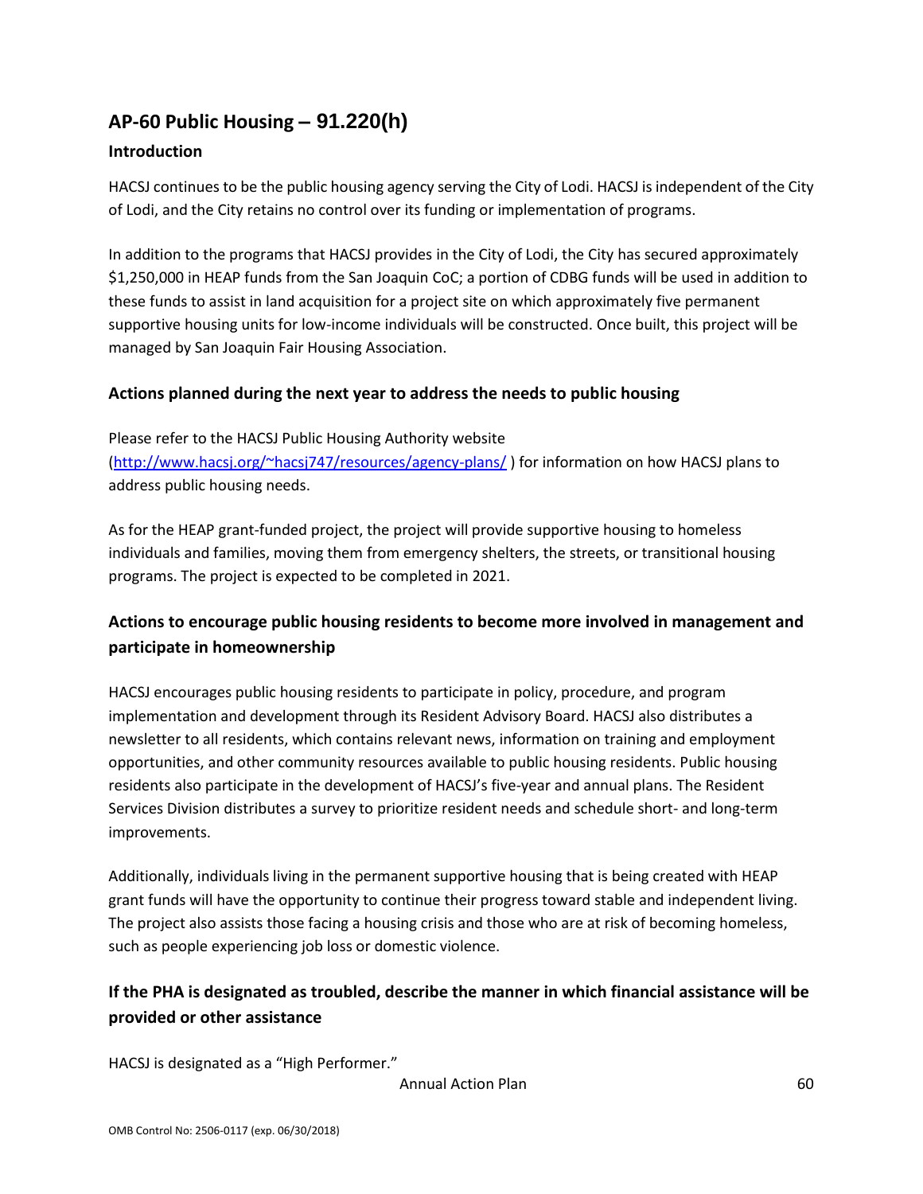## AP-60 Public Housing – 91.220(h)

### Introduction

HACSJ continues to be the public housing agency serving the City of Lodi. HACSJ is independent of the City of Lodi, and the City retains no control over its funding or implementation of programs.

In addition to the programs that HACSJ provides in the City of Lodi, the City has secured approximately $1,250,000 in HEAP funds from the San Joaquin CoC; a portion of CDBG funds will be used in addition to these funds to assist in land acquisition for a project site on which approximately five permanent supportive housing units for low-income individuals will be constructed. Once built, this project will be managed by San Joaquin Fair Housing Association.

### Actions planned during the next year to address the needs to public housing

Please refer to the HACSJ Public Housing Authority website ([http://www.hacsj.org/~hacsj747/resources/agency-plans/](http://www.hacsj.org/~hacsj747/resources/agency-plans/) ) for information on how HACSJ plans to address public housing needs.

As for the HEAP grant-funded project, the project will provide supportive housing to homeless individuals and families, moving them from emergency shelters, the streets, or transitional housing programs. The project is expected to be completed in 2021.

### Actions to encourage public housing residents to become more involved in management and participate in homeownership

HACSJ encourages public housing residents to participate in policy, procedure, and program implementation and development through its Resident Advisory Board. HACSJ also distributes a newsletter to all residents, which contains relevant news, information on training and employment opportunities, and other community resources available to public housing residents. Public housing residents also participate in the development of HACSJ's five-year and annual plans. The Resident Services Division distributes a survey to prioritize resident needs and schedule short- and long-term improvements.

Additionally, individuals living in the permanent supportive housing that is being created with HEAP grant funds will have the opportunity to continue their progress toward stable and independent living. The project also assists those facing a housing crisis and those who are at risk of becoming homeless, such as people experiencing job loss or domestic violence.

### If the PHA is designated as troubled, describe the manner in which financial assistance will be provided or other assistance

HACSJ is designated as a "High Performer."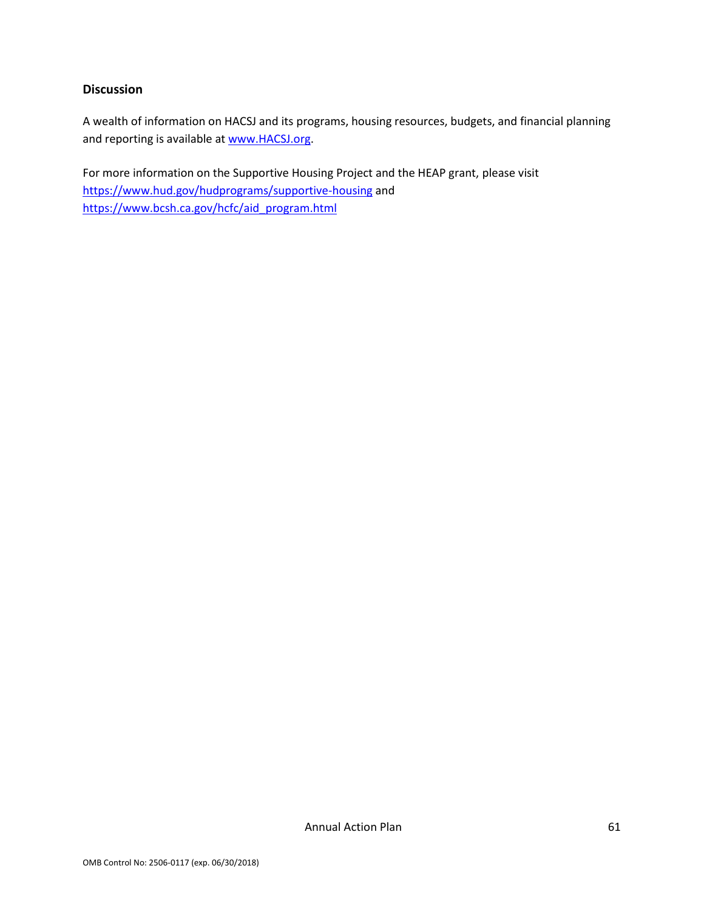**Discussion**

A wealth of information on HACSJ and its programs, housing resources, budgets, and financial planning and reporting is available at www.HACSJ.org.

For more information on the Supportive Housing Project and the HEAP grant, please visit https://www.hud.gov/hudprograms/supportive-housing and https://www.bcsh.ca.gov/hcfc/aid_program.html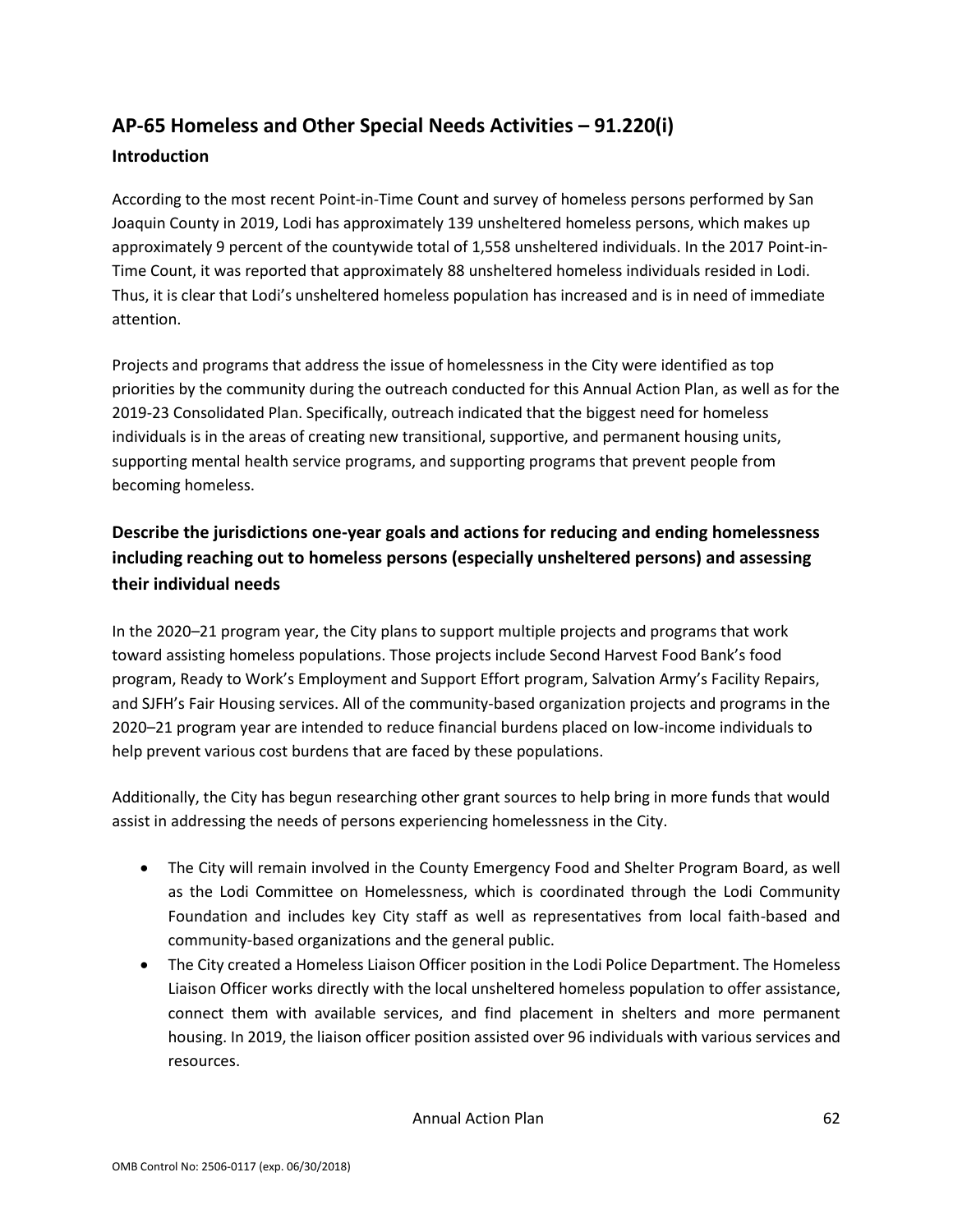## AP-65 Homeless and Other Special Needs Activities – 91.220(i)

### Introduction

According to the most recent Point-in-Time Count and survey of homeless persons performed by San Joaquin County in 2019, Lodi has approximately 139 unsheltered homeless persons, which makes up approximately 9 percent of the countywide total of 1,558 unsheltered individuals. In the 2017 Point-in-Time Count, it was reported that approximately 88 unsheltered homeless individuals resided in Lodi. Thus, it is clear that Lodi's unsheltered homeless population has increased and is in need of immediate attention.

Projects and programs that address the issue of homelessness in the City were identified as top priorities by the community during the outreach conducted for this Annual Action Plan, as well as for the 2019-23 Consolidated Plan. Specifically, outreach indicated that the biggest need for homeless individuals is in the areas of creating new transitional, supportive, and permanent housing units, supporting mental health service programs, and supporting programs that prevent people from becoming homeless.

### Describe the jurisdictions one-year goals and actions for reducing and ending homelessness including reaching out to homeless persons (especially unsheltered persons) and assessing their individual needs

In the 2020–21 program year, the City plans to support multiple projects and programs that work toward assisting homeless populations. Those projects include Second Harvest Food Bank's food program, Ready to Work's Employment and Support Effort program, Salvation Army's Facility Repairs, and SJFH's Fair Housing services. All of the community-based organization projects and programs in the 2020–21 program year are intended to reduce financial burdens placed on low-income individuals to help prevent various cost burdens that are faced by these populations.

Additionally, the City has begun researching other grant sources to help bring in more funds that would assist in addressing the needs of persons experiencing homelessness in the City.

- The City will remain involved in the County Emergency Food and Shelter Program Board, as well as the Lodi Committee on Homelessness, which is coordinated through the Lodi Community Foundation and includes key City staff as well as representatives from local faith-based and community-based organizations and the general public.
- The City created a Homeless Liaison Officer position in the Lodi Police Department. The Homeless Liaison Officer works directly with the local unsheltered homeless population to offer assistance, connect them with available services, and find placement in shelters and more permanent housing. In 2019, the liaison officer position assisted over 96 individuals with various services and resources.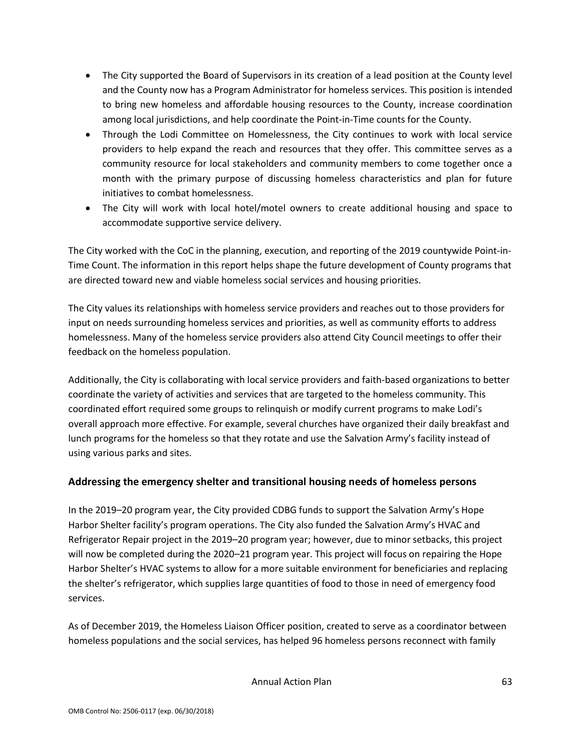- The City supported the Board of Supervisors in its creation of a lead position at the County level and the County now has a Program Administrator for homeless services. This position is intended to bring new homeless and affordable housing resources to the County, increase coordination among local jurisdictions, and help coordinate the Point-in-Time counts for the County.
- Through the Lodi Committee on Homelessness, the City continues to work with local service providers to help expand the reach and resources that they offer. This committee serves as a community resource for local stakeholders and community members to come together once a month with the primary purpose of discussing homeless characteristics and plan for future initiatives to combat homelessness.
- The City will work with local hotel/motel owners to create additional housing and space to accommodate supportive service delivery.

The City worked with the CoC in the planning, execution, and reporting of the 2019 countywide Point-in-Time Count. The information in this report helps shape the future development of County programs that are directed toward new and viable homeless social services and housing priorities.

The City values its relationships with homeless service providers and reaches out to those providers for input on needs surrounding homeless services and priorities, as well as community efforts to address homelessness. Many of the homeless service providers also attend City Council meetings to offer their feedback on the homeless population.

Additionally, the City is collaborating with local service providers and faith-based organizations to better coordinate the variety of activities and services that are targeted to the homeless community. This coordinated effort required some groups to relinquish or modify current programs to make Lodi's overall approach more effective. For example, several churches have organized their daily breakfast and lunch programs for the homeless so that they rotate and use the Salvation Army's facility instead of using various parks and sites.

## Addressing the emergency shelter and transitional housing needs of homeless persons

In the 2019–20 program year, the City provided CDBG funds to support the Salvation Army's Hope Harbor Shelter facility's program operations. The City also funded the Salvation Army's HVAC and Refrigerator Repair project in the 2019–20 program year; however, due to minor setbacks, this project will now be completed during the 2020–21 program year. This project will focus on repairing the Hope Harbor Shelter's HVAC systems to allow for a more suitable environment for beneficiaries and replacing the shelter's refrigerator, which supplies large quantities of food to those in need of emergency food services.

As of December 2019, the Homeless Liaison Officer position, created to serve as a coordinator between homeless populations and the social services, has helped 96 homeless persons reconnect with family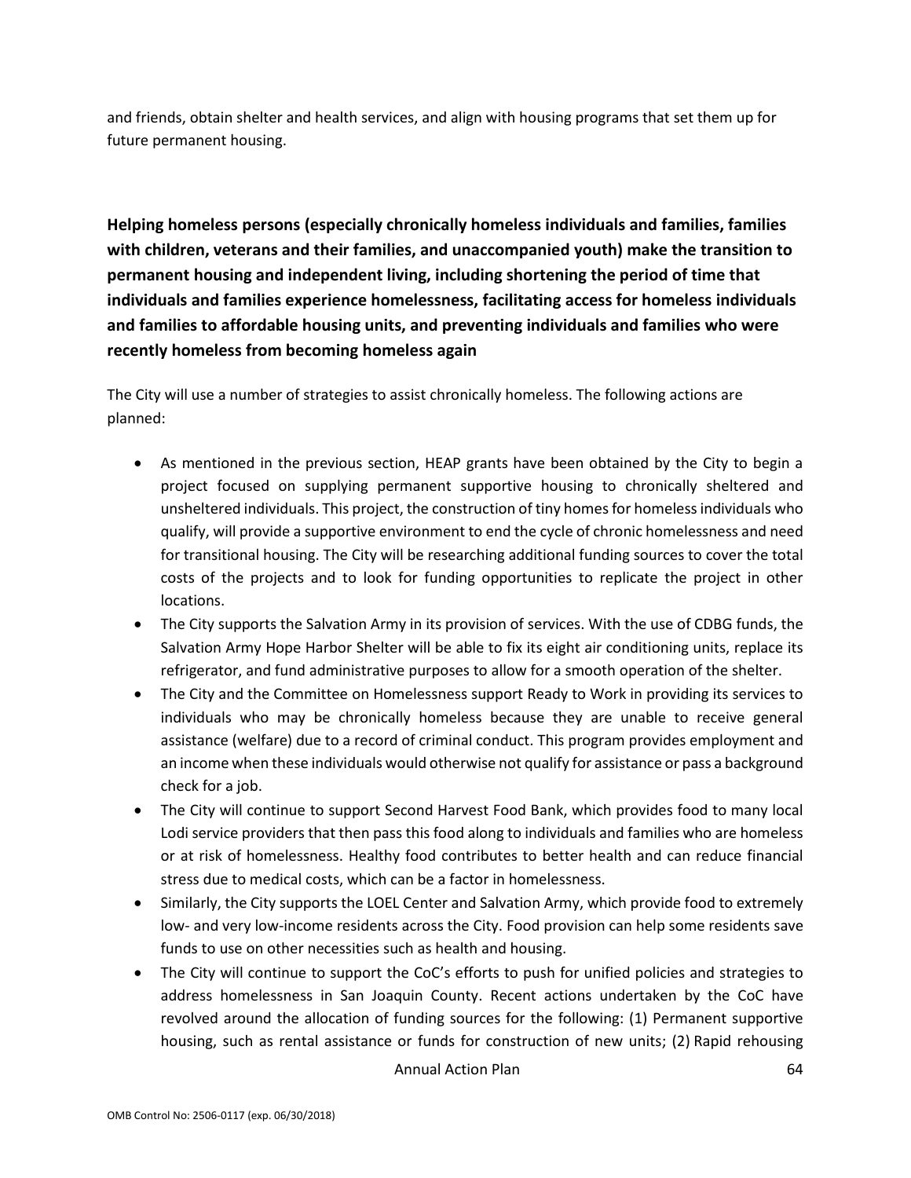and friends, obtain shelter and health services, and align with housing programs that set them up for future permanent housing.

**Helping homeless persons (especially chronically homeless individuals and families, families with children, veterans and their families, and unaccompanied youth) make the transition to permanent housing and independent living, including shortening the period of time that individuals and families experience homelessness, facilitating access for homeless individuals and families to affordable housing units, and preventing individuals and families who were recently homeless from becoming homeless again**

The City will use a number of strategies to assist chronically homeless. The following actions are planned:

- As mentioned in the previous section, HEAP grants have been obtained by the City to begin a project focused on supplying permanent supportive housing to chronically sheltered and unsheltered individuals. This project, the construction of tiny homes for homeless individuals who qualify, will provide a supportive environment to end the cycle of chronic homelessness and need for transitional housing. The City will be researching additional funding sources to cover the total costs of the projects and to look for funding opportunities to replicate the project in other locations.
- The City supports the Salvation Army in its provision of services. With the use of CDBG funds, the Salvation Army Hope Harbor Shelter will be able to fix its eight air conditioning units, replace its refrigerator, and fund administrative purposes to allow for a smooth operation of the shelter.
- The City and the Committee on Homelessness support Ready to Work in providing its services to individuals who may be chronically homeless because they are unable to receive general assistance (welfare) due to a record of criminal conduct. This program provides employment and an income when these individuals would otherwise not qualify for assistance or pass a background check for a job.
- The City will continue to support Second Harvest Food Bank, which provides food to many local Lodi service providers that then pass this food along to individuals and families who are homeless or at risk of homelessness. Healthy food contributes to better health and can reduce financial stress due to medical costs, which can be a factor in homelessness.
- Similarly, the City supports the LOEL Center and Salvation Army, which provide food to extremely low- and very low-income residents across the City. Food provision can help some residents save funds to use on other necessities such as health and housing.
- The City will continue to support the CoC's efforts to push for unified policies and strategies to address homelessness in San Joaquin County. Recent actions undertaken by the CoC have revolved around the allocation of funding sources for the following: (1) Permanent supportive housing, such as rental assistance or funds for construction of new units; (2) Rapid rehousing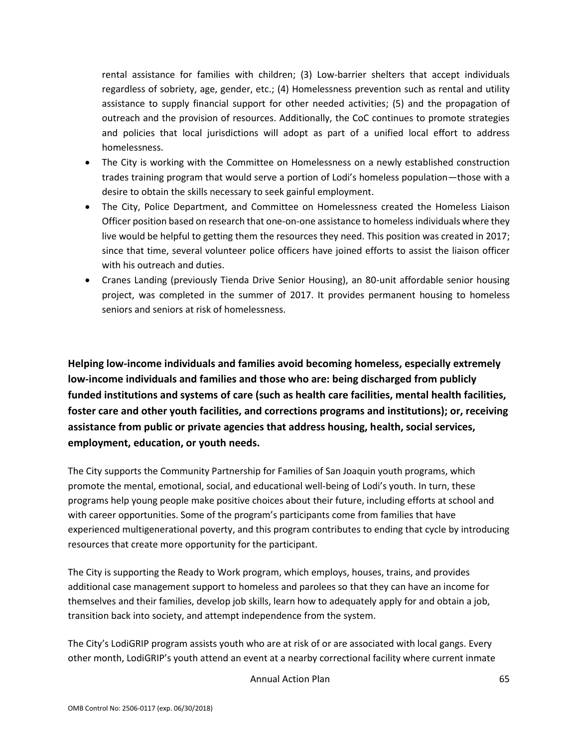rental assistance for families with children; (3) Low-barrier shelters that accept individuals regardless of sobriety, age, gender, etc.; (4) Homelessness prevention such as rental and utility assistance to supply financial support for other needed activities; (5) and the propagation of outreach and the provision of resources. Additionally, the CoC continues to promote strategies and policies that local jurisdictions will adopt as part of a unified local effort to address homelessness.

- The City is working with the Committee on Homelessness on a newly established construction trades training program that would serve a portion of Lodi's homeless population—those with a desire to obtain the skills necessary to seek gainful employment.
- The City, Police Department, and Committee on Homelessness created the Homeless Liaison Officer position based on research that one-on-one assistance to homeless individuals where they live would be helpful to getting them the resources they need. This position was created in 2017; since that time, several volunteer police officers have joined efforts to assist the liaison officer with his outreach and duties.
- Cranes Landing (previously Tienda Drive Senior Housing), an 80-unit affordable senior housing project, was completed in the summer of 2017. It provides permanent housing to homeless seniors and seniors at risk of homelessness.

**Helping low-income individuals and families avoid becoming homeless, especially extremely low-income individuals and families and those who are: being discharged from publicly funded institutions and systems of care (such as health care facilities, mental health facilities, foster care and other youth facilities, and corrections programs and institutions); or, receiving assistance from public or private agencies that address housing, health, social services, employment, education, or youth needs.**

The City supports the Community Partnership for Families of San Joaquin youth programs, which promote the mental, emotional, social, and educational well-being of Lodi's youth. In turn, these programs help young people make positive choices about their future, including efforts at school and with career opportunities. Some of the program's participants come from families that have experienced multigenerational poverty, and this program contributes to ending that cycle by introducing resources that create more opportunity for the participant.

The City is supporting the Ready to Work program, which employs, houses, trains, and provides additional case management support to homeless and parolees so that they can have an income for themselves and their families, develop job skills, learn how to adequately apply for and obtain a job, transition back into society, and attempt independence from the system.

The City's LodiGRIP program assists youth who are at risk of or are associated with local gangs. Every other month, LodiGRIP's youth attend an event at a nearby correctional facility where current inmate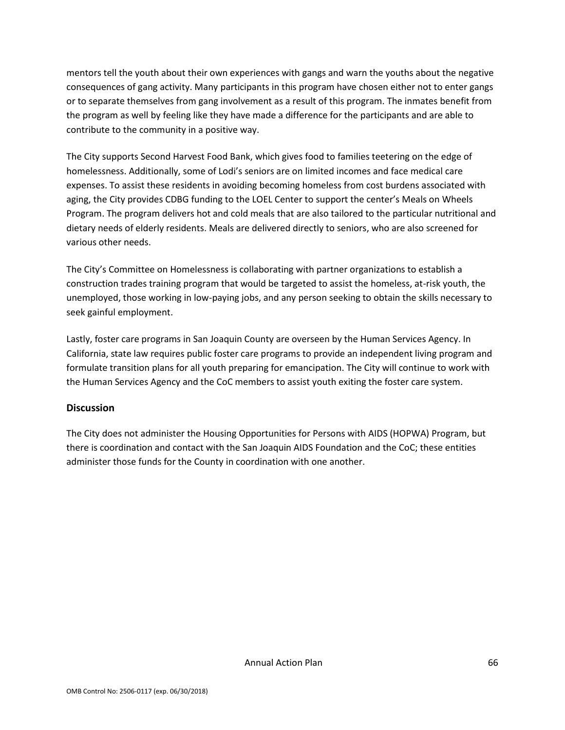mentors tell the youth about their own experiences with gangs and warn the youths about the negative consequences of gang activity. Many participants in this program have chosen either not to enter gangs or to separate themselves from gang involvement as a result of this program. The inmates benefit from the program as well by feeling like they have made a difference for the participants and are able to contribute to the community in a positive way.

The City supports Second Harvest Food Bank, which gives food to families teetering on the edge of homelessness. Additionally, some of Lodi's seniors are on limited incomes and face medical care expenses. To assist these residents in avoiding becoming homeless from cost burdens associated with aging, the City provides CDBG funding to the LOEL Center to support the center's Meals on Wheels Program. The program delivers hot and cold meals that are also tailored to the particular nutritional and dietary needs of elderly residents. Meals are delivered directly to seniors, who are also screened for various other needs.

The City's Committee on Homelessness is collaborating with partner organizations to establish a construction trades training program that would be targeted to assist the homeless, at-risk youth, the unemployed, those working in low-paying jobs, and any person seeking to obtain the skills necessary to seek gainful employment.

Lastly, foster care programs in San Joaquin County are overseen by the Human Services Agency. In California, state law requires public foster care programs to provide an independent living program and formulate transition plans for all youth preparing for emancipation. The City will continue to work with the Human Services Agency and the CoC members to assist youth exiting the foster care system.

### Discussion

The City does not administer the Housing Opportunities for Persons with AIDS (HOPWA) Program, but there is coordination and contact with the San Joaquin AIDS Foundation and the CoC; these entities administer those funds for the County in coordination with one another.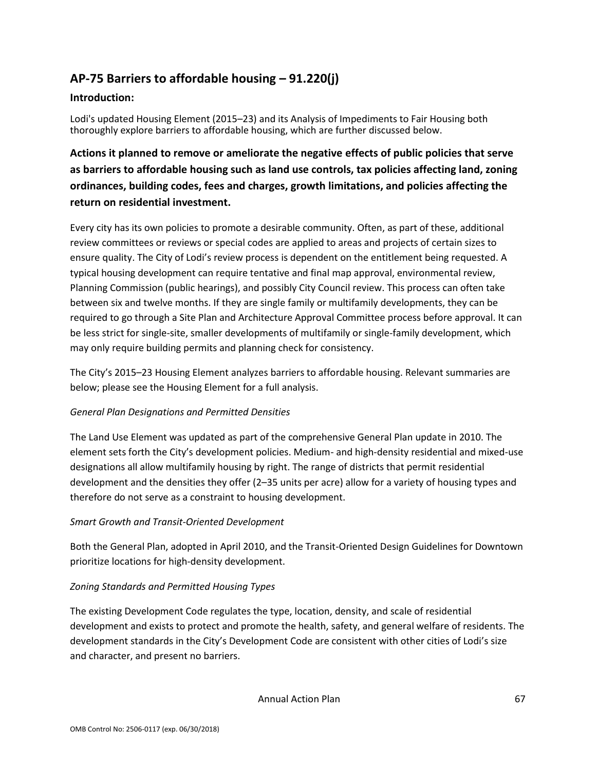## AP-75 Barriers to affordable housing – 91.220(j)

### Introduction:

Lodi's updated Housing Element (2015–23) and its Analysis of Impediments to Fair Housing both thoroughly explore barriers to affordable housing, which are further discussed below.

### Actions it planned to remove or ameliorate the negative effects of public policies that serve as barriers to affordable housing such as land use controls, tax policies affecting land, zoning ordinances, building codes, fees and charges, growth limitations, and policies affecting the return on residential investment.

Every city has its own policies to promote a desirable community. Often, as part of these, additional review committees or reviews or special codes are applied to areas and projects of certain sizes to ensure quality. The City of Lodi's review process is dependent on the entitlement being requested. A typical housing development can require tentative and final map approval, environmental review, Planning Commission (public hearings), and possibly City Council review. This process can often take between six and twelve months. If they are single family or multifamily developments, they can be required to go through a Site Plan and Architecture Approval Committee process before approval. It can be less strict for single-site, smaller developments of multifamily or single-family development, which may only require building permits and planning check for consistency.

The City's 2015–23 Housing Element analyzes barriers to affordable housing. Relevant summaries are below; please see the Housing Element for a full analysis.

*General Plan Designations and Permitted Densities*

The Land Use Element was updated as part of the comprehensive General Plan update in 2010. The element sets forth the City's development policies. Medium- and high-density residential and mixed-use designations all allow multifamily housing by right. The range of districts that permit residential development and the densities they offer (2–35 units per acre) allow for a variety of housing types and therefore do not serve as a constraint to housing development.

*Smart Growth and Transit-Oriented Development*

Both the General Plan, adopted in April 2010, and the Transit-Oriented Design Guidelines for Downtown prioritize locations for high-density development.

*Zoning Standards and Permitted Housing Types*

The existing Development Code regulates the type, location, density, and scale of residential development and exists to protect and promote the health, safety, and general welfare of residents. The development standards in the City's Development Code are consistent with other cities of Lodi's size and character, and present no barriers.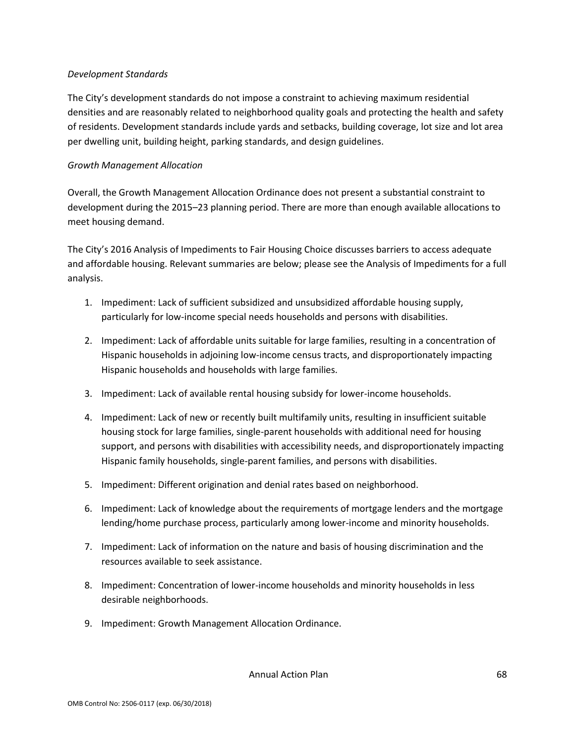*Development Standards*

The City's development standards do not impose a constraint to achieving maximum residential densities and are reasonably related to neighborhood quality goals and protecting the health and safety of residents. Development standards include yards and setbacks, building coverage, lot size and lot area per dwelling unit, building height, parking standards, and design guidelines.

*Growth Management Allocation*

Overall, the Growth Management Allocation Ordinance does not present a substantial constraint to development during the 2015–23 planning period. There are more than enough available allocations to meet housing demand.

The City's 2016 Analysis of Impediments to Fair Housing Choice discusses barriers to access adequate and affordable housing. Relevant summaries are below; please see the Analysis of Impediments for a full analysis.

1. Impediment: Lack of sufficient subsidized and unsubsidized affordable housing supply, particularly for low-income special needs households and persons with disabilities.
2. Impediment: Lack of affordable units suitable for large families, resulting in a concentration of Hispanic households in adjoining low-income census tracts, and disproportionately impacting Hispanic households and households with large families.
3. Impediment: Lack of available rental housing subsidy for lower-income households.
4. Impediment: Lack of new or recently built multifamily units, resulting in insufficient suitable housing stock for large families, single-parent households with additional need for housing support, and persons with disabilities with accessibility needs, and disproportionately impacting Hispanic family households, single-parent families, and persons with disabilities.
5. Impediment: Different origination and denial rates based on neighborhood.
6. Impediment: Lack of knowledge about the requirements of mortgage lenders and the mortgage lending/home purchase process, particularly among lower-income and minority households.
7. Impediment: Lack of information on the nature and basis of housing discrimination and the resources available to seek assistance.
8. Impediment: Concentration of lower-income households and minority households in less desirable neighborhoods.
9. Impediment: Growth Management Allocation Ordinance.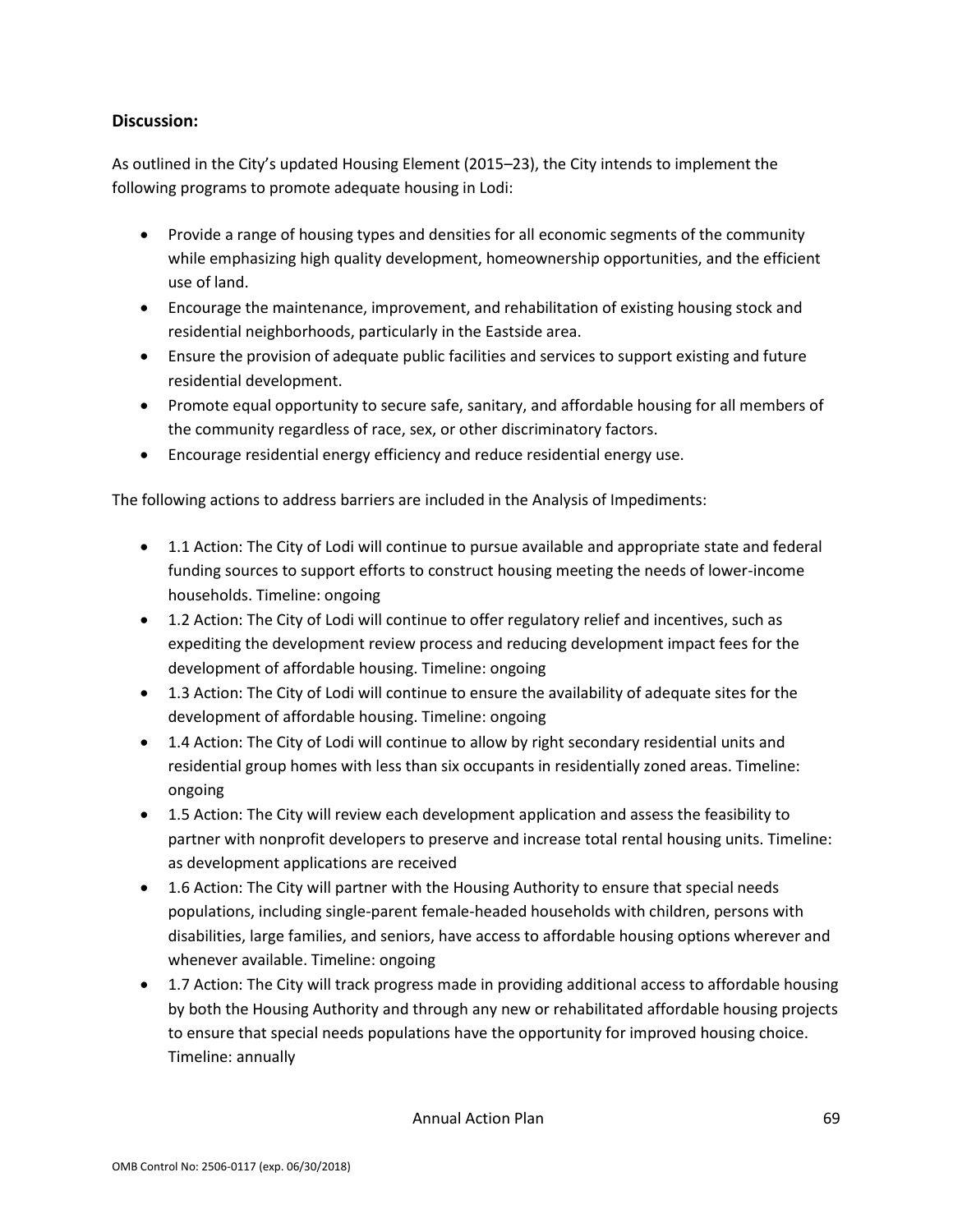**Discussion:**

As outlined in the City's updated Housing Element (2015–23), the City intends to implement the following programs to promote adequate housing in Lodi:

- Provide a range of housing types and densities for all economic segments of the community while emphasizing high quality development, homeownership opportunities, and the efficient use of land.
- Encourage the maintenance, improvement, and rehabilitation of existing housing stock and residential neighborhoods, particularly in the Eastside area.
- Ensure the provision of adequate public facilities and services to support existing and future residential development.
- Promote equal opportunity to secure safe, sanitary, and affordable housing for all members of the community regardless of race, sex, or other discriminatory factors.
- Encourage residential energy efficiency and reduce residential energy use.

The following actions to address barriers are included in the Analysis of Impediments:

- 1.1 Action: The City of Lodi will continue to pursue available and appropriate state and federal funding sources to support efforts to construct housing meeting the needs of lower-income households. Timeline: ongoing
- 1.2 Action: The City of Lodi will continue to offer regulatory relief and incentives, such as expediting the development review process and reducing development impact fees for the development of affordable housing. Timeline: ongoing
- 1.3 Action: The City of Lodi will continue to ensure the availability of adequate sites for the development of affordable housing. Timeline: ongoing
- 1.4 Action: The City of Lodi will continue to allow by right secondary residential units and residential group homes with less than six occupants in residentially zoned areas. Timeline: ongoing
- 1.5 Action: The City will review each development application and assess the feasibility to partner with nonprofit developers to preserve and increase total rental housing units. Timeline: as development applications are received
- 1.6 Action: The City will partner with the Housing Authority to ensure that special needs populations, including single-parent female-headed households with children, persons with disabilities, large families, and seniors, have access to affordable housing options wherever and whenever available. Timeline: ongoing
- 1.7 Action: The City will track progress made in providing additional access to affordable housing by both the Housing Authority and through any new or rehabilitated affordable housing projects to ensure that special needs populations have the opportunity for improved housing choice. Timeline: annually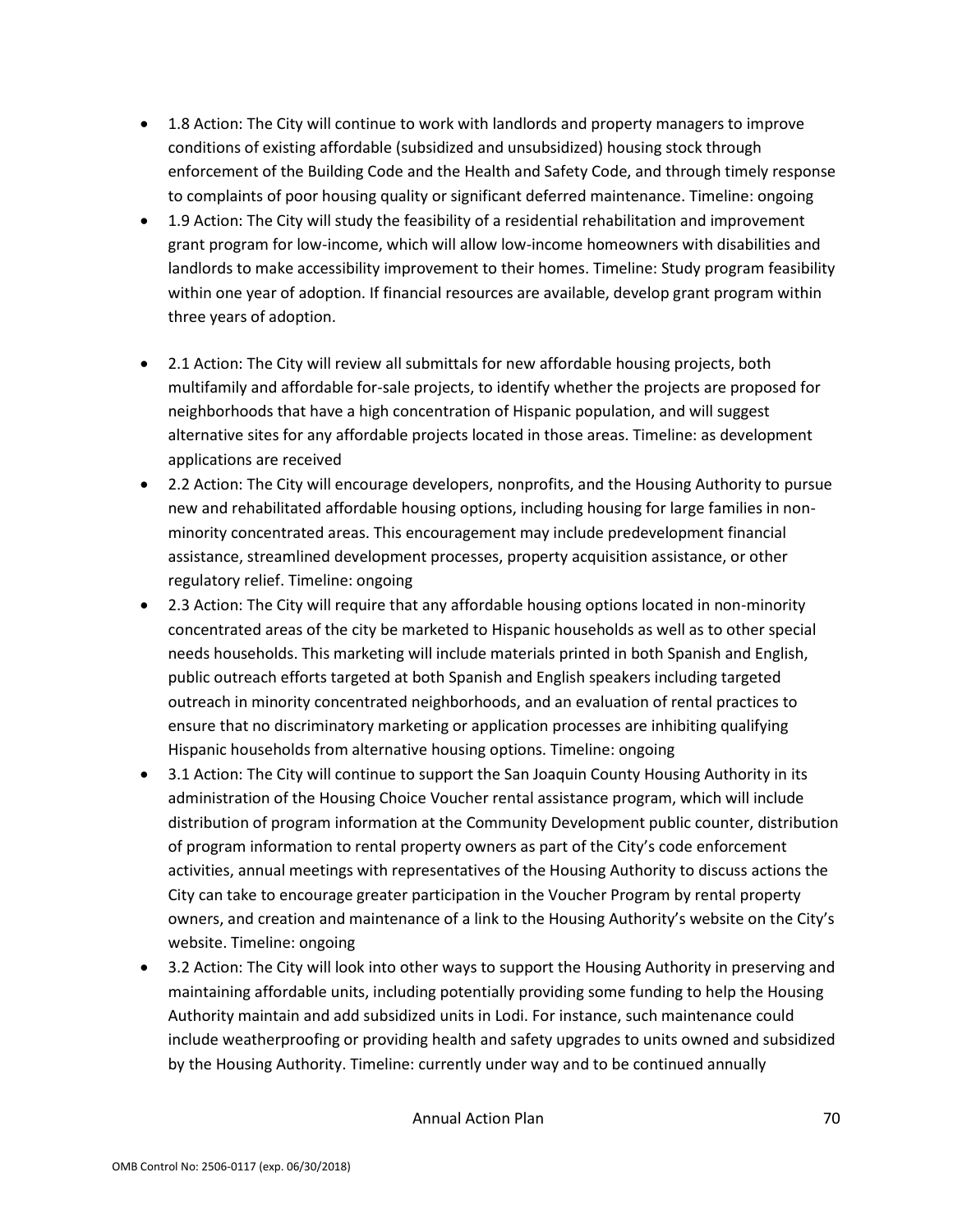- 1.8 Action: The City will continue to work with landlords and property managers to improve conditions of existing affordable (subsidized and unsubsidized) housing stock through enforcement of the Building Code and the Health and Safety Code, and through timely response to complaints of poor housing quality or significant deferred maintenance. Timeline: ongoing
- 1.9 Action: The City will study the feasibility of a residential rehabilitation and improvement grant program for low-income, which will allow low-income homeowners with disabilities and landlords to make accessibility improvement to their homes. Timeline: Study program feasibility within one year of adoption. If financial resources are available, develop grant program within three years of adoption.

- 2.1 Action: The City will review all submittals for new affordable housing projects, both multifamily and affordable for-sale projects, to identify whether the projects are proposed for neighborhoods that have a high concentration of Hispanic population, and will suggest alternative sites for any affordable projects located in those areas. Timeline: as development applications are received
- 2.2 Action: The City will encourage developers, nonprofits, and the Housing Authority to pursue new and rehabilitated affordable housing options, including housing for large families in non-minority concentrated areas. This encouragement may include predevelopment financial assistance, streamlined development processes, property acquisition assistance, or other regulatory relief. Timeline: ongoing
- 2.3 Action: The City will require that any affordable housing options located in non-minority concentrated areas of the city be marketed to Hispanic households as well as to other special needs households. This marketing will include materials printed in both Spanish and English, public outreach efforts targeted at both Spanish and English speakers including targeted outreach in minority concentrated neighborhoods, and an evaluation of rental practices to ensure that no discriminatory marketing or application processes are inhibiting qualifying Hispanic households from alternative housing options. Timeline: ongoing
- 3.1 Action: The City will continue to support the San Joaquin County Housing Authority in its administration of the Housing Choice Voucher rental assistance program, which will include distribution of program information at the Community Development public counter, distribution of program information to rental property owners as part of the City's code enforcement activities, annual meetings with representatives of the Housing Authority to discuss actions the City can take to encourage greater participation in the Voucher Program by rental property owners, and creation and maintenance of a link to the Housing Authority's website on the City's website. Timeline: ongoing
- 3.2 Action: The City will look into other ways to support the Housing Authority in preserving and maintaining affordable units, including potentially providing some funding to help the Housing Authority maintain and add subsidized units in Lodi. For instance, such maintenance could include weatherproofing or providing health and safety upgrades to units owned and subsidized by the Housing Authority. Timeline: currently under way and to be continued annually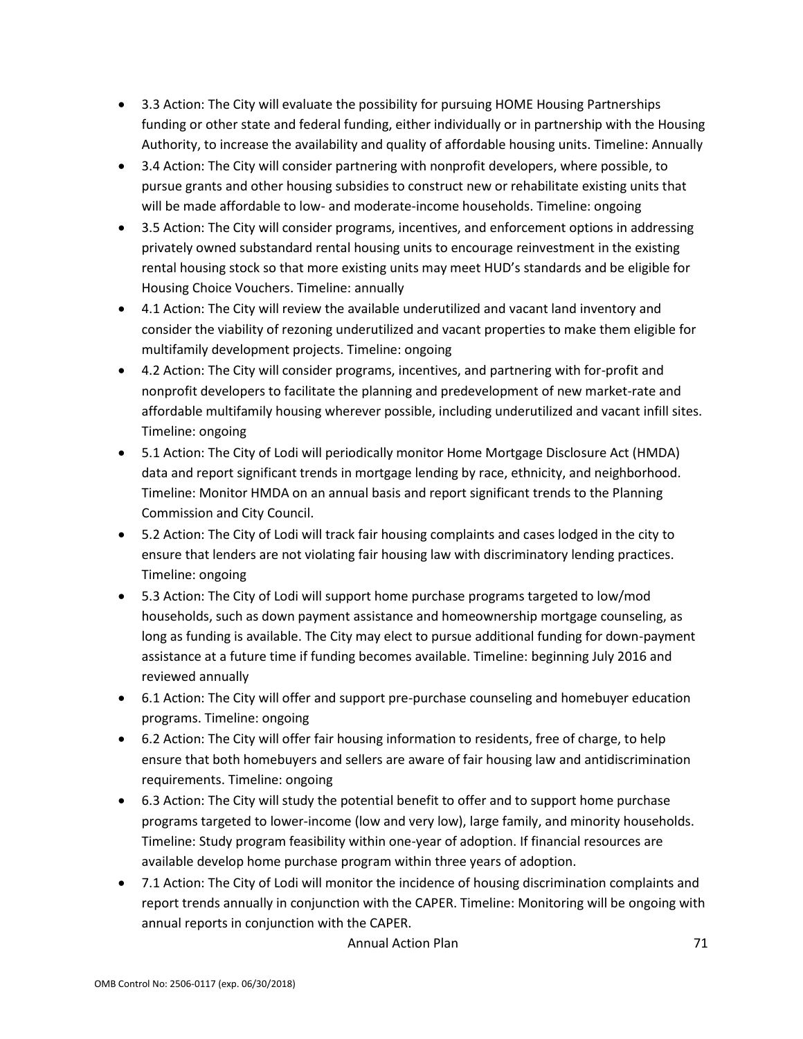- 3.3 Action: The City will evaluate the possibility for pursuing HOME Housing Partnerships funding or other state and federal funding, either individually or in partnership with the Housing Authority, to increase the availability and quality of affordable housing units. Timeline: Annually
- 3.4 Action: The City will consider partnering with nonprofit developers, where possible, to pursue grants and other housing subsidies to construct new or rehabilitate existing units that will be made affordable to low- and moderate-income households. Timeline: ongoing
- 3.5 Action: The City will consider programs, incentives, and enforcement options in addressing privately owned substandard rental housing units to encourage reinvestment in the existing rental housing stock so that more existing units may meet HUD's standards and be eligible for Housing Choice Vouchers. Timeline: annually
- 4.1 Action: The City will review the available underutilized and vacant land inventory and consider the viability of rezoning underutilized and vacant properties to make them eligible for multifamily development projects. Timeline: ongoing
- 4.2 Action: The City will consider programs, incentives, and partnering with for-profit and nonprofit developers to facilitate the planning and predevelopment of new market-rate and affordable multifamily housing wherever possible, including underutilized and vacant infill sites. Timeline: ongoing
- 5.1 Action: The City of Lodi will periodically monitor Home Mortgage Disclosure Act (HMDA) data and report significant trends in mortgage lending by race, ethnicity, and neighborhood. Timeline: Monitor HMDA on an annual basis and report significant trends to the Planning Commission and City Council.
- 5.2 Action: The City of Lodi will track fair housing complaints and cases lodged in the city to ensure that lenders are not violating fair housing law with discriminatory lending practices. Timeline: ongoing
- 5.3 Action: The City of Lodi will support home purchase programs targeted to low/mod households, such as down payment assistance and homeownership mortgage counseling, as long as funding is available. The City may elect to pursue additional funding for down-payment assistance at a future time if funding becomes available. Timeline: beginning July 2016 and reviewed annually
- 6.1 Action: The City will offer and support pre-purchase counseling and homebuyer education programs. Timeline: ongoing
- 6.2 Action: The City will offer fair housing information to residents, free of charge, to help ensure that both homebuyers and sellers are aware of fair housing law and antidiscrimination requirements. Timeline: ongoing
- 6.3 Action: The City will study the potential benefit to offer and to support home purchase programs targeted to lower-income (low and very low), large family, and minority households. Timeline: Study program feasibility within one-year of adoption. If financial resources are available develop home purchase program within three years of adoption.
- 7.1 Action: The City of Lodi will monitor the incidence of housing discrimination complaints and report trends annually in conjunction with the CAPER. Timeline: Monitoring will be ongoing with annual reports in conjunction with the CAPER.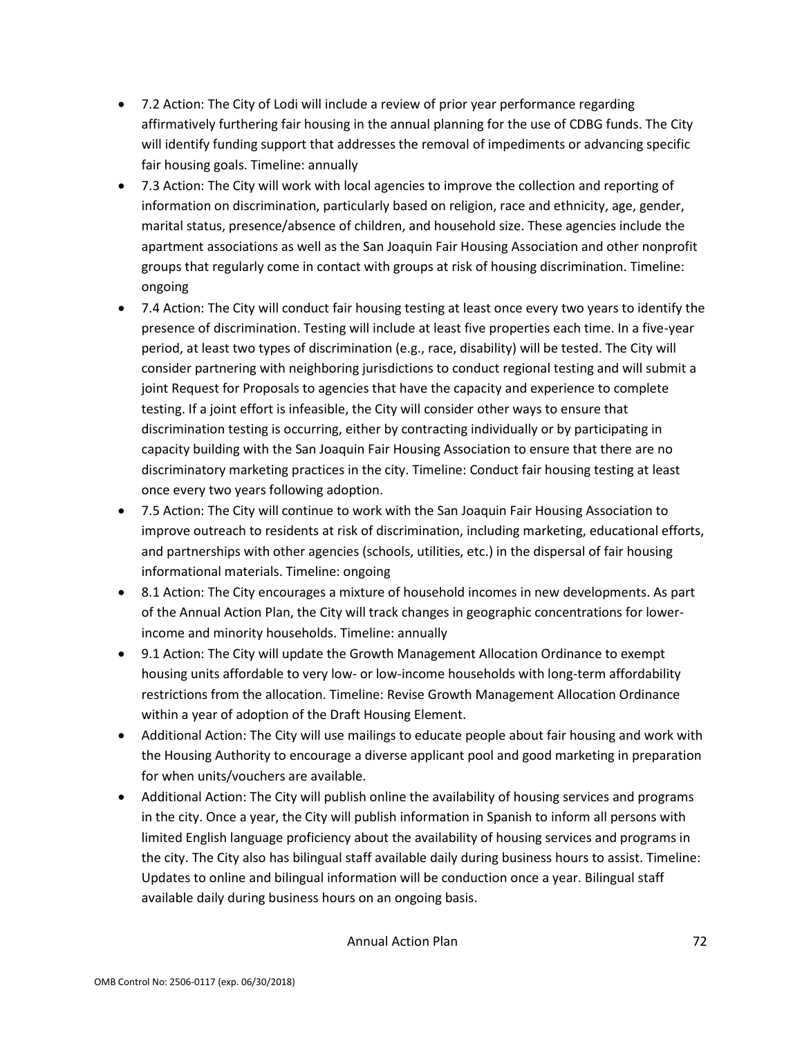- 7.2 Action: The City of Lodi will include a review of prior year performance regarding affirmatively furthering fair housing in the annual planning for the use of CDBG funds. The City will identify funding support that addresses the removal of impediments or advancing specific fair housing goals. Timeline: annually
- 7.3 Action: The City will work with local agencies to improve the collection and reporting of information on discrimination, particularly based on religion, race and ethnicity, age, gender, marital status, presence/absence of children, and household size. These agencies include the apartment associations as well as the San Joaquin Fair Housing Association and other nonprofit groups that regularly come in contact with groups at risk of housing discrimination. Timeline: ongoing
- 7.4 Action: The City will conduct fair housing testing at least once every two years to identify the presence of discrimination. Testing will include at least five properties each time. In a five-year period, at least two types of discrimination (e.g., race, disability) will be tested. The City will consider partnering with neighboring jurisdictions to conduct regional testing and will submit a joint Request for Proposals to agencies that have the capacity and experience to complete testing. If a joint effort is infeasible, the City will consider other ways to ensure that discrimination testing is occurring, either by contracting individually or by participating in capacity building with the San Joaquin Fair Housing Association to ensure that there are no discriminatory marketing practices in the city. Timeline: Conduct fair housing testing at least once every two years following adoption.
- 7.5 Action: The City will continue to work with the San Joaquin Fair Housing Association to improve outreach to residents at risk of discrimination, including marketing, educational efforts, and partnerships with other agencies (schools, utilities, etc.) in the dispersal of fair housing informational materials. Timeline: ongoing
- 8.1 Action: The City encourages a mixture of household incomes in new developments. As part of the Annual Action Plan, the City will track changes in geographic concentrations for lower-income and minority households. Timeline: annually
- 9.1 Action: The City will update the Growth Management Allocation Ordinance to exempt housing units affordable to very low- or low-income households with long-term affordability restrictions from the allocation. Timeline: Revise Growth Management Allocation Ordinance within a year of adoption of the Draft Housing Element.
- Additional Action: The City will use mailings to educate people about fair housing and work with the Housing Authority to encourage a diverse applicant pool and good marketing in preparation for when units/vouchers are available.
- Additional Action: The City will publish online the availability of housing services and programs in the city. Once a year, the City will publish information in Spanish to inform all persons with limited English language proficiency about the availability of housing services and programs in the city. The City also has bilingual staff available daily during business hours to assist. Timeline: Updates to online and bilingual information will be conduction once a year. Bilingual staff available daily during business hours on an ongoing basis.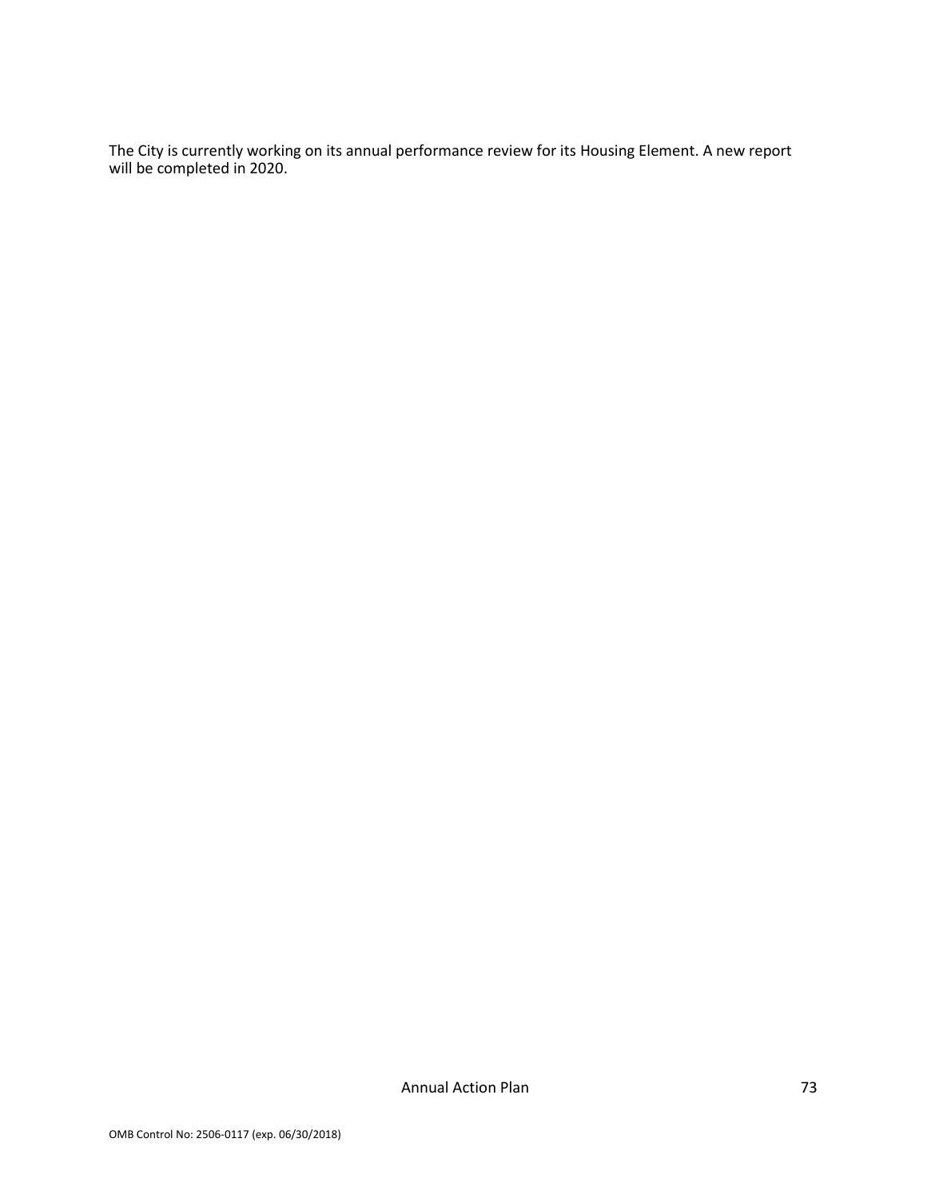The City is currently working on its annual performance review for its Housing Element. A new report will be completed in 2020.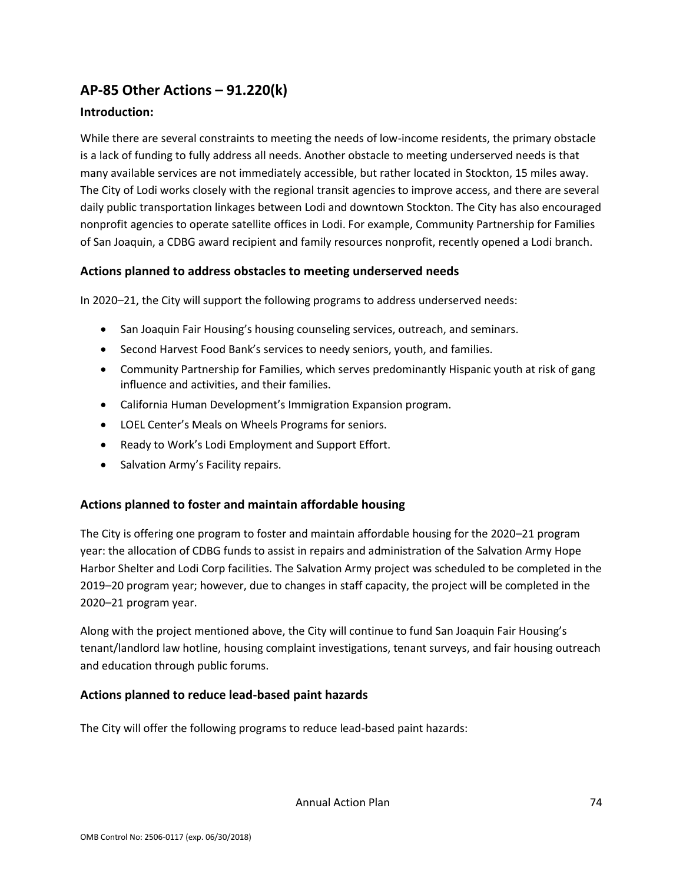## AP-85 Other Actions – 91.220(k)

### Introduction:

While there are several constraints to meeting the needs of low-income residents, the primary obstacle is a lack of funding to fully address all needs. Another obstacle to meeting underserved needs is that many available services are not immediately accessible, but rather located in Stockton, 15 miles away. The City of Lodi works closely with the regional transit agencies to improve access, and there are several daily public transportation linkages between Lodi and downtown Stockton. The City has also encouraged nonprofit agencies to operate satellite offices in Lodi. For example, Community Partnership for Families of San Joaquin, a CDBG award recipient and family resources nonprofit, recently opened a Lodi branch.

### Actions planned to address obstacles to meeting underserved needs

In 2020–21, the City will support the following programs to address underserved needs:

- San Joaquin Fair Housing's housing counseling services, outreach, and seminars.
- Second Harvest Food Bank's services to needy seniors, youth, and families.
- Community Partnership for Families, which serves predominantly Hispanic youth at risk of gang influence and activities, and their families.
- California Human Development's Immigration Expansion program.
- LOEL Center's Meals on Wheels Programs for seniors.
- Ready to Work's Lodi Employment and Support Effort.
- Salvation Army's Facility repairs.

### Actions planned to foster and maintain affordable housing

The City is offering one program to foster and maintain affordable housing for the 2020–21 program year: the allocation of CDBG funds to assist in repairs and administration of the Salvation Army Hope Harbor Shelter and Lodi Corp facilities. The Salvation Army project was scheduled to be completed in the 2019–20 program year; however, due to changes in staff capacity, the project will be completed in the 2020–21 program year.

Along with the project mentioned above, the City will continue to fund San Joaquin Fair Housing's tenant/landlord law hotline, housing complaint investigations, tenant surveys, and fair housing outreach and education through public forums.

### Actions planned to reduce lead-based paint hazards

The City will offer the following programs to reduce lead-based paint hazards: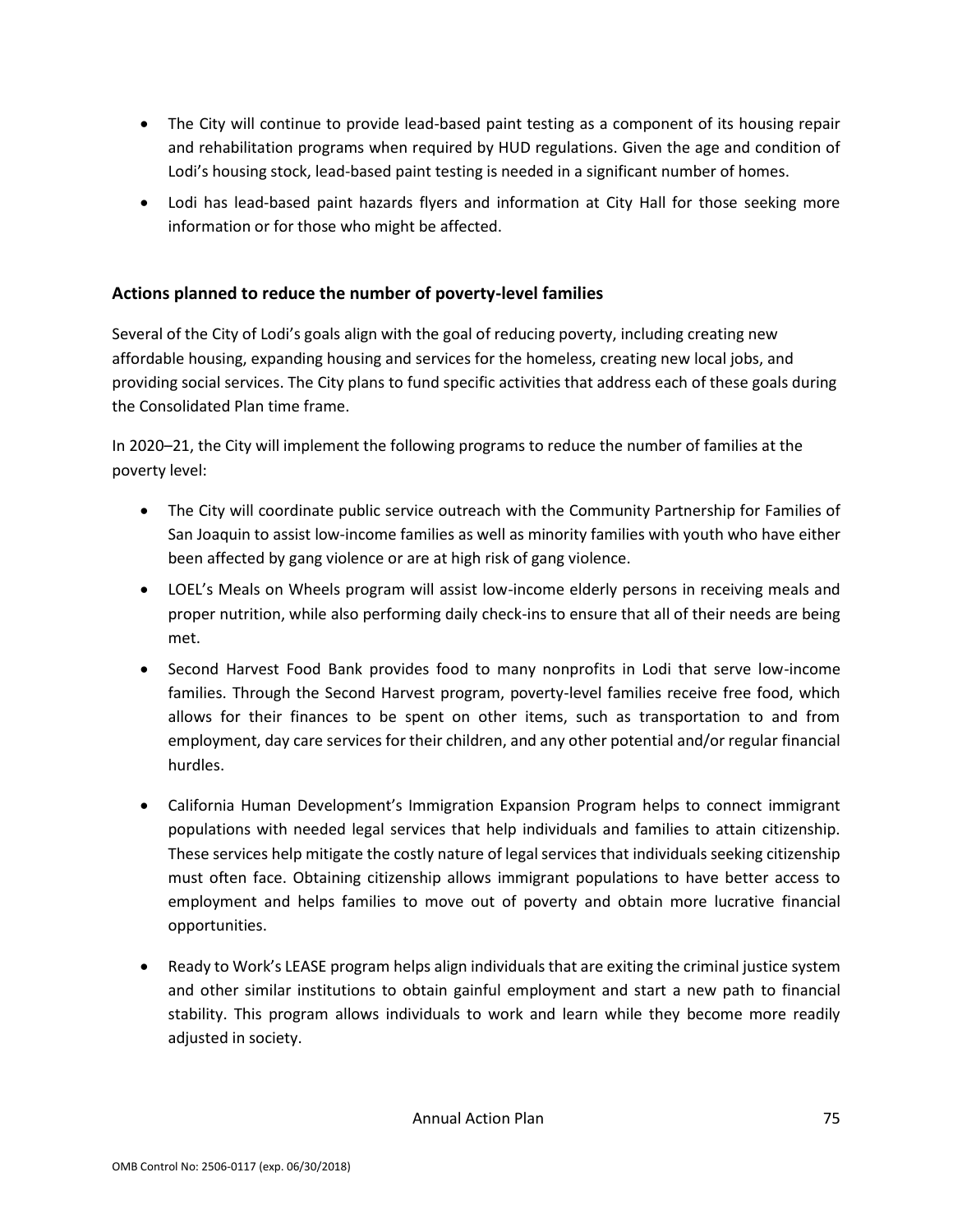- The City will continue to provide lead-based paint testing as a component of its housing repair and rehabilitation programs when required by HUD regulations. Given the age and condition of Lodi's housing stock, lead-based paint testing is needed in a significant number of homes.
- Lodi has lead-based paint hazards flyers and information at City Hall for those seeking more information or for those who might be affected.

### Actions planned to reduce the number of poverty-level families

Several of the City of Lodi's goals align with the goal of reducing poverty, including creating new affordable housing, expanding housing and services for the homeless, creating new local jobs, and providing social services. The City plans to fund specific activities that address each of these goals during the Consolidated Plan time frame.

In 2020–21, the City will implement the following programs to reduce the number of families at the poverty level:

- The City will coordinate public service outreach with the Community Partnership for Families of San Joaquin to assist low-income families as well as minority families with youth who have either been affected by gang violence or are at high risk of gang violence.
- LOEL's Meals on Wheels program will assist low-income elderly persons in receiving meals and proper nutrition, while also performing daily check-ins to ensure that all of their needs are being met.
- Second Harvest Food Bank provides food to many nonprofits in Lodi that serve low-income families. Through the Second Harvest program, poverty-level families receive free food, which allows for their finances to be spent on other items, such as transportation to and from employment, day care services for their children, and any other potential and/or regular financial hurdles.
- California Human Development's Immigration Expansion Program helps to connect immigrant populations with needed legal services that help individuals and families to attain citizenship. These services help mitigate the costly nature of legal services that individuals seeking citizenship must often face. Obtaining citizenship allows immigrant populations to have better access to employment and helps families to move out of poverty and obtain more lucrative financial opportunities.
- Ready to Work's LEASE program helps align individuals that are exiting the criminal justice system and other similar institutions to obtain gainful employment and start a new path to financial stability. This program allows individuals to work and learn while they become more readily adjusted in society.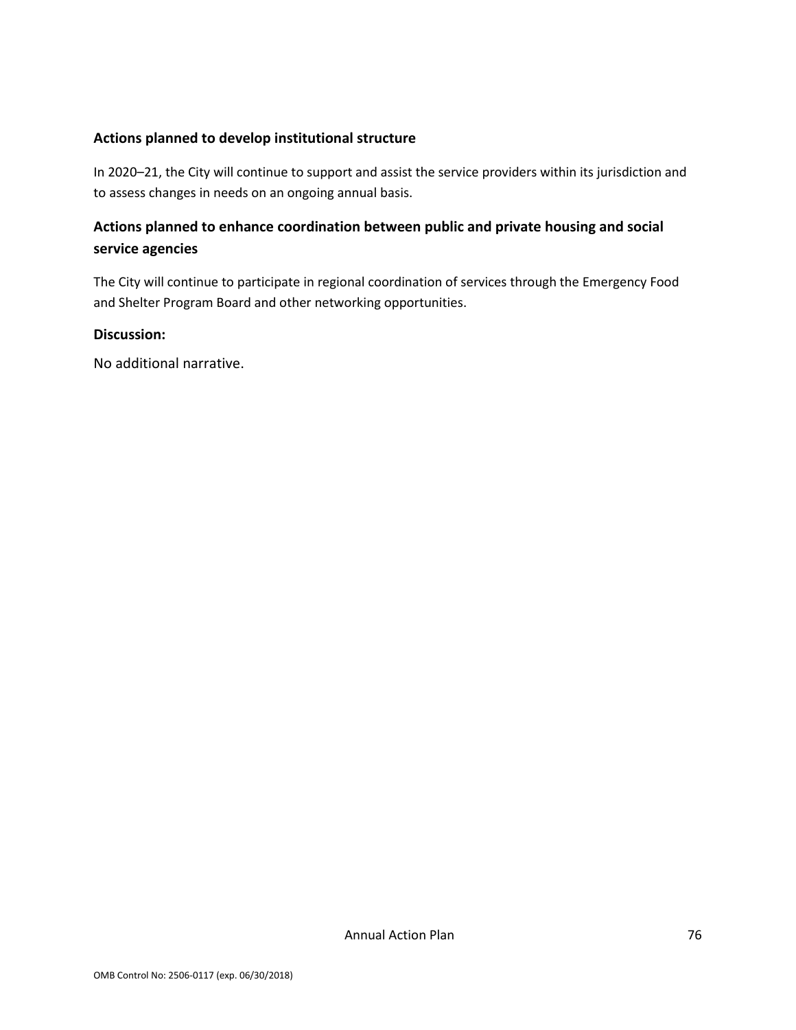**Actions planned to develop institutional structure**

In 2020–21, the City will continue to support and assist the service providers within its jurisdiction and to assess changes in needs on an ongoing annual basis.

**Actions planned to enhance coordination between public and private housing and social service agencies**

The City will continue to participate in regional coordination of services through the Emergency Food and Shelter Program Board and other networking opportunities.

**Discussion:**

No additional narrative.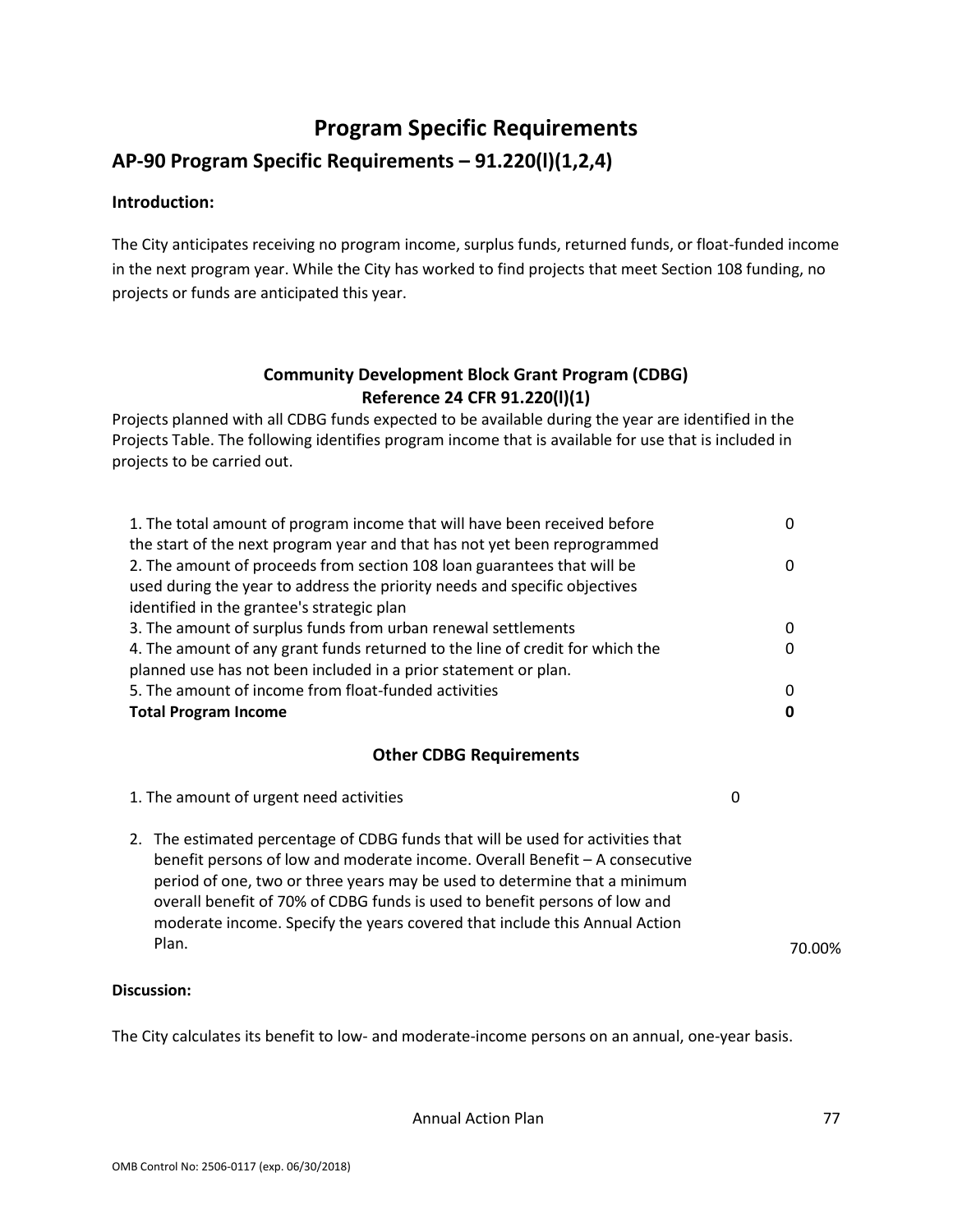# Program Specific Requirements

## AP-90 Program Specific Requirements – 91.220(l)(1,2,4)

**Introduction:**

The City anticipates receiving no program income, surplus funds, returned funds, or float-funded income in the next program year. While the City has worked to find projects that meet Section 108 funding, no projects or funds are anticipated this year.

### Community Development Block Grant Program (CDBG)
### Reference 24 CFR 91.220(l)(1)

Projects planned with all CDBG funds expected to be available during the year are identified in the Projects Table. The following identifies program income that is available for use that is included in projects to be carried out.

| | |
|---|---|
| 1. The total amount of program income that will have been received before the start of the next program year and that has not yet been reprogrammed | 0 |
| 2. The amount of proceeds from section 108 loan guarantees that will be used during the year to address the priority needs and specific objectives identified in the grantee's strategic plan | 0 |
| 3. The amount of surplus funds from urban renewal settlements | 0 |
| 4. The amount of any grant funds returned to the line of credit for which the planned use has not been included in a prior statement or plan. | 0 |
| 5. The amount of income from float-funded activities | 0 |
| **Total Program Income** | **0** |

### Other CDBG Requirements

| | |
|---|---|
| 1. The amount of urgent need activities | 0 |
| 2. The estimated percentage of CDBG funds that will be used for activities that benefit persons of low and moderate income. Overall Benefit – A consecutive period of one, two or three years may be used to determine that a minimum overall benefit of 70% of CDBG funds is used to benefit persons of low and moderate income. Specify the years covered that include this Annual Action Plan. | 70.00% |

**Discussion:**

The City calculates its benefit to low- and moderate-income persons on an annual, one-year basis.